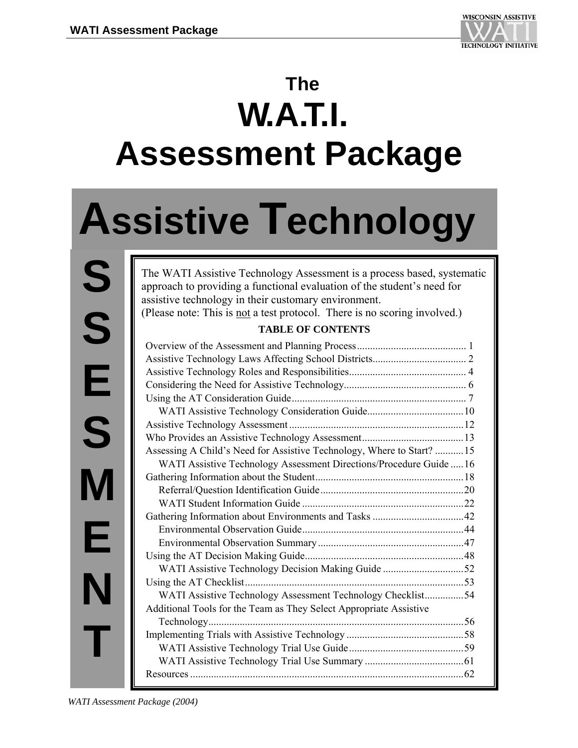# The W.A.T.I. Assessment Package

## Assistive Technology

## ASSESSMENT

The WATI Assistive Technology Assessment is a process based, systematic approach to providing a functional evaluation of the student's need for assistive technology in their customary environment.
(Please note: This is not a test protocol. There is no scoring involved.)

**TABLE OF CONTENTS**

| | |
|---|---|
| Overview of the Assessment and Planning Process | 1 |
| Assistive Technology Laws Affecting School Districts | 2 |
| Assistive Technology Roles and Responsibilities | 4 |
| Considering the Need for Assistive Technology | 6 |
| Using the AT Consideration Guide | 7 |
| WATI Assistive Technology Consideration Guide | 10 |
| Assistive Technology Assessment | 12 |
| Who Provides an Assistive Technology Assessment | 13 |
| Assessing A Child's Need for Assistive Technology, Where to Start? | 15 |
| WATI Assistive Technology Assessment Directions/Procedure Guide | 16 |
| Gathering Information about the Student | 18 |
| Referral/Question Identification Guide | 20 |
| WATI Student Information Guide | 22 |
| Gathering Information about Environments and Tasks | 42 |
| Environmental Observation Guide | 44 |
| Environmental Observation Summary | 47 |
| Using the AT Decision Making Guide | 48 |
| WATI Assistive Technology Decision Making Guide | 52 |
| Using the AT Checklist | 53 |
| WATI Assistive Technology Assessment Technology Checklist | 54 |
| Additional Tools for the Team as They Select Appropriate Assistive Technology | 56 |
| Implementing Trials with Assistive Technology | 58 |
| WATI Assistive Technology Trial Use Guide | 59 |
| WATI Assistive Technology Trial Use Summary | 61 |
| Resources | 62 |

*WATI Assessment Package (2004)*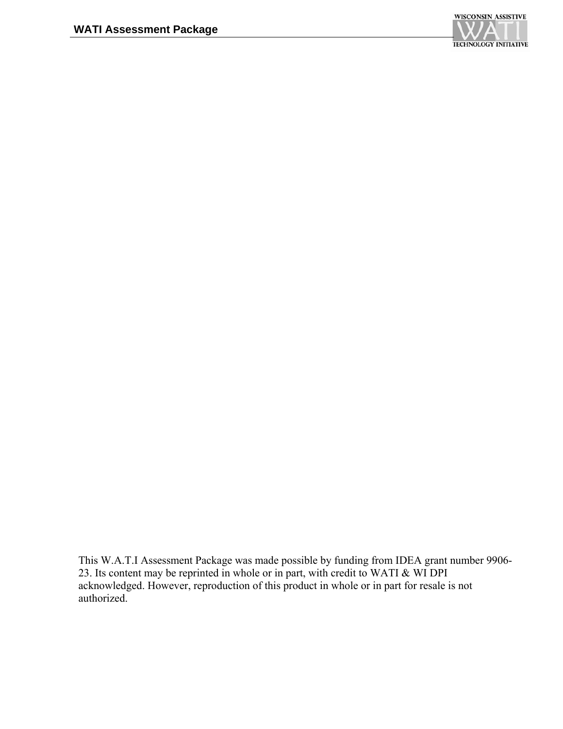This W.A.T.I Assessment Package was made possible by funding from IDEA grant number 9906-23. Its content may be reprinted in whole or in part, with credit to WATI & WI DPI acknowledged. However, reproduction of this product in whole or in part for resale is not authorized.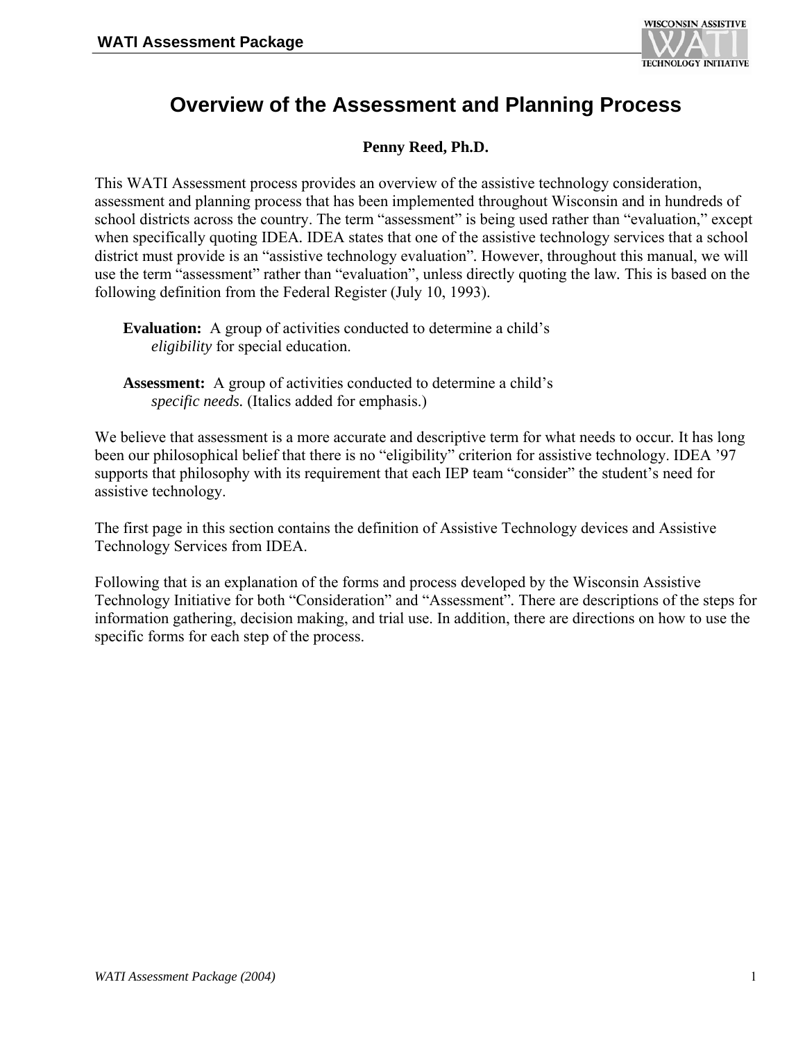# Overview of the Assessment and Planning Process

**Penny Reed, Ph.D.**

This WATI Assessment process provides an overview of the assistive technology consideration, assessment and planning process that has been implemented throughout Wisconsin and in hundreds of school districts across the country. The term "assessment" is being used rather than "evaluation," except when specifically quoting IDEA. IDEA states that one of the assistive technology services that a school district must provide is an "assistive technology evaluation". However, throughout this manual, we will use the term "assessment" rather than "evaluation", unless directly quoting the law. This is based on the following definition from the Federal Register (July 10, 1993).

> **Evaluation:** A group of activities conducted to determine a child's *eligibility* for special education.
>
> **Assessment:** A group of activities conducted to determine a child's *specific needs.* (Italics added for emphasis.)

We believe that assessment is a more accurate and descriptive term for what needs to occur. It has long been our philosophical belief that there is no "eligibility" criterion for assistive technology. IDEA '97 supports that philosophy with its requirement that each IEP team "consider" the student's need for assistive technology.

The first page in this section contains the definition of Assistive Technology devices and Assistive Technology Services from IDEA.

Following that is an explanation of the forms and process developed by the Wisconsin Assistive Technology Initiative for both "Consideration" and "Assessment". There are descriptions of the steps for information gathering, decision making, and trial use. In addition, there are directions on how to use the specific forms for each step of the process.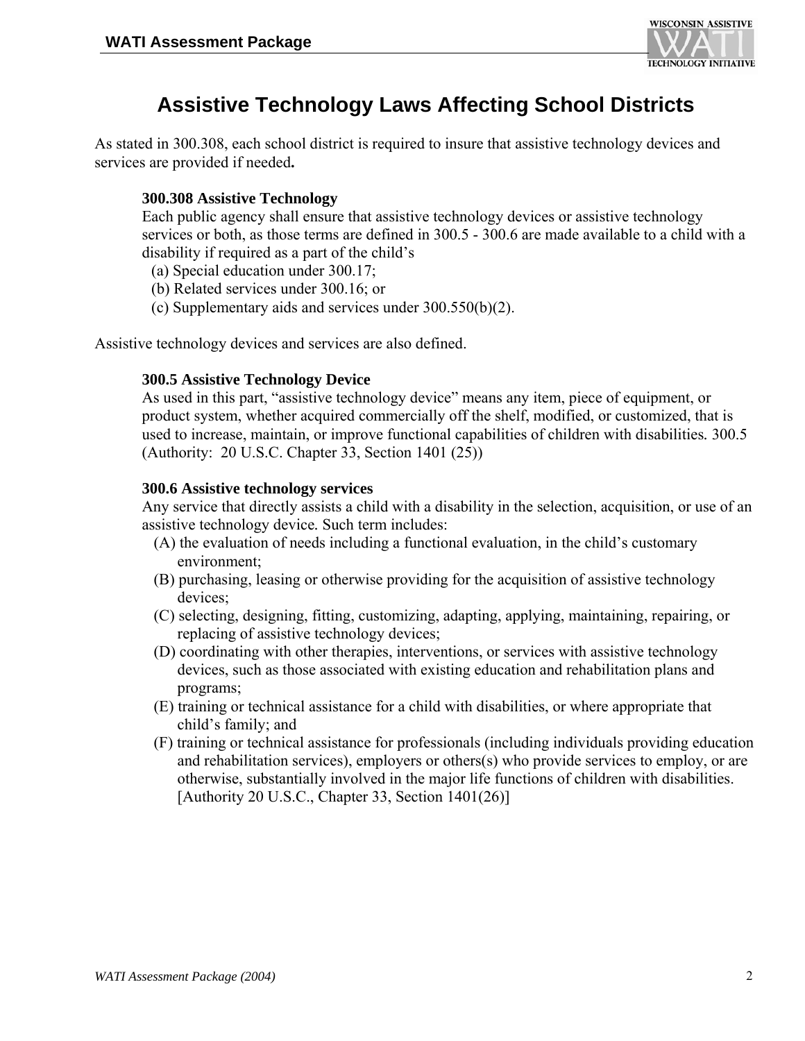# Assistive Technology Laws Affecting School Districts

As stated in 300.308, each school district is required to insure that assistive technology devices and services are provided if needed**.**

> **300.308 Assistive Technology**
> Each public agency shall ensure that assistive technology devices or assistive technology services or both, as those terms are defined in 300.5 - 300.6 are made available to a child with a disability if required as a part of the child's
> (a) Special education under 300.17;
> (b) Related services under 300.16; or
> (c) Supplementary aids and services under 300.550(b)(2).

Assistive technology devices and services are also defined.

> **300.5 Assistive Technology Device**
> As used in this part, "assistive technology device" means any item, piece of equipment, or product system, whether acquired commercially off the shelf, modified, or customized, that is used to increase, maintain, or improve functional capabilities of children with disabilities. 300.5 (Authority: 20 U.S.C. Chapter 33, Section 1401 (25))
>
> **300.6 Assistive technology services**
> Any service that directly assists a child with a disability in the selection, acquisition, or use of an assistive technology device. Such term includes:
> (A) the evaluation of needs including a functional evaluation, in the child's customary environment;
> (B) purchasing, leasing or otherwise providing for the acquisition of assistive technology devices;
> (C) selecting, designing, fitting, customizing, adapting, applying, maintaining, repairing, or replacing of assistive technology devices;
> (D) coordinating with other therapies, interventions, or services with assistive technology devices, such as those associated with existing education and rehabilitation plans and programs;
> (E) training or technical assistance for a child with disabilities, or where appropriate that child's family; and
> (F) training or technical assistance for professionals (including individuals providing education and rehabilitation services), employers or others(s) who provide services to employ, or are otherwise, substantially involved in the major life functions of children with disabilities. [Authority 20 U.S.C., Chapter 33, Section 1401(26)]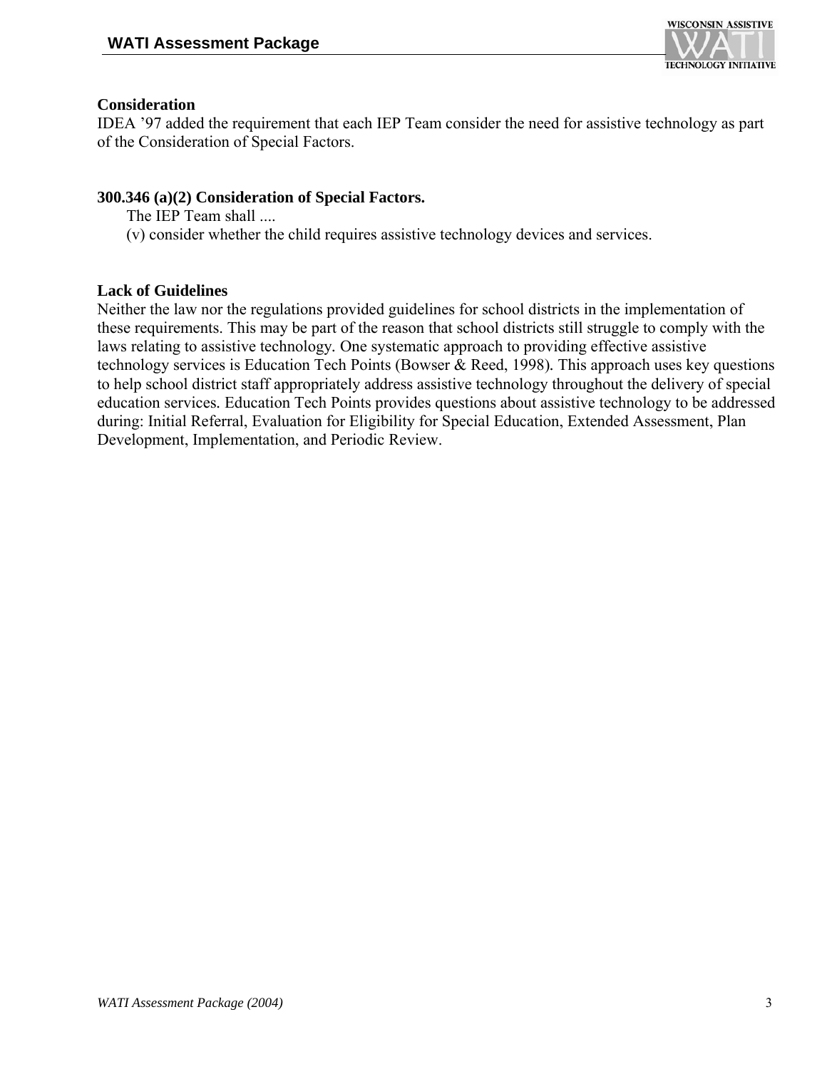**Consideration**

IDEA '97 added the requirement that each IEP Team consider the need for assistive technology as part of the Consideration of Special Factors.

**300.346 (a)(2) Consideration of Special Factors.**

The IEP Team shall ....

(v) consider whether the child requires assistive technology devices and services.

**Lack of Guidelines**

Neither the law nor the regulations provided guidelines for school districts in the implementation of these requirements. This may be part of the reason that school districts still struggle to comply with the laws relating to assistive technology. One systematic approach to providing effective assistive technology services is Education Tech Points (Bowser & Reed, 1998). This approach uses key questions to help school district staff appropriately address assistive technology throughout the delivery of special education services. Education Tech Points provides questions about assistive technology to be addressed during: Initial Referral, Evaluation for Eligibility for Special Education, Extended Assessment, Plan Development, Implementation, and Periodic Review.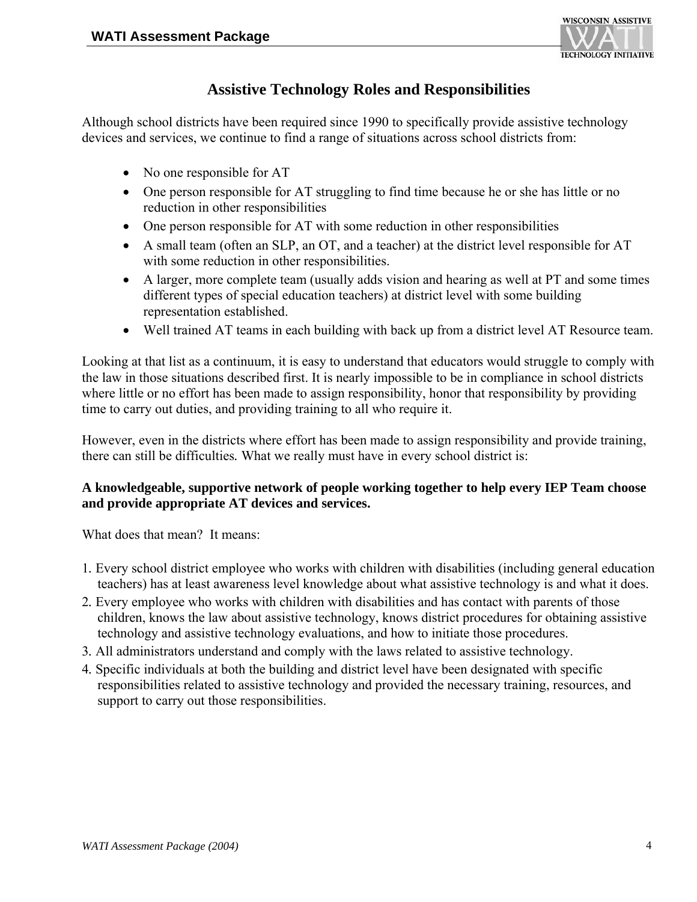# Assistive Technology Roles and Responsibilities

Although school districts have been required since 1990 to specifically provide assistive technology devices and services, we continue to find a range of situations across school districts from:

- No one responsible for AT
- One person responsible for AT struggling to find time because he or she has little or no reduction in other responsibilities
- One person responsible for AT with some reduction in other responsibilities
- A small team (often an SLP, an OT, and a teacher) at the district level responsible for AT with some reduction in other responsibilities.
- A larger, more complete team (usually adds vision and hearing as well at PT and some times different types of special education teachers) at district level with some building representation established.
- Well trained AT teams in each building with back up from a district level AT Resource team.

Looking at that list as a continuum, it is easy to understand that educators would struggle to comply with the law in those situations described first. It is nearly impossible to be in compliance in school districts where little or no effort has been made to assign responsibility, honor that responsibility by providing time to carry out duties, and providing training to all who require it.

However, even in the districts where effort has been made to assign responsibility and provide training, there can still be difficulties. What we really must have in every school district is:

**A knowledgeable, supportive network of people working together to help every IEP Team choose and provide appropriate AT devices and services.**

What does that mean? It means:

1. Every school district employee who works with children with disabilities (including general education teachers) has at least awareness level knowledge about what assistive technology is and what it does.
2. Every employee who works with children with disabilities and has contact with parents of those children, knows the law about assistive technology, knows district procedures for obtaining assistive technology and assistive technology evaluations, and how to initiate those procedures.
3. All administrators understand and comply with the laws related to assistive technology.
4. Specific individuals at both the building and district level have been designated with specific responsibilities related to assistive technology and provided the necessary training, resources, and support to carry out those responsibilities.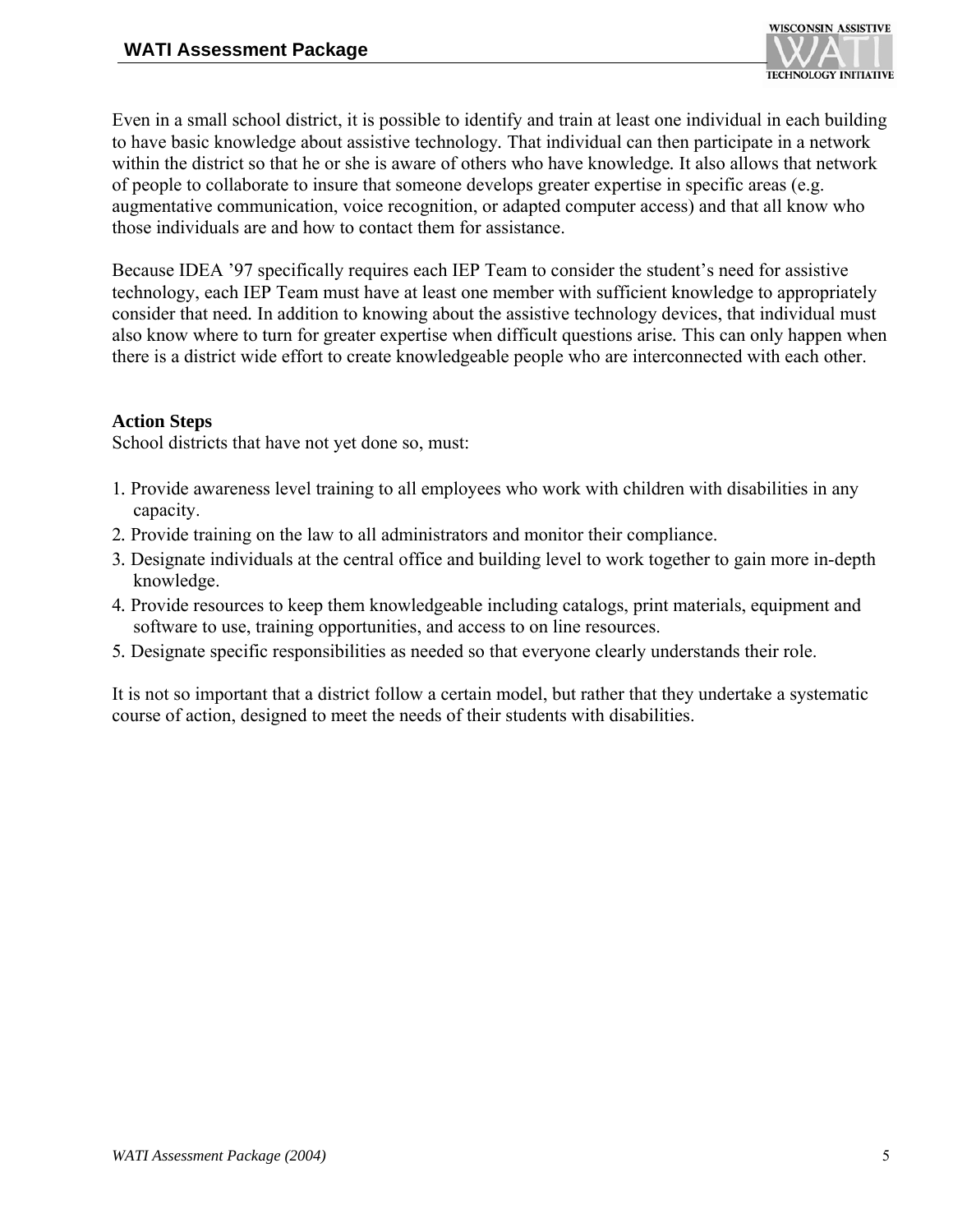Even in a small school district, it is possible to identify and train at least one individual in each building to have basic knowledge about assistive technology. That individual can then participate in a network within the district so that he or she is aware of others who have knowledge. It also allows that network of people to collaborate to insure that someone develops greater expertise in specific areas (e.g. augmentative communication, voice recognition, or adapted computer access) and that all know who those individuals are and how to contact them for assistance.

Because IDEA '97 specifically requires each IEP Team to consider the student's need for assistive technology, each IEP Team must have at least one member with sufficient knowledge to appropriately consider that need. In addition to knowing about the assistive technology devices, that individual must also know where to turn for greater expertise when difficult questions arise. This can only happen when there is a district wide effort to create knowledgeable people who are interconnected with each other.

**Action Steps**

School districts that have not yet done so, must:

1. Provide awareness level training to all employees who work with children with disabilities in any capacity.
2. Provide training on the law to all administrators and monitor their compliance.
3. Designate individuals at the central office and building level to work together to gain more in-depth knowledge.
4. Provide resources to keep them knowledgeable including catalogs, print materials, equipment and software to use, training opportunities, and access to on line resources.
5. Designate specific responsibilities as needed so that everyone clearly understands their role.

It is not so important that a district follow a certain model, but rather that they undertake a systematic course of action, designed to meet the needs of their students with disabilities.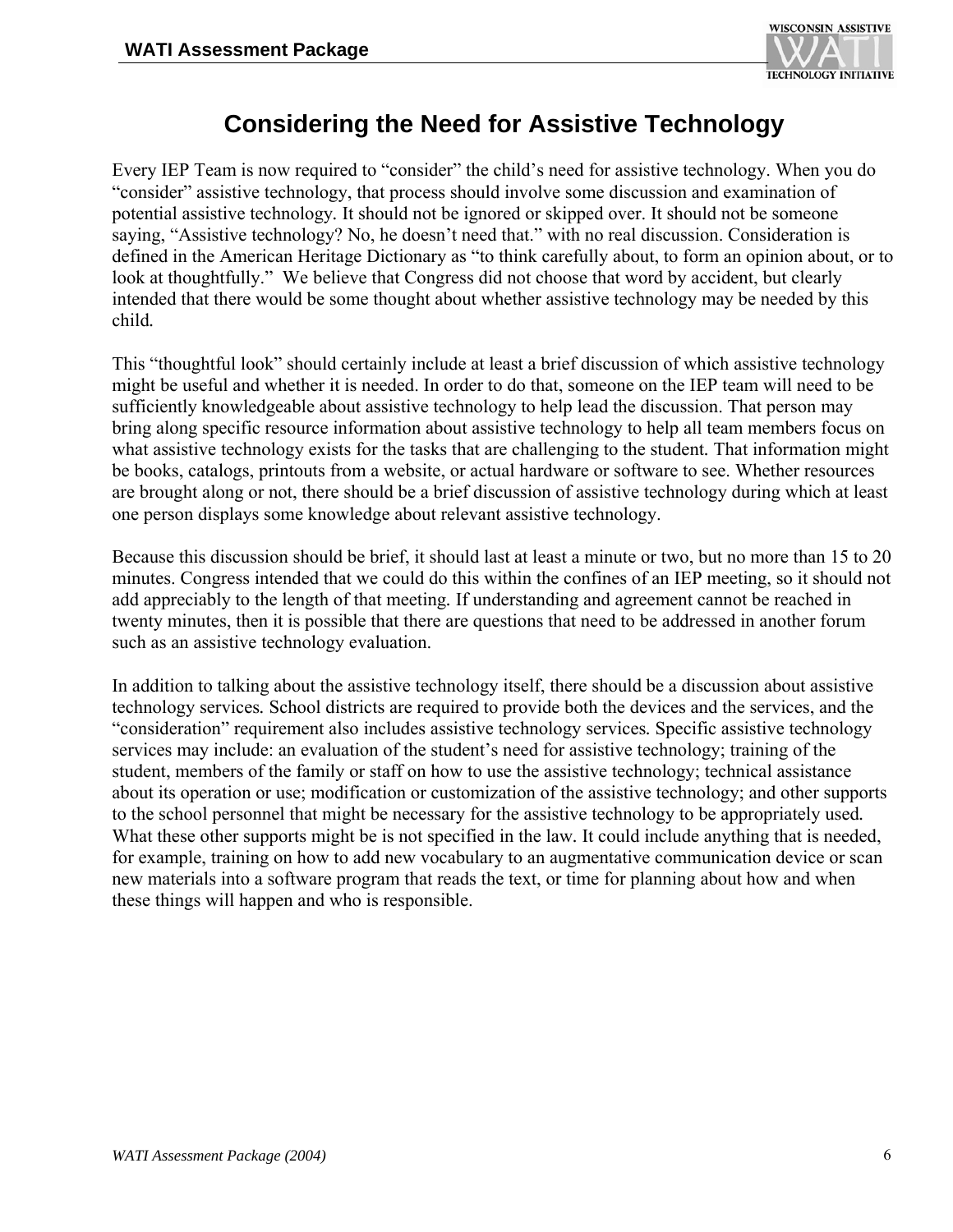# Considering the Need for Assistive Technology

Every IEP Team is now required to "consider" the child's need for assistive technology. When you do "consider" assistive technology, that process should involve some discussion and examination of potential assistive technology. It should not be ignored or skipped over. It should not be someone saying, "Assistive technology? No, he doesn't need that." with no real discussion. Consideration is defined in the American Heritage Dictionary as "to think carefully about, to form an opinion about, or to look at thoughtfully." We believe that Congress did not choose that word by accident, but clearly intended that there would be some thought about whether assistive technology may be needed by this child.

This "thoughtful look" should certainly include at least a brief discussion of which assistive technology might be useful and whether it is needed. In order to do that, someone on the IEP team will need to be sufficiently knowledgeable about assistive technology to help lead the discussion. That person may bring along specific resource information about assistive technology to help all team members focus on what assistive technology exists for the tasks that are challenging to the student. That information might be books, catalogs, printouts from a website, or actual hardware or software to see. Whether resources are brought along or not, there should be a brief discussion of assistive technology during which at least one person displays some knowledge about relevant assistive technology.

Because this discussion should be brief, it should last at least a minute or two, but no more than 15 to 20 minutes. Congress intended that we could do this within the confines of an IEP meeting, so it should not add appreciably to the length of that meeting. If understanding and agreement cannot be reached in twenty minutes, then it is possible that there are questions that need to be addressed in another forum such as an assistive technology evaluation.

In addition to talking about the assistive technology itself, there should be a discussion about assistive technology services. School districts are required to provide both the devices and the services, and the "consideration" requirement also includes assistive technology services. Specific assistive technology services may include: an evaluation of the student's need for assistive technology; training of the student, members of the family or staff on how to use the assistive technology; technical assistance about its operation or use; modification or customization of the assistive technology; and other supports to the school personnel that might be necessary for the assistive technology to be appropriately used. What these other supports might be is not specified in the law. It could include anything that is needed, for example, training on how to add new vocabulary to an augmentative communication device or scan new materials into a software program that reads the text, or time for planning about how and when these things will happen and who is responsible.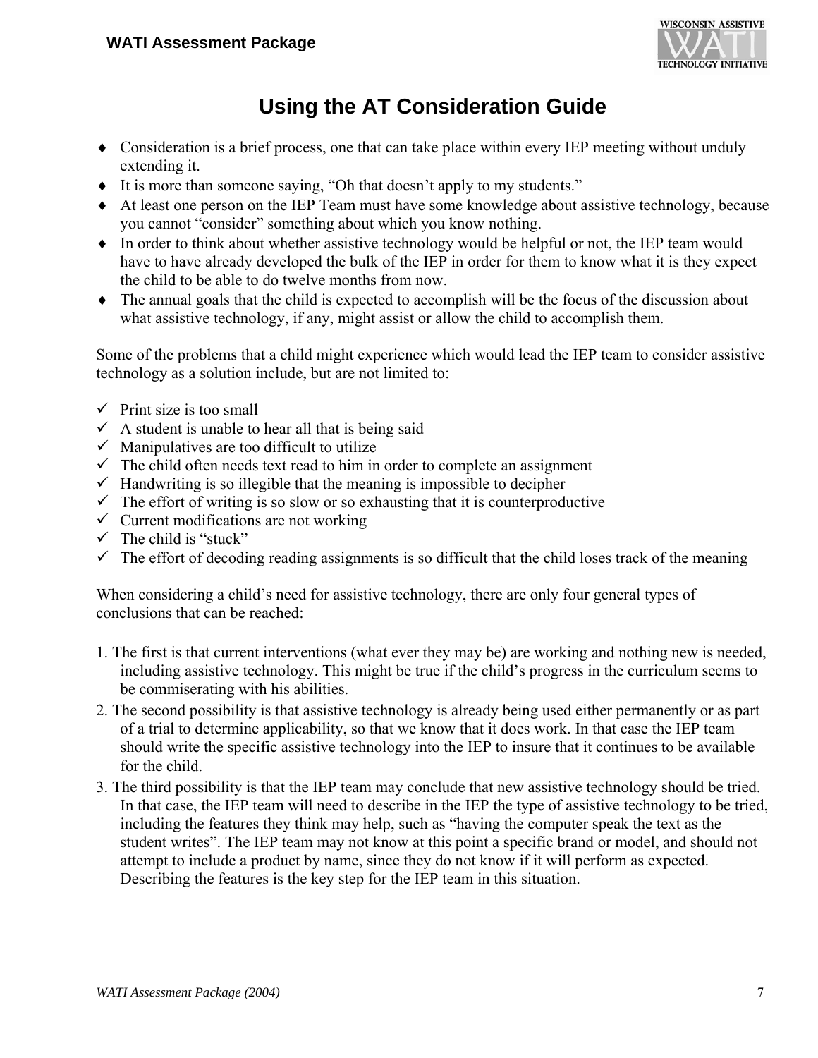# Using the AT Consideration Guide

- Consideration is a brief process, one that can take place within every IEP meeting without unduly extending it.
- It is more than someone saying, "Oh that doesn't apply to my students."
- At least one person on the IEP Team must have some knowledge about assistive technology, because you cannot "consider" something about which you know nothing.
- In order to think about whether assistive technology would be helpful or not, the IEP team would have to have already developed the bulk of the IEP in order for them to know what it is they expect the child to be able to do twelve months from now.
- The annual goals that the child is expected to accomplish will be the focus of the discussion about what assistive technology, if any, might assist or allow the child to accomplish them.

Some of the problems that a child might experience which would lead the IEP team to consider assistive technology as a solution include, but are not limited to:

- ✓ Print size is too small
- ✓ A student is unable to hear all that is being said
- ✓ Manipulatives are too difficult to utilize
- ✓ The child often needs text read to him in order to complete an assignment
- ✓ Handwriting is so illegible that the meaning is impossible to decipher
- ✓ The effort of writing is so slow or so exhausting that it is counterproductive
- ✓ Current modifications are not working
- ✓ The child is "stuck"
- ✓ The effort of decoding reading assignments is so difficult that the child loses track of the meaning

When considering a child's need for assistive technology, there are only four general types of conclusions that can be reached:

1. The first is that current interventions (what ever they may be) are working and nothing new is needed, including assistive technology. This might be true if the child's progress in the curriculum seems to be commiserating with his abilities.
2. The second possibility is that assistive technology is already being used either permanently or as part of a trial to determine applicability, so that we know that it does work. In that case the IEP team should write the specific assistive technology into the IEP to insure that it continues to be available for the child.
3. The third possibility is that the IEP team may conclude that new assistive technology should be tried. In that case, the IEP team will need to describe in the IEP the type of assistive technology to be tried, including the features they think may help, such as "having the computer speak the text as the student writes". The IEP team may not know at this point a specific brand or model, and should not attempt to include a product by name, since they do not know if it will perform as expected. Describing the features is the key step for the IEP team in this situation.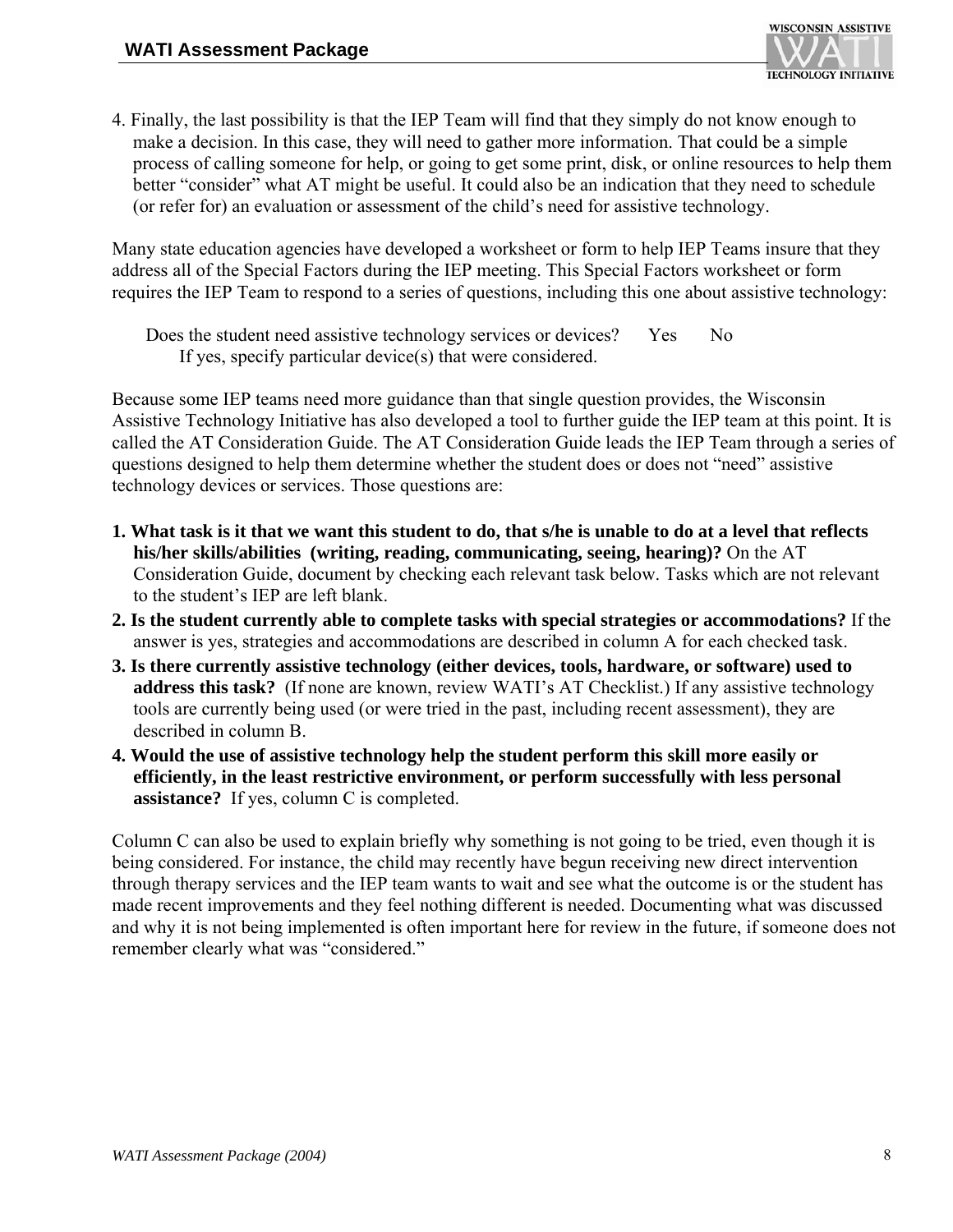4. Finally, the last possibility is that the IEP Team will find that they simply do not know enough to make a decision. In this case, they will need to gather more information. That could be a simple process of calling someone for help, or going to get some print, disk, or online resources to help them better "consider" what AT might be useful. It could also be an indication that they need to schedule (or refer for) an evaluation or assessment of the child's need for assistive technology.

Many state education agencies have developed a worksheet or form to help IEP Teams insure that they address all of the Special Factors during the IEP meeting. This Special Factors worksheet or form requires the IEP Team to respond to a series of questions, including this one about assistive technology:

> Does the student need assistive technology services or devices? Yes No
> If yes, specify particular device(s) that were considered.

Because some IEP teams need more guidance than that single question provides, the Wisconsin Assistive Technology Initiative has also developed a tool to further guide the IEP team at this point. It is called the AT Consideration Guide. The AT Consideration Guide leads the IEP Team through a series of questions designed to help them determine whether the student does or does not "need" assistive technology devices or services. Those questions are:

1. **What task is it that we want this student to do, that s/he is unable to do at a level that reflects his/her skills/abilities (writing, reading, communicating, seeing, hearing)?** On the AT Consideration Guide, document by checking each relevant task below. Tasks which are not relevant to the student's IEP are left blank.
2. **Is the student currently able to complete tasks with special strategies or accommodations?** If the answer is yes, strategies and accommodations are described in column A for each checked task.
3. **Is there currently assistive technology (either devices, tools, hardware, or software) used to address this task?** (If none are known, review WATI's AT Checklist.) If any assistive technology tools are currently being used (or were tried in the past, including recent assessment), they are described in column B.
4. **Would the use of assistive technology help the student perform this skill more easily or efficiently, in the least restrictive environment, or perform successfully with less personal assistance?** If yes, column C is completed.

Column C can also be used to explain briefly why something is not going to be tried, even though it is being considered. For instance, the child may recently have begun receiving new direct intervention through therapy services and the IEP team wants to wait and see what the outcome is or the student has made recent improvements and they feel nothing different is needed. Documenting what was discussed and why it is not being implemented is often important here for review in the future, if someone does not remember clearly what was "considered."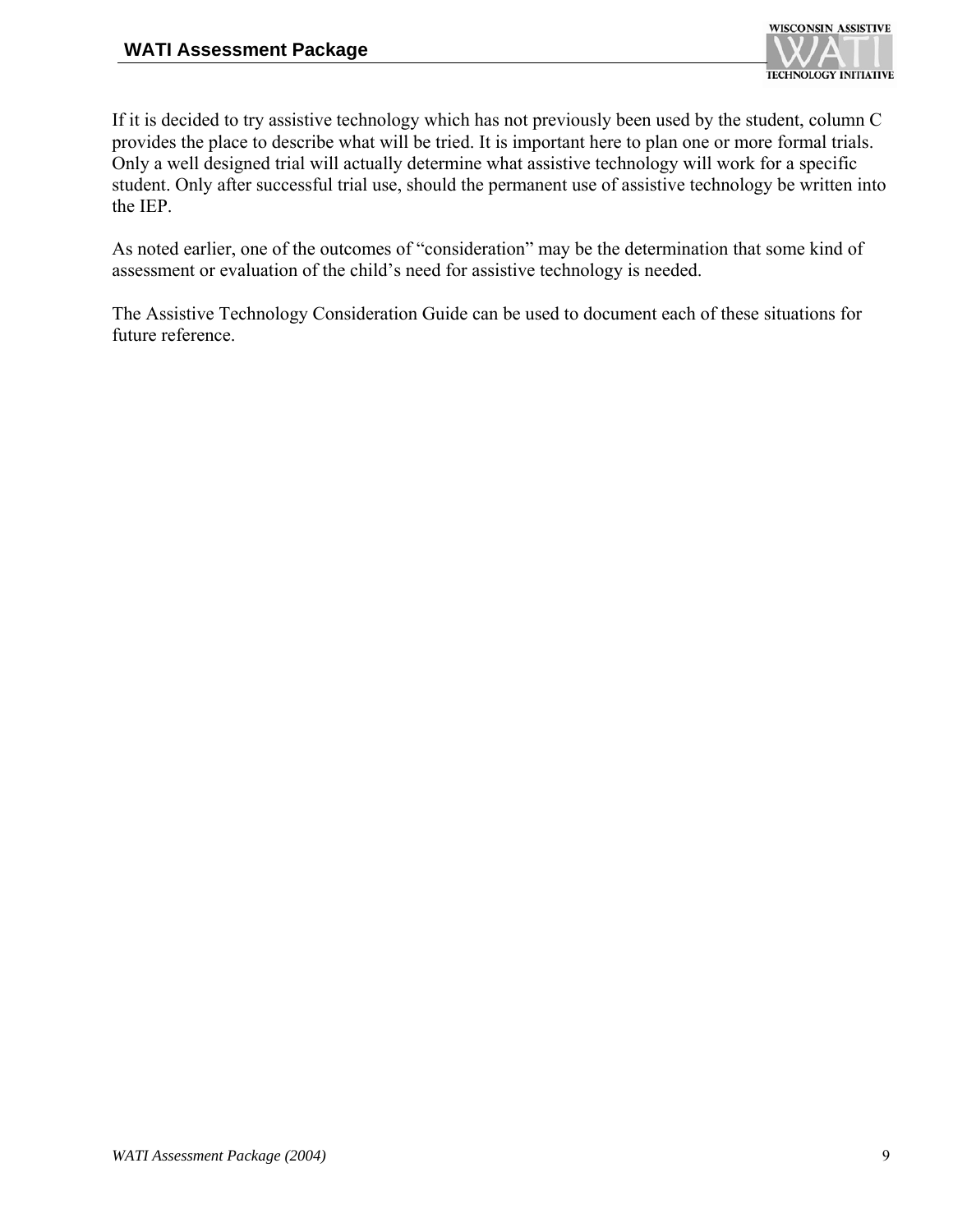If it is decided to try assistive technology which has not previously been used by the student, column C provides the place to describe what will be tried. It is important here to plan one or more formal trials. Only a well designed trial will actually determine what assistive technology will work for a specific student. Only after successful trial use, should the permanent use of assistive technology be written into the IEP.

As noted earlier, one of the outcomes of "consideration" may be the determination that some kind of assessment or evaluation of the child's need for assistive technology is needed.

The Assistive Technology Consideration Guide can be used to document each of these situations for future reference.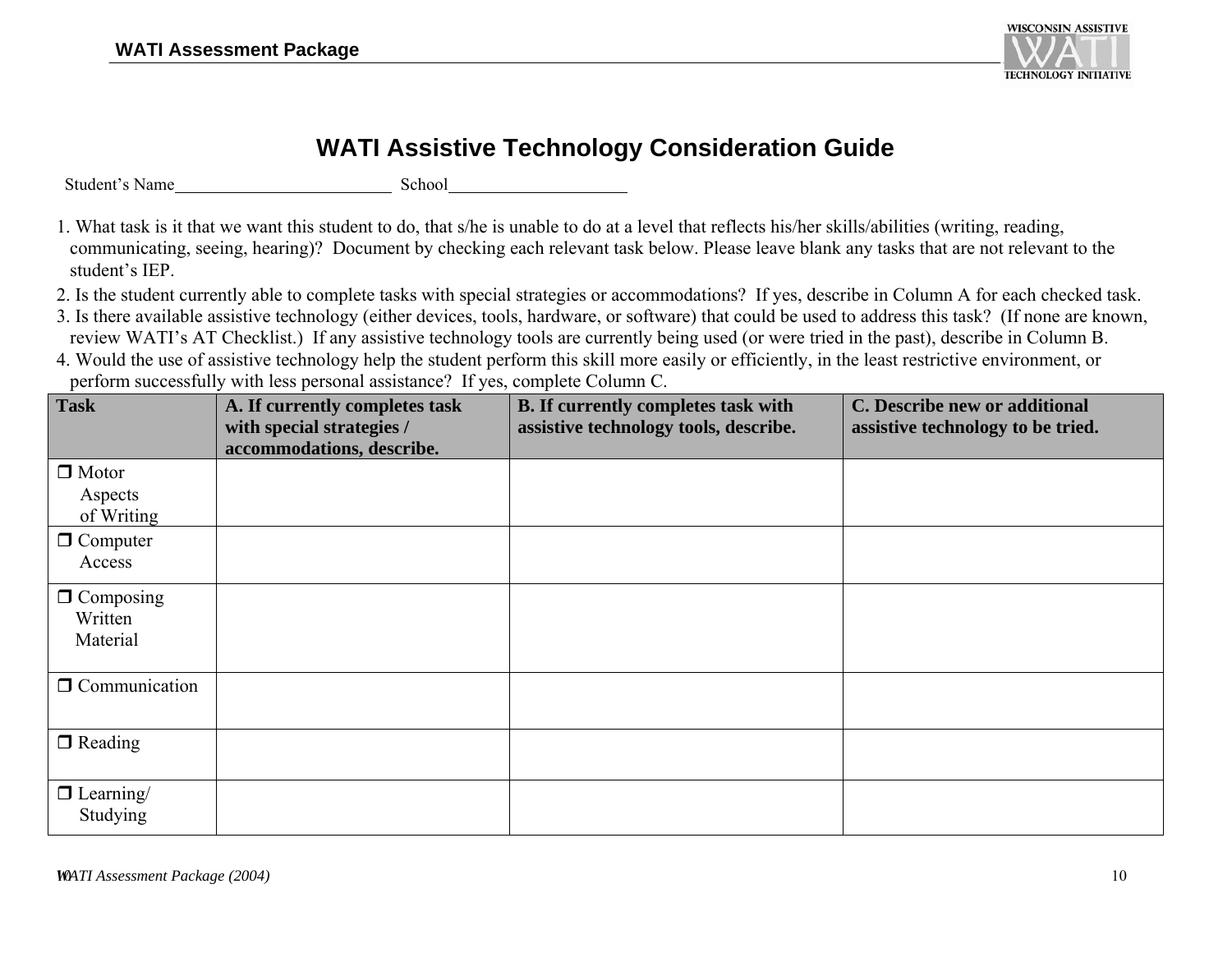# WATI Assistive Technology Consideration Guide

Student's Name_________________________ School____________________

1. What task is it that we want this student to do, that s/he is unable to do at a level that reflects his/her skills/abilities (writing, reading, communicating, seeing, hearing)? Document by checking each relevant task below. Please leave blank any tasks that are not relevant to the student's IEP.
2. Is the student currently able to complete tasks with special strategies or accommodations? If yes, describe in Column A for each checked task.
3. Is there available assistive technology (either devices, tools, hardware, or software) that could be used to address this task? (If none are known, review WATI's AT Checklist.) If any assistive technology tools are currently being used (or were tried in the past), describe in Column B.
4. Would the use of assistive technology help the student perform this skill more easily or efficiently, in the least restrictive environment, or perform successfully with less personal assistance? If yes, complete Column C.

| Task | A. If currently completes task with special strategies / accommodations, describe. | B. If currently completes task with assistive technology tools, describe. | C. Describe new or additional assistive technology to be tried. |
|---|---|---|---|
| ❒ Motor Aspects of Writing | | | |
| ❒ Computer Access | | | |
| ❒ Composing Written Material | | | |
| ❒ Communication | | | |
| ❒ Reading | | | |
| ❒ Learning/ Studying | | | |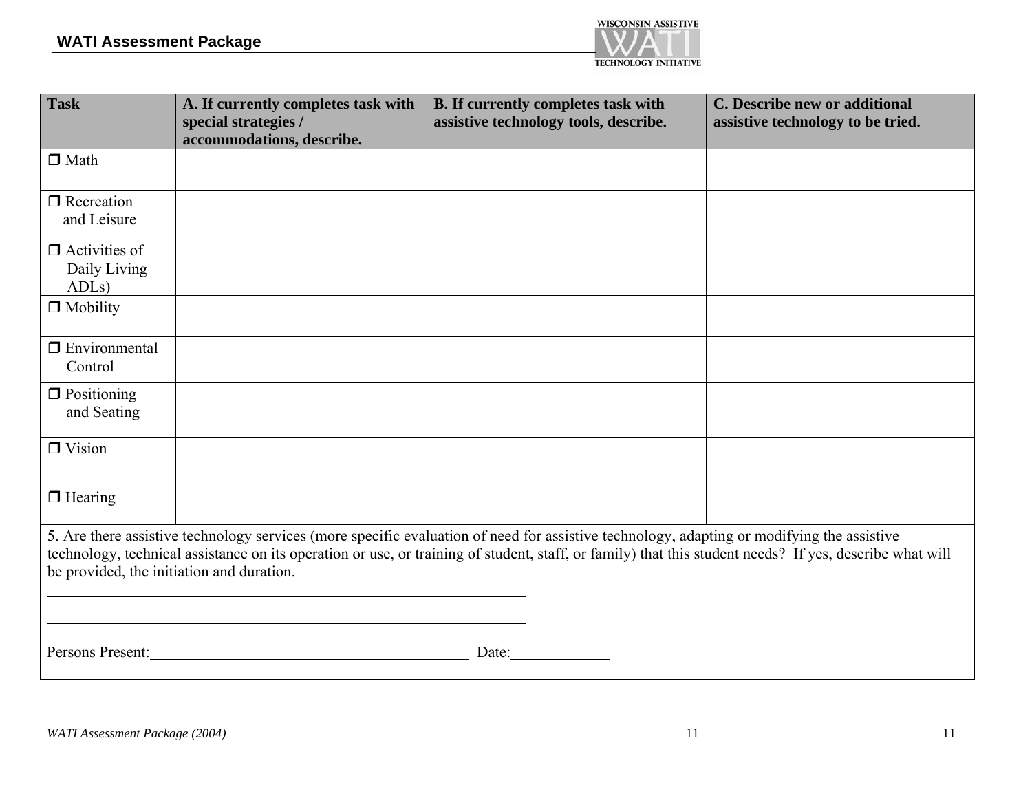| Task | A. If currently completes task with special strategies / accommodations, describe. | B. If currently completes task with assistive technology tools, describe. | C. Describe new or additional assistive technology to be tried. |
|---|---|---|---|
| ❒ Math | | | |
| ❒ Recreation and Leisure | | | |
| ❒ Activities of Daily Living ADLs) | | | |
| ❒ Mobility | | | |
| ❒ Environmental Control | | | |
| ❒ Positioning and Seating | | | |
| ❒ Vision | | | |
| ❒ Hearing | | | |

5. Are there assistive technology services (more specific evaluation of need for assistive technology, adapting or modifying the assistive technology, technical assistance on its operation or use, or training of student, staff, or family) that this student needs? If yes, describe what will be provided, the initiation and duration.

______________________________________________________________

______________________________________________________________

Persons Present:________________________________________ Date:____________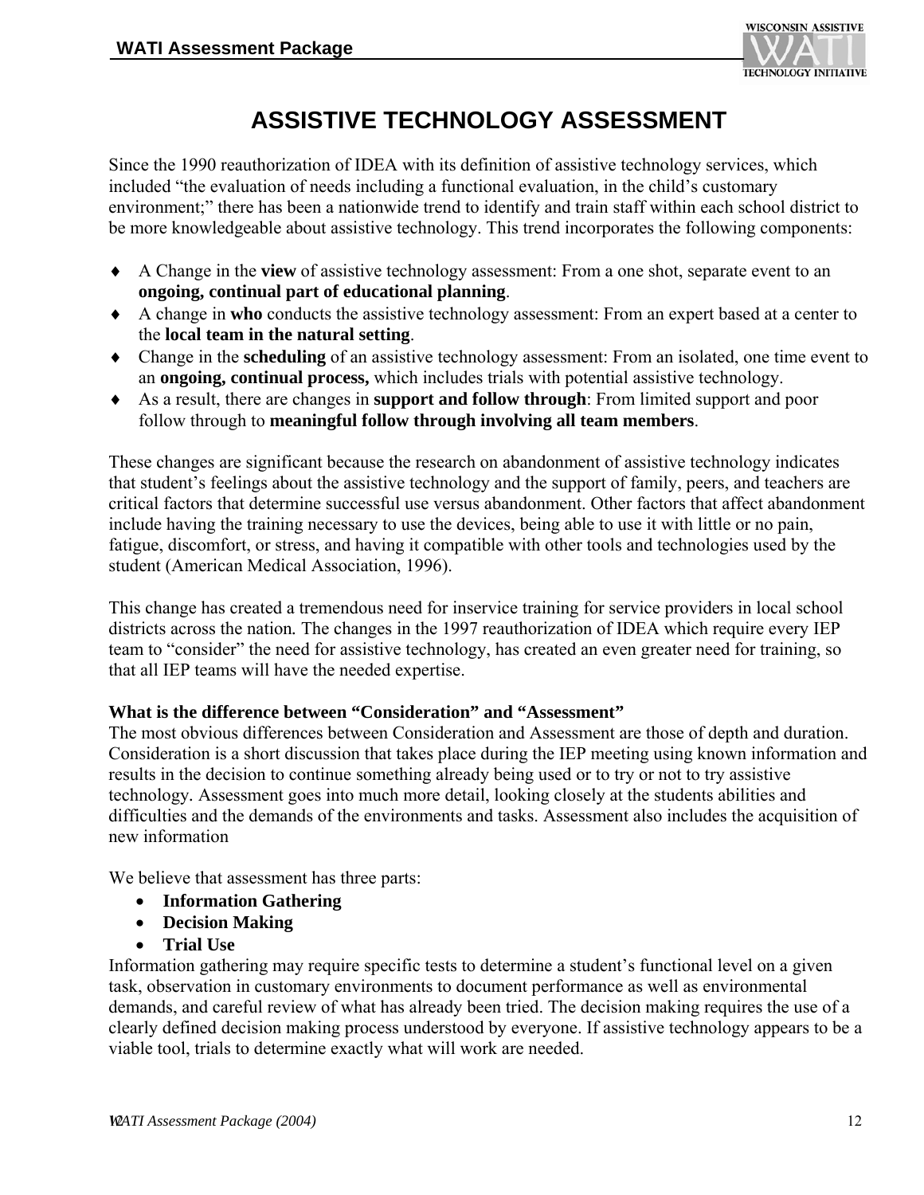# ASSISTIVE TECHNOLOGY ASSESSMENT

Since the 1990 reauthorization of IDEA with its definition of assistive technology services, which included “the evaluation of needs including a functional evaluation, in the child’s customary environment;” there has been a nationwide trend to identify and train staff within each school district to be more knowledgeable about assistive technology. This trend incorporates the following components:

- A Change in the **view** of assistive technology assessment: From a one shot, separate event to an **ongoing, continual part of educational planning**.
- A change in **who** conducts the assistive technology assessment: From an expert based at a center to the **local team in the natural setting**.
- Change in the **scheduling** of an assistive technology assessment: From an isolated, one time event to an **ongoing, continual process,** which includes trials with potential assistive technology.
- As a result, there are changes in **support and follow through**: From limited support and poor follow through to **meaningful follow through involving all team members**.

These changes are significant because the research on abandonment of assistive technology indicates that student’s feelings about the assistive technology and the support of family, peers, and teachers are critical factors that determine successful use versus abandonment. Other factors that affect abandonment include having the training necessary to use the devices, being able to use it with little or no pain, fatigue, discomfort, or stress, and having it compatible with other tools and technologies used by the student (American Medical Association, 1996).

This change has created a tremendous need for inservice training for service providers in local school districts across the nation. The changes in the 1997 reauthorization of IDEA which require every IEP team to “consider” the need for assistive technology, has created an even greater need for training, so that all IEP teams will have the needed expertise.

**What is the difference between “Consideration” and “Assessment”**

The most obvious differences between Consideration and Assessment are those of depth and duration. Consideration is a short discussion that takes place during the IEP meeting using known information and results in the decision to continue something already being used or to try or not to try assistive technology. Assessment goes into much more detail, looking closely at the students abilities and difficulties and the demands of the environments and tasks. Assessment also includes the acquisition of new information

We believe that assessment has three parts:

- **Information Gathering**
- **Decision Making**
- **Trial Use**

Information gathering may require specific tests to determine a student’s functional level on a given task, observation in customary environments to document performance as well as environmental demands, and careful review of what has already been tried. The decision making requires the use of a clearly defined decision making process understood by everyone. If assistive technology appears to be a viable tool, trials to determine exactly what will work are needed.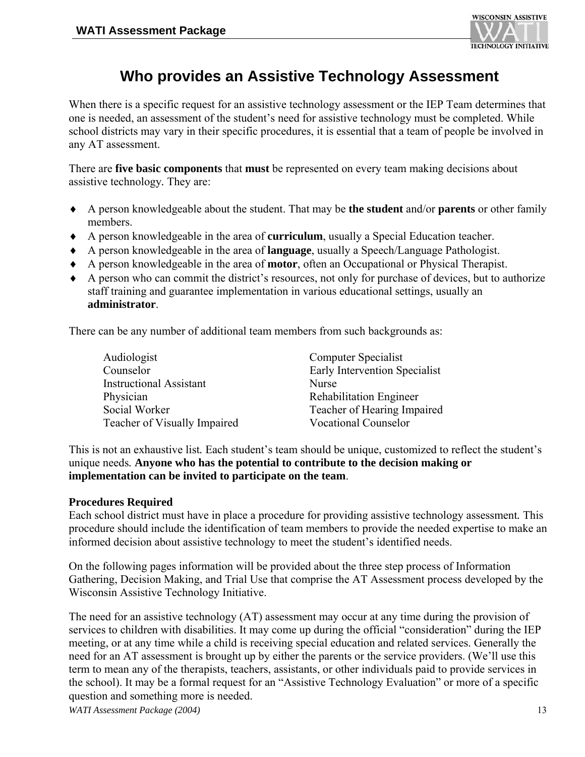# Who provides an Assistive Technology Assessment

When there is a specific request for an assistive technology assessment or the IEP Team determines that one is needed, an assessment of the student's need for assistive technology must be completed. While school districts may vary in their specific procedures, it is essential that a team of people be involved in any AT assessment.

There are **five basic components** that **must** be represented on every team making decisions about assistive technology. They are:

- A person knowledgeable about the student. That may be **the student** and/or **parents** or other family members.
- A person knowledgeable in the area of **curriculum**, usually a Special Education teacher.
- A person knowledgeable in the area of **language**, usually a Speech/Language Pathologist.
- A person knowledgeable in the area of **motor**, often an Occupational or Physical Therapist.
- A person who can commit the district's resources, not only for purchase of devices, but to authorize staff training and guarantee implementation in various educational settings, usually an **administrator**.

There can be any number of additional team members from such backgrounds as:

| | |
|---|---|
| Audiologist | Computer Specialist |
| Counselor | Early Intervention Specialist |
| Instructional Assistant | Nurse |
| Physician | Rehabilitation Engineer |
| Social Worker | Teacher of Hearing Impaired |
| Teacher of Visually Impaired | Vocational Counselor |

This is not an exhaustive list. Each student's team should be unique, customized to reflect the student's unique needs. **Anyone who has the potential to contribute to the decision making or implementation can be invited to participate on the team**.

**Procedures Required**

Each school district must have in place a procedure for providing assistive technology assessment. This procedure should include the identification of team members to provide the needed expertise to make an informed decision about assistive technology to meet the student's identified needs.

On the following pages information will be provided about the three step process of Information Gathering, Decision Making, and Trial Use that comprise the AT Assessment process developed by the Wisconsin Assistive Technology Initiative.

The need for an assistive technology (AT) assessment may occur at any time during the provision of services to children with disabilities. It may come up during the official "consideration" during the IEP meeting, or at any time while a child is receiving special education and related services. Generally the need for an AT assessment is brought up by either the parents or the service providers. (We'll use this term to mean any of the therapists, teachers, assistants, or other individuals paid to provide services in the school). It may be a formal request for an "Assistive Technology Evaluation" or more of a specific question and something more is needed.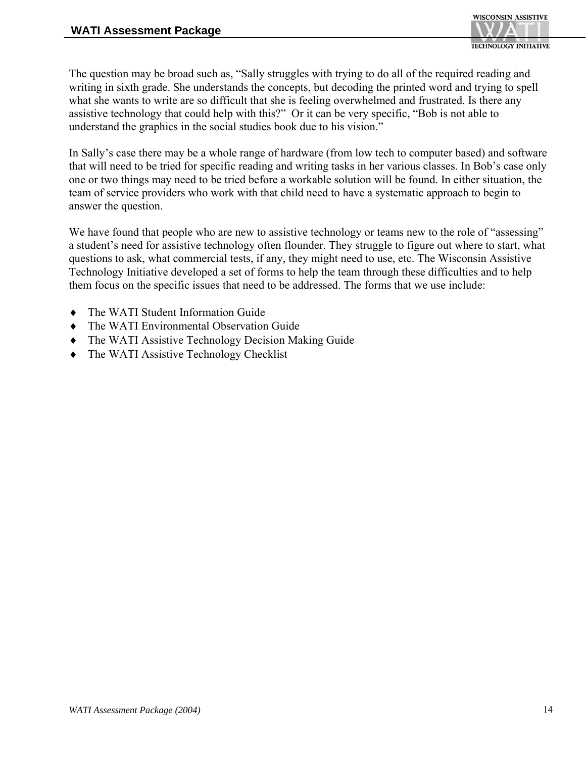The question may be broad such as, "Sally struggles with trying to do all of the required reading and writing in sixth grade. She understands the concepts, but decoding the printed word and trying to spell what she wants to write are so difficult that she is feeling overwhelmed and frustrated. Is there any assistive technology that could help with this?"  Or it can be very specific, "Bob is not able to understand the graphics in the social studies book due to his vision."

In Sally's case there may be a whole range of hardware (from low tech to computer based) and software that will need to be tried for specific reading and writing tasks in her various classes. In Bob's case only one or two things may need to be tried before a workable solution will be found. In either situation, the team of service providers who work with that child need to have a systematic approach to begin to answer the question.

We have found that people who are new to assistive technology or teams new to the role of "assessing" a student's need for assistive technology often flounder. They struggle to figure out where to start, what questions to ask, what commercial tests, if any, they might need to use, etc. The Wisconsin Assistive Technology Initiative developed a set of forms to help the team through these difficulties and to help them focus on the specific issues that need to be addressed. The forms that we use include:

- The WATI Student Information Guide
- The WATI Environmental Observation Guide
- The WATI Assistive Technology Decision Making Guide
- The WATI Assistive Technology Checklist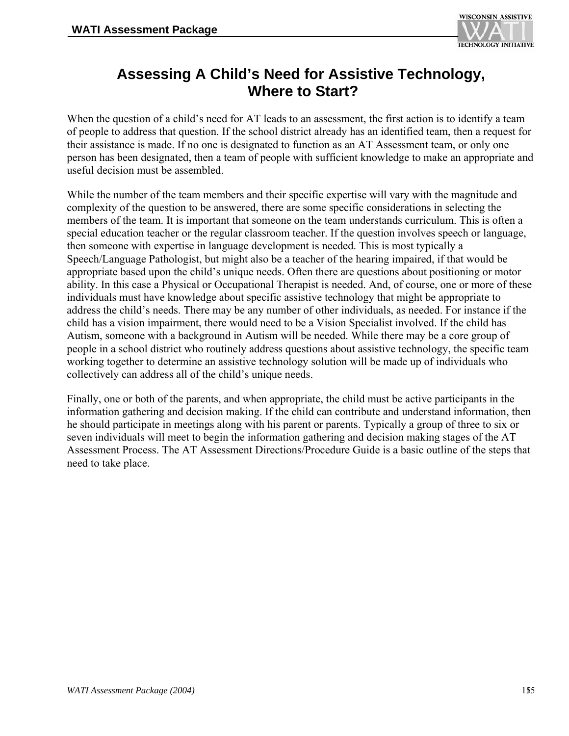# Assessing A Child's Need for Assistive Technology, Where to Start?

When the question of a child's need for AT leads to an assessment, the first action is to identify a team of people to address that question. If the school district already has an identified team, then a request for their assistance is made. If no one is designated to function as an AT Assessment team, or only one person has been designated, then a team of people with sufficient knowledge to make an appropriate and useful decision must be assembled.

While the number of the team members and their specific expertise will vary with the magnitude and complexity of the question to be answered, there are some specific considerations in selecting the members of the team. It is important that someone on the team understands curriculum. This is often a special education teacher or the regular classroom teacher. If the question involves speech or language, then someone with expertise in language development is needed. This is most typically a Speech/Language Pathologist, but might also be a teacher of the hearing impaired, if that would be appropriate based upon the child's unique needs. Often there are questions about positioning or motor ability. In this case a Physical or Occupational Therapist is needed. And, of course, one or more of these individuals must have knowledge about specific assistive technology that might be appropriate to address the child's needs. There may be any number of other individuals, as needed. For instance if the child has a vision impairment, there would need to be a Vision Specialist involved. If the child has Autism, someone with a background in Autism will be needed. While there may be a core group of people in a school district who routinely address questions about assistive technology, the specific team working together to determine an assistive technology solution will be made up of individuals who collectively can address all of the child's unique needs.

Finally, one or both of the parents, and when appropriate, the child must be active participants in the information gathering and decision making. If the child can contribute and understand information, then he should participate in meetings along with his parent or parents. Typically a group of three to six or seven individuals will meet to begin the information gathering and decision making stages of the AT Assessment Process. The AT Assessment Directions/Procedure Guide is a basic outline of the steps that need to take place.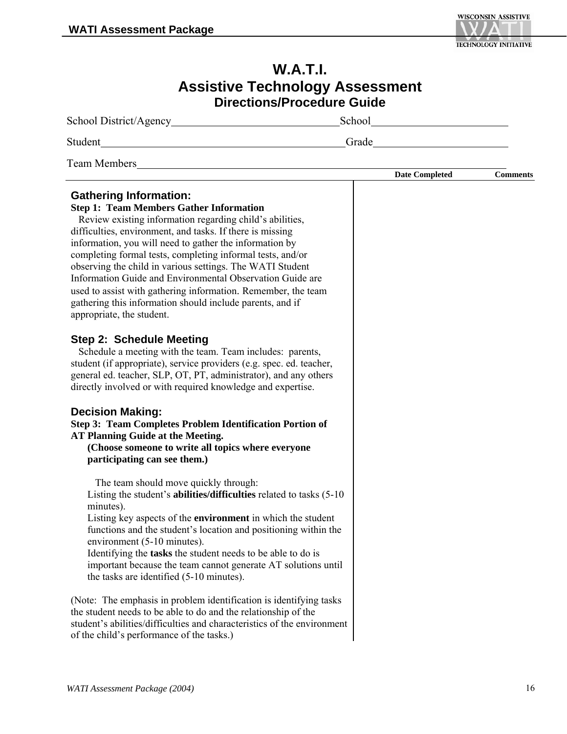# W.A.T.I.
# Assistive Technology Assessment
## Directions/Procedure Guide

School District/Agency________________________ School____________________

Student____________________________________ Grade____________________

Team Members________________________________________________________

| | Date Completed | Comments |
|---|---|---|
| | | |

### Gathering Information:

**Step 1: Team Members Gather Information**

Review existing information regarding child's abilities, difficulties, environment, and tasks. If there is missing information, you will need to gather the information by completing formal tests, completing informal tests, and/or observing the child in various settings. The WATI Student Information Guide and Environmental Observation Guide are used to assist with gathering information. Remember, the team gathering this information should include parents, and if appropriate, the student.

### Step 2: Schedule Meeting

Schedule a meeting with the team. Team includes: parents, student (if appropriate), service providers (e.g. spec. ed. teacher, general ed. teacher, SLP, OT, PT, administrator), and any others directly involved or with required knowledge and expertise.

### Decision Making:

**Step 3: Team Completes Problem Identification Portion of AT Planning Guide at the Meeting.**

**(Choose someone to write all topics where everyone participating can see them.)**

The team should move quickly through:

Listing the student's **abilities/difficulties** related to tasks (5-10 minutes).

Listing key aspects of the **environment** in which the student functions and the student's location and positioning within the environment (5-10 minutes).

Identifying the **tasks** the student needs to be able to do is important because the team cannot generate AT solutions until the tasks are identified (5-10 minutes).

(Note: The emphasis in problem identification is identifying tasks the student needs to be able to do and the relationship of the student's abilities/difficulties and characteristics of the environment of the child's performance of the tasks.)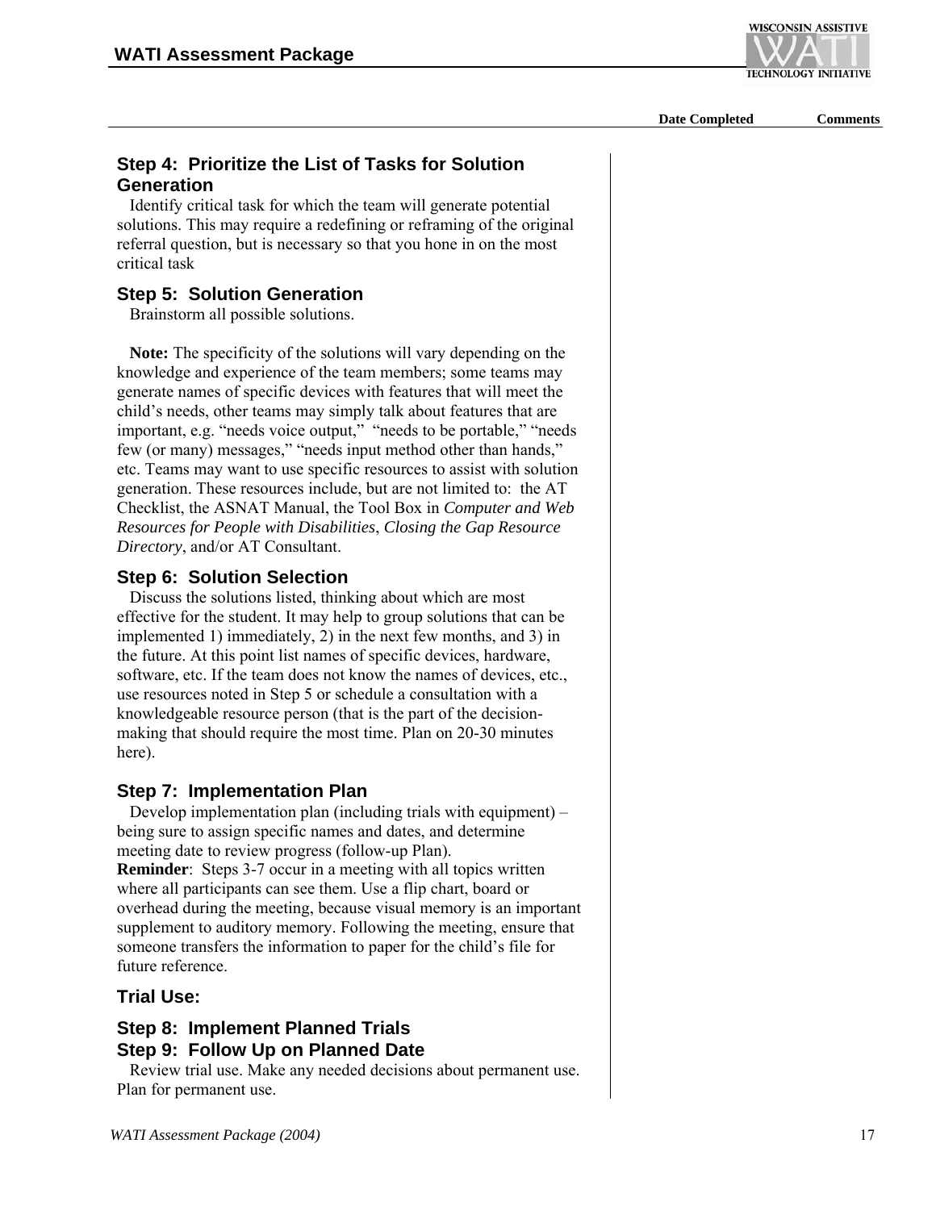| | Date Completed | Comments |
|---|---|---|

### Step 4: Prioritize the List of Tasks for Solution Generation

Identify critical task for which the team will generate potential solutions. This may require a redefining or reframing of the original referral question, but is necessary so that you hone in on the most critical task

### Step 5: Solution Generation

Brainstorm all possible solutions.

**Note:** The specificity of the solutions will vary depending on the knowledge and experience of the team members; some teams may generate names of specific devices with features that will meet the child's needs, other teams may simply talk about features that are important, e.g. "needs voice output," "needs to be portable," "needs few (or many) messages," "needs input method other than hands," etc. Teams may want to use specific resources to assist with solution generation. These resources include, but are not limited to: the AT Checklist, the ASNAT Manual, the Tool Box in *Computer and Web Resources for People with Disabilities*, *Closing the Gap Resource Directory*, and/or AT Consultant.

### Step 6: Solution Selection

Discuss the solutions listed, thinking about which are most effective for the student. It may help to group solutions that can be implemented 1) immediately, 2) in the next few months, and 3) in the future. At this point list names of specific devices, hardware, software, etc. If the team does not know the names of devices, etc., use resources noted in Step 5 or schedule a consultation with a knowledgeable resource person (that is the part of the decision-making that should require the most time. Plan on 20-30 minutes here).

### Step 7: Implementation Plan

Develop implementation plan (including trials with equipment) – being sure to assign specific names and dates, and determine meeting date to review progress (follow-up Plan).
**Reminder**: Steps 3-7 occur in a meeting with all topics written where all participants can see them. Use a flip chart, board or overhead during the meeting, because visual memory is an important supplement to auditory memory. Following the meeting, ensure that someone transfers the information to paper for the child's file for future reference.

### Trial Use:

### Step 8: Implement Planned Trials
### Step 9: Follow Up on Planned Date

Review trial use. Make any needed decisions about permanent use. Plan for permanent use.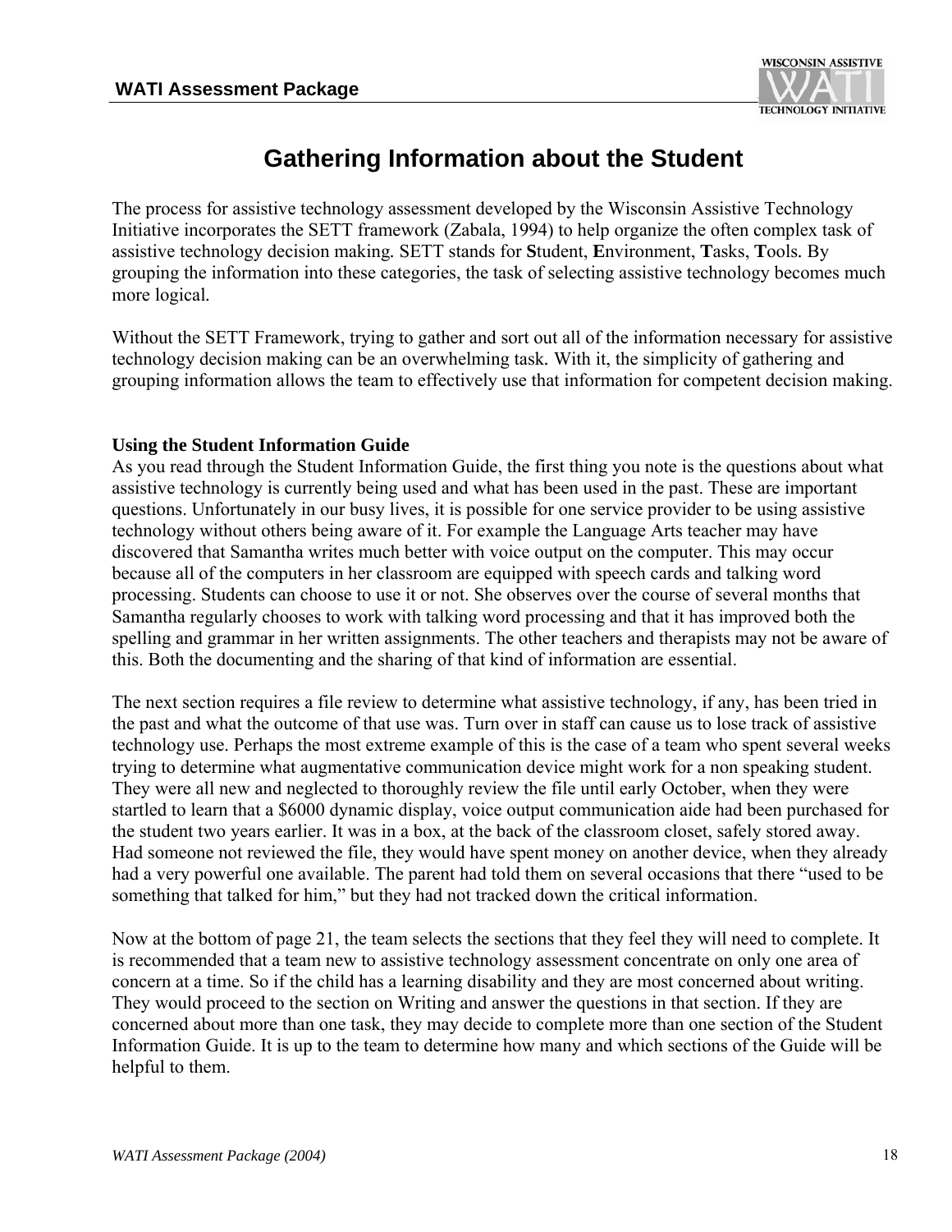# Gathering Information about the Student

The process for assistive technology assessment developed by the Wisconsin Assistive Technology Initiative incorporates the SETT framework (Zabala, 1994) to help organize the often complex task of assistive technology decision making. SETT stands for **S**tudent, **E**nvironment, **T**asks, **T**ools. By grouping the information into these categories, the task of selecting assistive technology becomes much more logical.

Without the SETT Framework, trying to gather and sort out all of the information necessary for assistive technology decision making can be an overwhelming task. With it, the simplicity of gathering and grouping information allows the team to effectively use that information for competent decision making.

**Using the Student Information Guide**

As you read through the Student Information Guide, the first thing you note is the questions about what assistive technology is currently being used and what has been used in the past. These are important questions. Unfortunately in our busy lives, it is possible for one service provider to be using assistive technology without others being aware of it. For example the Language Arts teacher may have discovered that Samantha writes much better with voice output on the computer. This may occur because all of the computers in her classroom are equipped with speech cards and talking word processing. Students can choose to use it or not. She observes over the course of several months that Samantha regularly chooses to work with talking word processing and that it has improved both the spelling and grammar in her written assignments. The other teachers and therapists may not be aware of this. Both the documenting and the sharing of that kind of information are essential.

The next section requires a file review to determine what assistive technology, if any, has been tried in the past and what the outcome of that use was. Turn over in staff can cause us to lose track of assistive technology use. Perhaps the most extreme example of this is the case of a team who spent several weeks trying to determine what augmentative communication device might work for a non speaking student. They were all new and neglected to thoroughly review the file until early October, when they were startled to learn that a $6000 dynamic display, voice output communication aide had been purchased for the student two years earlier. It was in a box, at the back of the classroom closet, safely stored away. Had someone not reviewed the file, they would have spent money on another device, when they already had a very powerful one available. The parent had told them on several occasions that there "used to be something that talked for him," but they had not tracked down the critical information.

Now at the bottom of page 21, the team selects the sections that they feel they will need to complete. It is recommended that a team new to assistive technology assessment concentrate on only one area of concern at a time. So if the child has a learning disability and they are most concerned about writing. They would proceed to the section on Writing and answer the questions in that section. If they are concerned about more than one task, they may decide to complete more than one section of the Student Information Guide. It is up to the team to determine how many and which sections of the Guide will be helpful to them.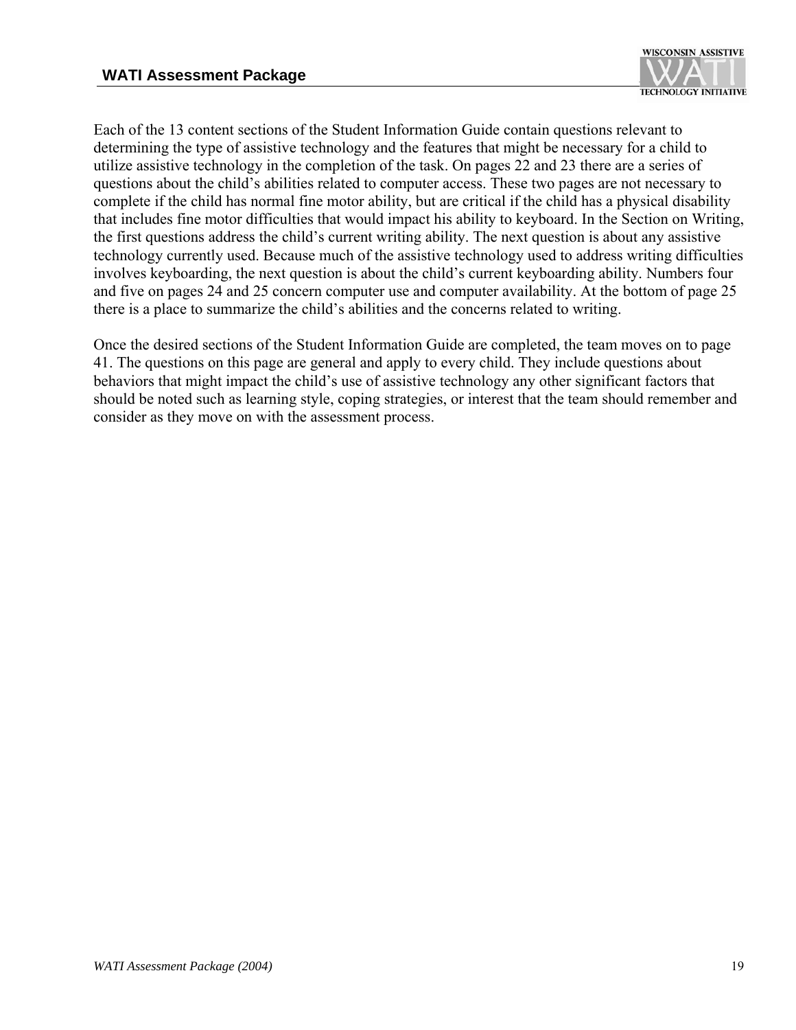Each of the 13 content sections of the Student Information Guide contain questions relevant to determining the type of assistive technology and the features that might be necessary for a child to utilize assistive technology in the completion of the task. On pages 22 and 23 there are a series of questions about the child's abilities related to computer access. These two pages are not necessary to complete if the child has normal fine motor ability, but are critical if the child has a physical disability that includes fine motor difficulties that would impact his ability to keyboard. In the Section on Writing, the first questions address the child's current writing ability. The next question is about any assistive technology currently used. Because much of the assistive technology used to address writing difficulties involves keyboarding, the next question is about the child's current keyboarding ability. Numbers four and five on pages 24 and 25 concern computer use and computer availability. At the bottom of page 25 there is a place to summarize the child's abilities and the concerns related to writing.

Once the desired sections of the Student Information Guide are completed, the team moves on to page 41. The questions on this page are general and apply to every child. They include questions about behaviors that might impact the child's use of assistive technology any other significant factors that should be noted such as learning style, coping strategies, or interest that the team should remember and consider as they move on with the assessment process.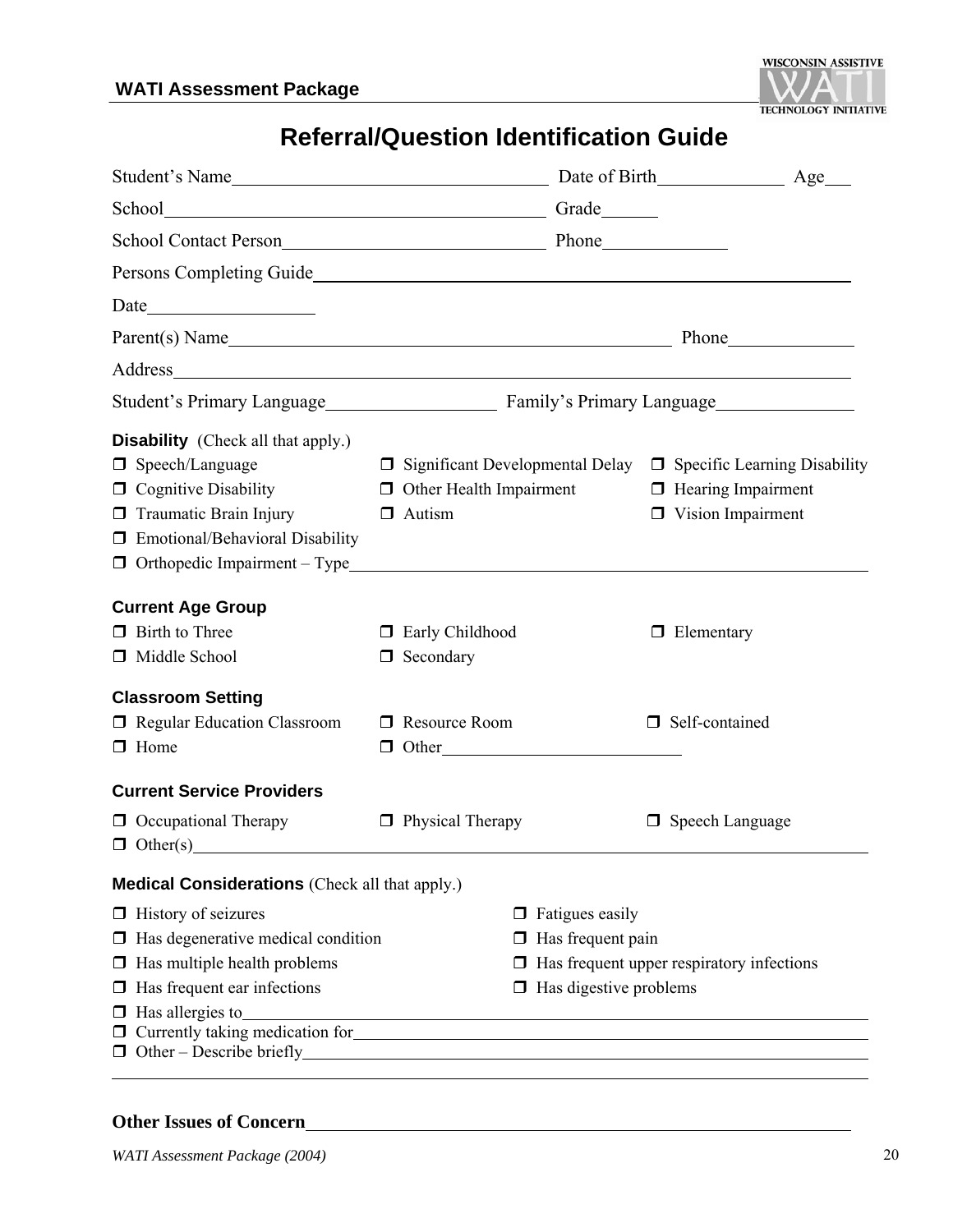# Referral/Question Identification Guide

Student's Name\_\_\_\_\_\_\_\_\_\_\_\_\_\_\_\_\_\_\_\_\_\_\_\_\_\_\_\_\_\_\_\_ Date of Birth\_\_\_\_\_\_\_\_\_\_\_\_ Age\_\_\_

School\_\_\_\_\_\_\_\_\_\_\_\_\_\_\_\_\_\_\_\_\_\_\_\_\_\_\_\_\_\_\_\_\_\_\_\_\_\_\_\_ Grade\_\_\_\_\_\_

School Contact Person\_\_\_\_\_\_\_\_\_\_\_\_\_\_\_\_\_\_\_\_\_\_\_\_\_\_\_ Phone\_\_\_\_\_\_\_\_\_\_\_\_\_

Persons Completing Guide\_\_\_\_\_\_\_\_\_\_\_\_\_\_\_\_\_\_\_\_\_\_\_\_\_\_\_\_\_\_\_\_\_\_\_\_\_\_\_\_\_\_\_\_\_\_\_\_\_\_\_\_

Date\_\_\_\_\_\_\_\_\_\_\_\_\_\_\_\_\_

Parent(s) Name\_\_\_\_\_\_\_\_\_\_\_\_\_\_\_\_\_\_\_\_\_\_\_\_\_\_\_\_\_\_\_\_\_\_\_\_\_\_\_\_\_\_\_\_\_\_ Phone\_\_\_\_\_\_\_\_\_\_\_\_\_

Address\_\_\_\_\_\_\_\_\_\_\_\_\_\_\_\_\_\_\_\_\_\_\_\_\_\_\_\_\_\_\_\_\_\_\_\_\_\_\_\_\_\_\_\_\_\_\_\_\_\_\_\_\_\_\_\_\_\_\_\_\_\_\_\_\_\_\_\_\_

Student's Primary Language\_\_\_\_\_\_\_\_\_\_\_\_\_\_\_\_\_\_ Family's Primary Language\_\_\_\_\_\_\_\_\_\_\_\_\_\_

**Disability** (Check all that apply.)

- ☐ Speech/Language
- ☐ Significant Developmental Delay
- ☐ Specific Learning Disability
- ☐ Cognitive Disability
- ☐ Other Health Impairment
- ☐ Hearing Impairment
- ☐ Traumatic Brain Injury
- ☐ Autism
- ☐ Vision Impairment
- ☐ Emotional/Behavioral Disability
- ☐ Orthopedic Impairment – Type\_\_\_\_\_\_\_\_\_\_\_\_\_\_\_\_\_\_\_\_\_\_\_\_\_\_\_\_\_\_\_\_\_\_\_\_\_\_\_\_\_\_\_\_\_\_\_\_\_\_\_\_\_\_

**Current Age Group**

- ☐ Birth to Three
- ☐ Early Childhood
- ☐ Elementary
- ☐ Middle School
- ☐ Secondary

**Classroom Setting**

- ☐ Regular Education Classroom
- ☐ Resource Room
- ☐ Self-contained
- ☐ Home
- ☐ Other\_\_\_\_\_\_\_\_\_\_\_\_\_\_\_\_\_\_\_\_\_\_\_\_\_\_

**Current Service Providers**

- ☐ Occupational Therapy
- ☐ Physical Therapy
- ☐ Speech Language
- ☐ Other(s)\_\_\_\_\_\_\_\_\_\_\_\_\_\_\_\_\_\_\_\_\_\_\_\_\_\_\_\_\_\_\_\_\_\_\_\_\_\_\_\_\_\_\_\_\_\_\_\_\_\_\_\_\_\_\_\_\_\_\_\_\_\_\_\_\_\_\_\_\_

**Medical Considerations** (Check all that apply.)

- ☐ History of seizures
- ☐ Fatigues easily
- ☐ Has degenerative medical condition
- ☐ Has frequent pain
- ☐ Has multiple health problems
- ☐ Has frequent upper respiratory infections
- ☐ Has frequent ear infections
- ☐ Has digestive problems
- ☐ Has allergies to\_\_\_\_\_\_\_\_\_\_\_\_\_\_\_\_\_\_\_\_\_\_\_\_\_\_\_\_\_\_\_\_\_\_\_\_\_\_\_\_\_\_\_\_\_\_\_\_\_\_\_\_\_\_\_\_\_\_\_\_\_\_\_\_\_\_\_
- ☐ Currently taking medication for\_\_\_\_\_\_\_\_\_\_\_\_\_\_\_\_\_\_\_\_\_\_\_\_\_\_\_\_\_\_\_\_\_\_\_\_\_\_\_\_\_\_\_\_\_\_\_\_\_\_\_\_\_
- ☐ Other – Describe briefly\_\_\_\_\_\_\_\_\_\_\_\_\_\_\_\_\_\_\_\_\_\_\_\_\_\_\_\_\_\_\_\_\_\_\_\_\_\_\_\_\_\_\_\_\_\_\_\_\_\_\_\_\_\_\_\_\_\_

\_\_\_\_\_\_\_\_\_\_\_\_\_\_\_\_\_\_\_\_\_\_\_\_\_\_\_\_\_\_\_\_\_\_\_\_\_\_\_\_\_\_\_\_\_\_\_\_\_\_\_\_\_\_\_\_\_\_\_\_\_\_\_\_\_\_\_\_\_\_\_\_\_\_\_\_\_\_\_\_\_\_

**Other Issues of Concern**\_\_\_\_\_\_\_\_\_\_\_\_\_\_\_\_\_\_\_\_\_\_\_\_\_\_\_\_\_\_\_\_\_\_\_\_\_\_\_\_\_\_\_\_\_\_\_\_\_\_\_\_\_\_\_\_\_\_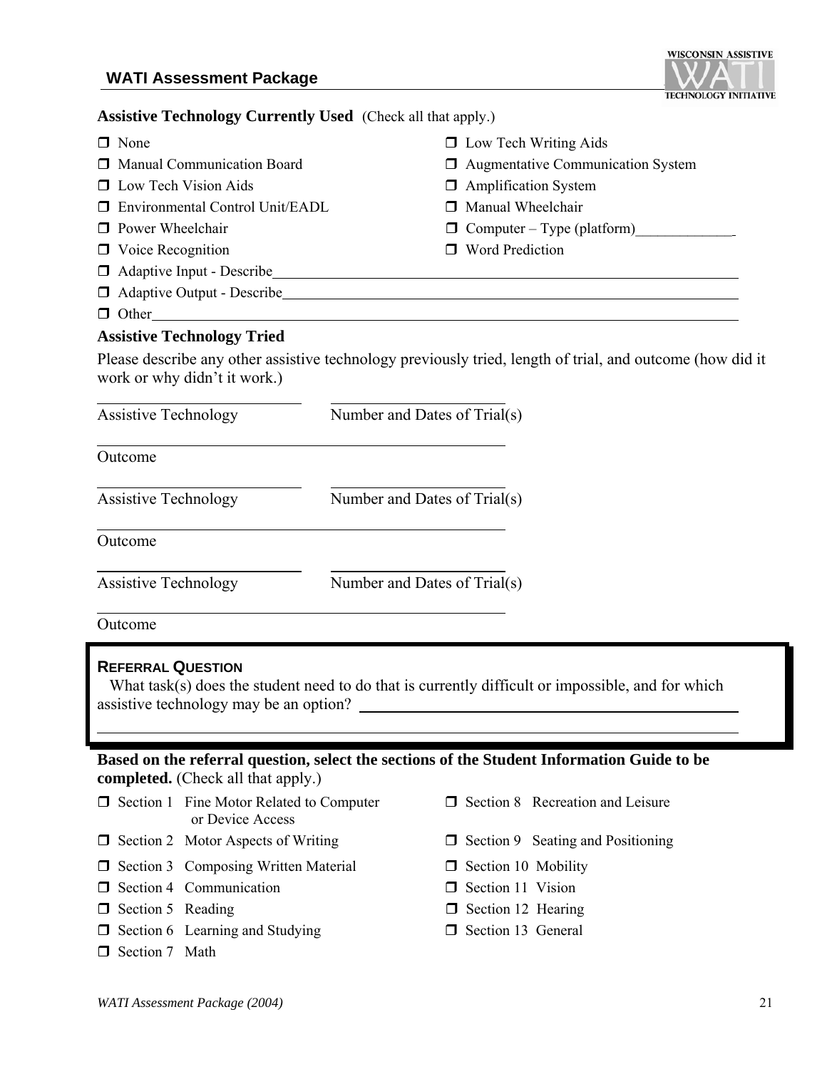**Assistive Technology Currently Used** (Check all that apply.)

- ❒ None
- ❒ Low Tech Writing Aids
- ❒ Manual Communication Board
- ❒ Augmentative Communication System
- ❒ Low Tech Vision Aids
- ❒ Amplification System
- ❒ Environmental Control Unit/EADL
- ❒ Manual Wheelchair
- ❒ Power Wheelchair
- ❒ Computer – Type (platform)______________
- ❒ Voice Recognition
- ❒ Word Prediction
- ❒ Adaptive Input - Describe________________________________________________
- ❒ Adaptive Output - Describe_______________________________________________
- ❒ Other_________________________________________________________________

**Assistive Technology Tried**

Please describe any other assistive technology previously tried, length of trial, and outcome (how did it work or why didn't it work.)

________________________ ________________________
Assistive Technology Number and Dates of Trial(s)

________________________________________________
Outcome

________________________ ________________________
Assistive Technology Number and Dates of Trial(s)

________________________________________________
Outcome

________________________ ________________________
Assistive Technology Number and Dates of Trial(s)

________________________________________________
Outcome

**REFERRAL QUESTION**

What task(s) does the student need to do that is currently difficult or impossible, and for which assistive technology may be an option? ________________________________________________

________________________________________________________________________________

**Based on the referral question, select the sections of the Student Information Guide to be completed.** (Check all that apply.)

- ❒ Section 1 Fine Motor Related to Computer or Device Access
- ❒ Section 2 Motor Aspects of Writing
- ❒ Section 3 Composing Written Material
- ❒ Section 4 Communication
- ❒ Section 5 Reading
- ❒ Section 6 Learning and Studying
- ❒ Section 7 Math
- ❒ Section 8 Recreation and Leisure
- ❒ Section 9 Seating and Positioning
- ❒ Section 10 Mobility
- ❒ Section 11 Vision
- ❒ Section 12 Hearing
- ❒ Section 13 General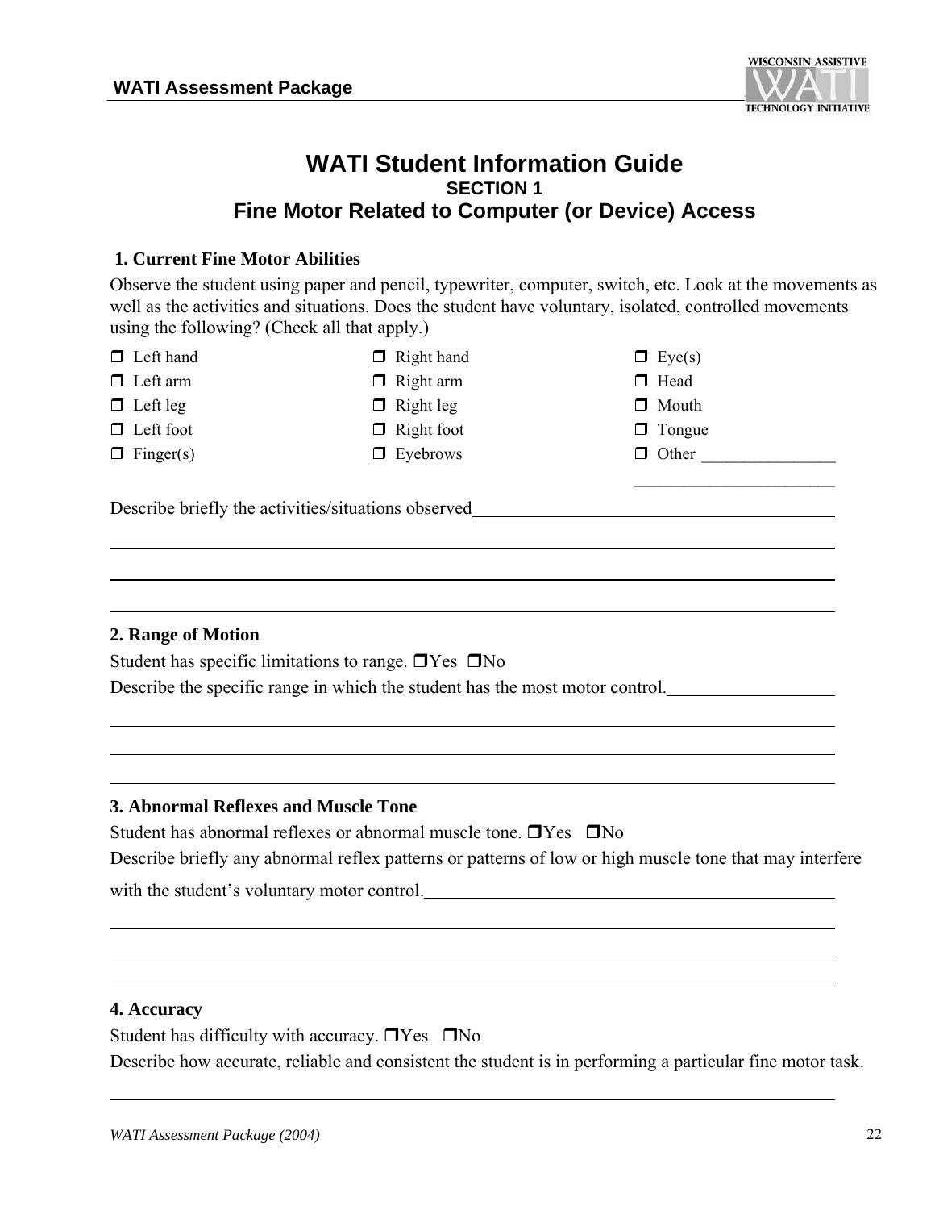# WATI Student Information Guide

## SECTION 1

## Fine Motor Related to Computer (or Device) Access

### 1. Current Fine Motor Abilities

Observe the student using paper and pencil, typewriter, computer, switch, etc. Look at the movements as well as the activities and situations. Does the student have voluntary, isolated, controlled movements using the following? (Check all that apply.)

- ❒ Left hand
- ❒ Left arm
- ❒ Left leg
- ❒ Left foot
- ❒ Finger(s)
- ❒ Right hand
- ❒ Right arm
- ❒ Right leg
- ❒ Right foot
- ❒ Eyebrows
- ❒ Eye(s)
- ❒ Head
- ❒ Mouth
- ❒ Tongue
- ❒ Other ________________

________________________

Describe briefly the activities/situations observed________________________________________

______________________________________________________________________________

______________________________________________________________________________

______________________________________________________________________________

### 2. Range of Motion

Student has specific limitations to range. ❒Yes ❒No

Describe the specific range in which the student has the most motor control.__________________

______________________________________________________________________________

______________________________________________________________________________

______________________________________________________________________________

### 3. Abnormal Reflexes and Muscle Tone

Student has abnormal reflexes or abnormal muscle tone. ❒Yes ❒No

Describe briefly any abnormal reflex patterns or patterns of low or high muscle tone that may interfere with the student's voluntary motor control.________________________________________________

______________________________________________________________________________

______________________________________________________________________________

______________________________________________________________________________

### 4. Accuracy

Student has difficulty with accuracy. ❒Yes ❒No

Describe how accurate, reliable and consistent the student is in performing a particular fine motor task.

______________________________________________________________________________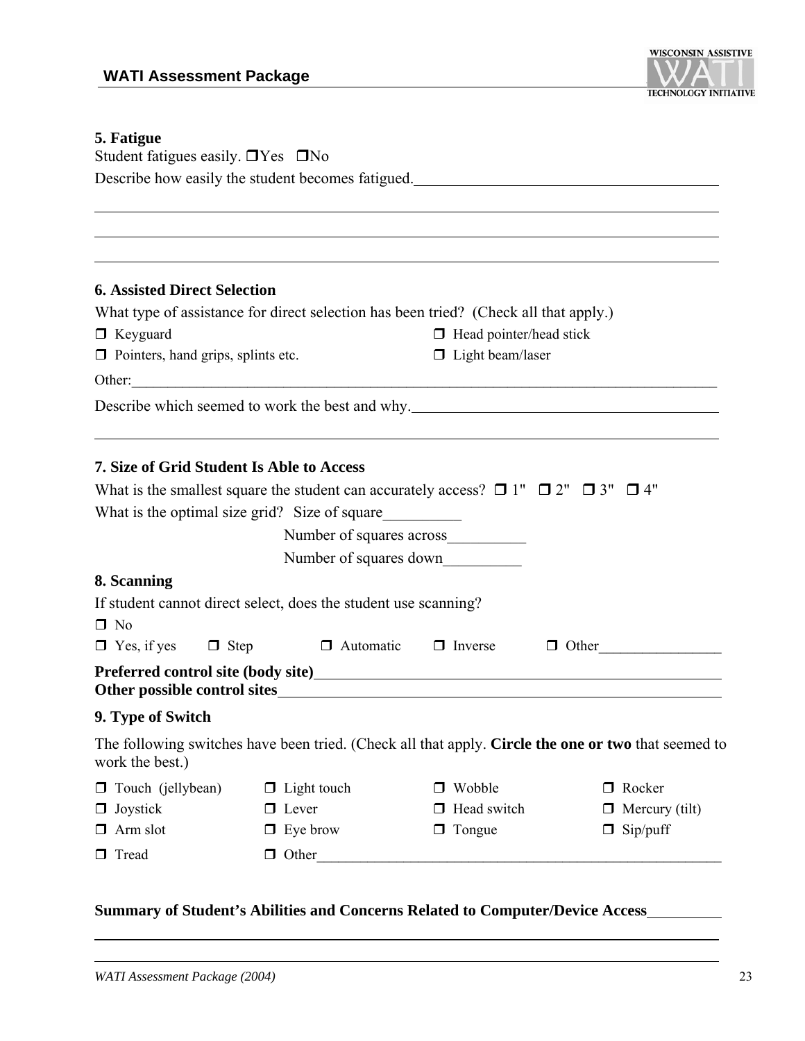### 5. Fatigue

Student fatigues easily. ❒Yes ❒No

Describe how easily the student becomes fatigued.\_\_\_\_\_\_\_\_\_\_\_\_\_\_\_\_\_\_\_\_\_\_\_\_\_\_\_\_\_\_\_\_\_\_\_\_\_\_\_\_

\_\_\_\_\_\_\_\_\_\_\_\_\_\_\_\_\_\_\_\_\_\_\_\_\_\_\_\_\_\_\_\_\_\_\_\_\_\_\_\_\_\_\_\_\_\_\_\_\_\_\_\_\_\_\_\_\_\_\_\_\_\_\_\_\_\_\_\_\_\_\_\_\_\_\_\_\_\_

\_\_\_\_\_\_\_\_\_\_\_\_\_\_\_\_\_\_\_\_\_\_\_\_\_\_\_\_\_\_\_\_\_\_\_\_\_\_\_\_\_\_\_\_\_\_\_\_\_\_\_\_\_\_\_\_\_\_\_\_\_\_\_\_\_\_\_\_\_\_\_\_\_\_\_\_\_\_

\_\_\_\_\_\_\_\_\_\_\_\_\_\_\_\_\_\_\_\_\_\_\_\_\_\_\_\_\_\_\_\_\_\_\_\_\_\_\_\_\_\_\_\_\_\_\_\_\_\_\_\_\_\_\_\_\_\_\_\_\_\_\_\_\_\_\_\_\_\_\_\_\_\_\_\_\_\_

### 6. Assisted Direct Selection

What type of assistance for direct selection has been tried? (Check all that apply.)

❒ Keyguard ❒ Head pointer/head stick

❒ Pointers, hand grips, splints etc. ❒ Light beam/laser

Other:\_\_\_\_\_\_\_\_\_\_\_\_\_\_\_\_\_\_\_\_\_\_\_\_\_\_\_\_\_\_\_\_\_\_\_\_\_\_\_\_\_\_\_\_\_\_\_\_\_\_\_\_\_\_\_\_\_\_\_\_\_\_\_\_\_\_\_\_\_\_\_\_\_\_

Describe which seemed to work the best and why.\_\_\_\_\_\_\_\_\_\_\_\_\_\_\_\_\_\_\_\_\_\_\_\_\_\_\_\_\_\_\_\_\_\_\_\_\_\_\_\_

\_\_\_\_\_\_\_\_\_\_\_\_\_\_\_\_\_\_\_\_\_\_\_\_\_\_\_\_\_\_\_\_\_\_\_\_\_\_\_\_\_\_\_\_\_\_\_\_\_\_\_\_\_\_\_\_\_\_\_\_\_\_\_\_\_\_\_\_\_\_\_\_\_\_\_\_\_\_

### 7. Size of Grid Student Is Able to Access

What is the smallest square the student can accurately access? ❒ 1" ❒ 2" ❒ 3" ❒ 4"

What is the optimal size grid? Size of square\_\_\_\_\_\_\_\_\_\_

Number of squares across\_\_\_\_\_\_\_\_\_\_

Number of squares down\_\_\_\_\_\_\_\_\_\_

### 8. Scanning

If student cannot direct select, does the student use scanning?

❒ No

❒ Yes, if yes ❒ Step ❒ Automatic ❒ Inverse ❒ Other\_\_\_\_\_\_\_\_\_\_\_\_\_\_\_\_\_

**Preferred control site (body site)**\_\_\_\_\_\_\_\_\_\_\_\_\_\_\_\_\_\_\_\_\_\_\_\_\_\_\_\_\_\_\_\_\_\_\_\_\_\_\_\_\_\_\_\_\_\_\_\_\_\_\_\_
**Other possible control sites**\_\_\_\_\_\_\_\_\_\_\_\_\_\_\_\_\_\_\_\_\_\_\_\_\_\_\_\_\_\_\_\_\_\_\_\_\_\_\_\_\_\_\_\_\_\_\_\_\_\_\_\_\_\_\_\_

### 9. Type of Switch

The following switches have been tried. (Check all that apply. **Circle the one or two** that seemed to work the best.)

❒ Touch (jellybean) ❒ Light touch ❒ Wobble ❒ Rocker

❒ Joystick ❒ Lever ❒ Head switch ❒ Mercury (tilt)

❒ Arm slot ❒ Eye brow ❒ Tongue ❒ Sip/puff

❒ Tread ❒ Other\_\_\_\_\_\_\_\_\_\_\_\_\_\_\_\_\_\_\_\_\_\_\_\_\_\_\_\_\_\_\_\_\_\_\_\_\_\_\_\_\_\_\_\_\_\_\_\_\_\_\_\_\_\_\_\_\_\_

**Summary of Student's Abilities and Concerns Related to Computer/Device Access**\_\_\_\_\_\_\_\_\_\_

\_\_\_\_\_\_\_\_\_\_\_\_\_\_\_\_\_\_\_\_\_\_\_\_\_\_\_\_\_\_\_\_\_\_\_\_\_\_\_\_\_\_\_\_\_\_\_\_\_\_\_\_\_\_\_\_\_\_\_\_\_\_\_\_\_\_\_\_\_\_\_\_\_\_\_\_\_\_

\_\_\_\_\_\_\_\_\_\_\_\_\_\_\_\_\_\_\_\_\_\_\_\_\_\_\_\_\_\_\_\_\_\_\_\_\_\_\_\_\_\_\_\_\_\_\_\_\_\_\_\_\_\_\_\_\_\_\_\_\_\_\_\_\_\_\_\_\_\_\_\_\_\_\_\_\_\_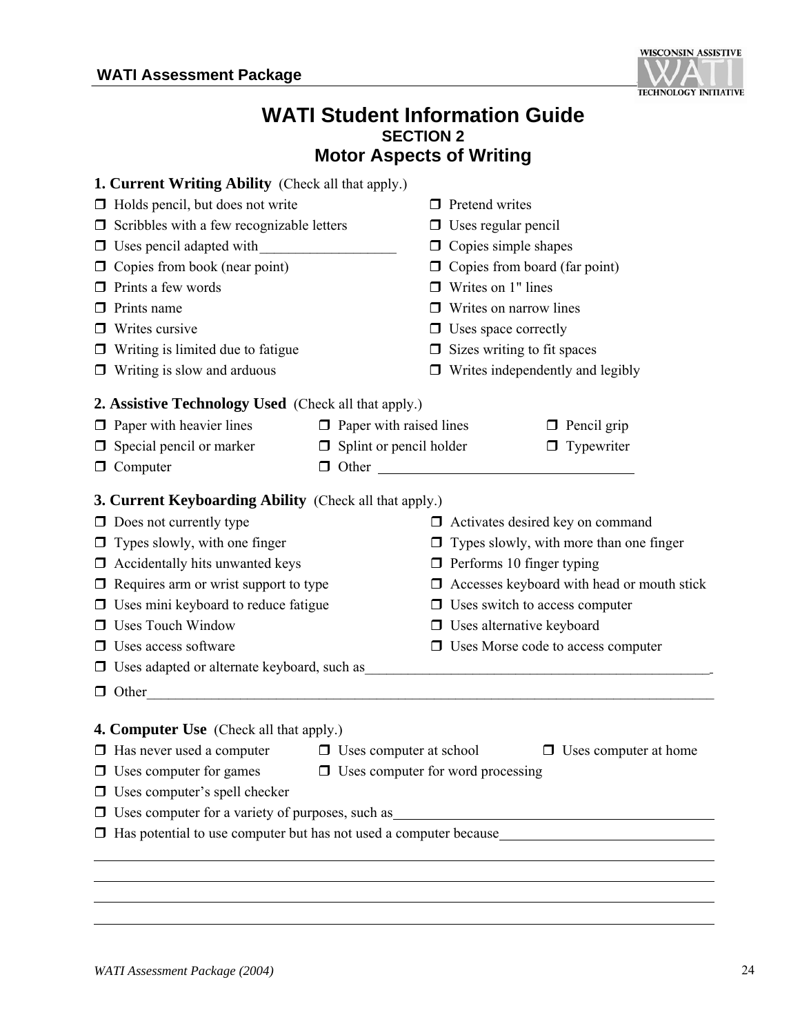# WATI Student Information Guide

## SECTION 2

## Motor Aspects of Writing

**1. Current Writing Ability** (Check all that apply.)

- ❒ Holds pencil, but does not write
- ❒ Pretend writes
- ❒ Scribbles with a few recognizable letters
- ❒ Uses regular pencil
- ❒ Uses pencil adapted with___________________
- ❒ Copies simple shapes
- ❒ Copies from book (near point)
- ❒ Copies from board (far point)
- ❒ Prints a few words
- ❒ Writes on 1" lines
- ❒ Prints name
- ❒ Writes on narrow lines
- ❒ Writes cursive
- ❒ Uses space correctly
- ❒ Writing is limited due to fatigue
- ❒ Sizes writing to fit spaces
- ❒ Writing is slow and arduous
- ❒ Writes independently and legibly

**2. Assistive Technology Used** (Check all that apply.)

- ❒ Paper with heavier lines
- ❒ Paper with raised lines
- ❒ Pencil grip
- ❒ Special pencil or marker
- ❒ Splint or pencil holder
- ❒ Typewriter
- ❒ Computer
- ❒ Other ___________________________________

**3. Current Keyboarding Ability** (Check all that apply.)

- ❒ Does not currently type
- ❒ Activates desired key on command
- ❒ Types slowly, with one finger
- ❒ Types slowly, with more than one finger
- ❒ Accidentally hits unwanted keys
- ❒ Performs 10 finger typing
- ❒ Requires arm or wrist support to type
- ❒ Accesses keyboard with head or mouth stick
- ❒ Uses mini keyboard to reduce fatigue
- ❒ Uses switch to access computer
- ❒ Uses Touch Window
- ❒ Uses alternative keyboard
- ❒ Uses access software
- ❒ Uses Morse code to access computer
- ❒ Uses adapted or alternate keyboard, such as__________________________________________________
- ❒ Other_________________________________________________________________________________

**4. Computer Use** (Check all that apply.)

- ❒ Has never used a computer
- ❒ Uses computer at school
- ❒ Uses computer at home
- ❒ Uses computer for games
- ❒ Uses computer for word processing
- ❒ Uses computer's spell checker
- ❒ Uses computer for a variety of purposes, such as_____________________________________________
- ❒ Has potential to use computer but has not used a computer because_____________________________

_________________________________________________________________________________________

_________________________________________________________________________________________

_________________________________________________________________________________________

_________________________________________________________________________________________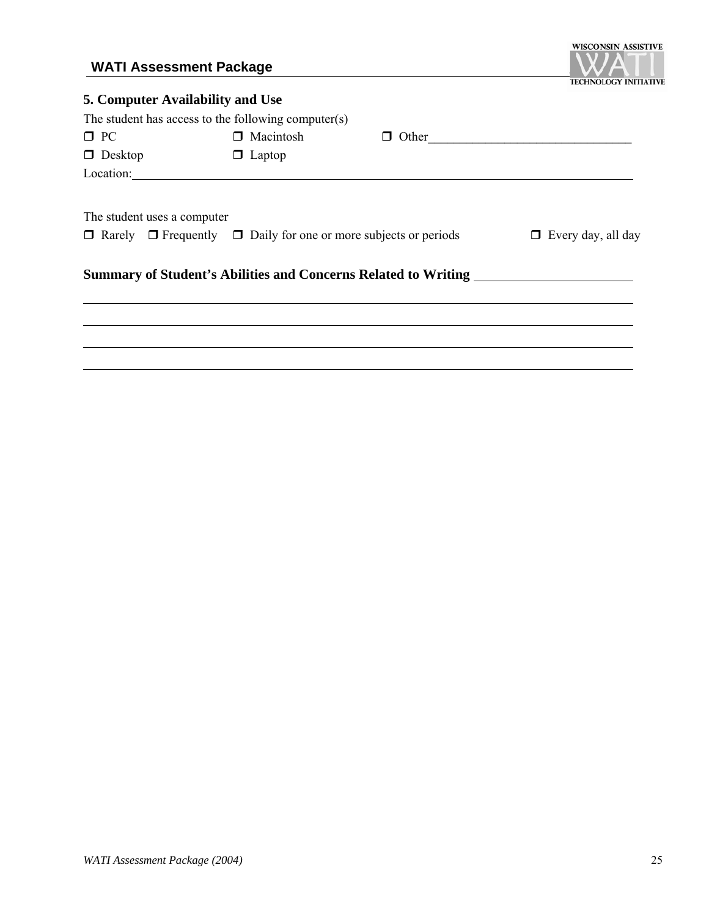## 5. Computer Availability and Use

The student has access to the following computer(s)

- ❒ PC
- ❒ Macintosh
- ❒ Other________________________________
- ❒ Desktop
- ❒ Laptop

Location:________________________________________________________________________

The student uses a computer

❒ Rarely ❒ Frequently ❒ Daily for one or more subjects or periods ❒ Every day, all day

**Summary of Student's Abilities and Concerns Related to Writing** ______________________

___________________________________________________________________________

___________________________________________________________________________

___________________________________________________________________________

___________________________________________________________________________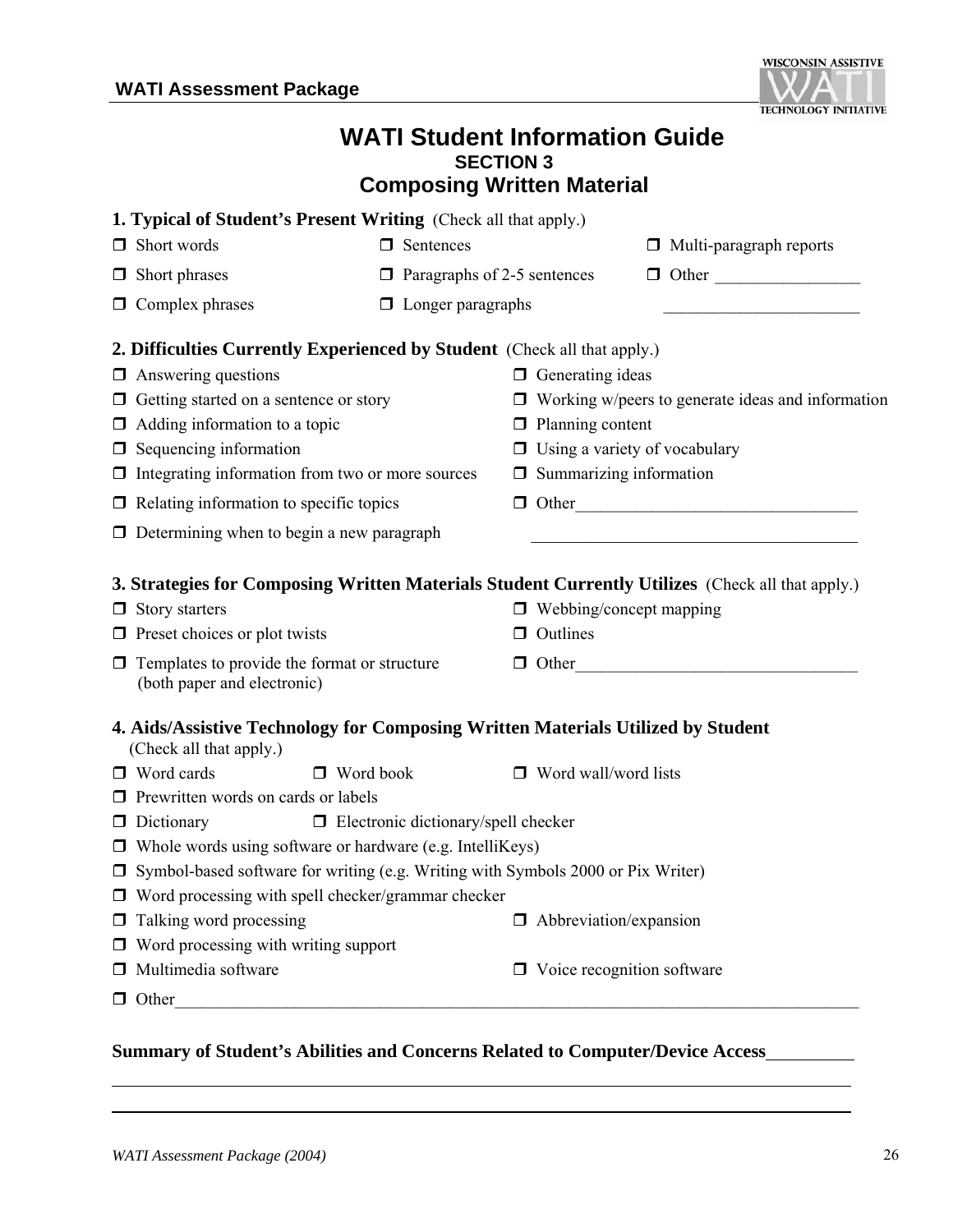# WATI Student Information Guide

## SECTION 3

## Composing Written Material

**1. Typical of Student's Present Writing** (Check all that apply.)

- ❐ Short words
- ❐ Short phrases
- ❐ Complex phrases
- ❐ Sentences
- ❐ Paragraphs of 2-5 sentences
- ❐ Longer paragraphs
- ❐ Multi-paragraph reports
- ❐ Other _________________ _______________________

**2. Difficulties Currently Experienced by Student** (Check all that apply.)

- ❐ Answering questions
- ❐ Getting started on a sentence or story
- ❐ Adding information to a topic
- ❐ Sequencing information
- ❐ Integrating information from two or more sources
- ❐ Relating information to specific topics
- ❐ Determining when to begin a new paragraph
- ❐ Generating ideas
- ❐ Working w/peers to generate ideas and information
- ❐ Planning content
- ❐ Using a variety of vocabulary
- ❐ Summarizing information
- ❐ Other_________________________________ ______________________________________

**3. Strategies for Composing Written Materials Student Currently Utilizes** (Check all that apply.)

- ❐ Story starters
- ❐ Preset choices or plot twists
- ❐ Templates to provide the format or structure (both paper and electronic)
- ❐ Webbing/concept mapping
- ❐ Outlines
- ❐ Other_________________________________

**4. Aids/Assistive Technology for Composing Written Materials Utilized by Student** (Check all that apply.)

- ❐ Word cards
- ❐ Word book
- ❐ Word wall/word lists
- ❐ Prewritten words on cards or labels
- ❐ Dictionary
- ❐ Electronic dictionary/spell checker
- ❐ Whole words using software or hardware (e.g. IntelliKeys)
- ❐ Symbol-based software for writing (e.g. Writing with Symbols 2000 or Pix Writer)
- ❐ Word processing with spell checker/grammar checker
- ❐ Talking word processing
- ❐ Abbreviation/expansion
- ❐ Word processing with writing support
- ❐ Multimedia software
- ❐ Voice recognition software
- ❐ Other_____________________________________________________________________________

**Summary of Student's Abilities and Concerns Related to Computer/Device Access**__________

___________________________________________________________________________

___________________________________________________________________________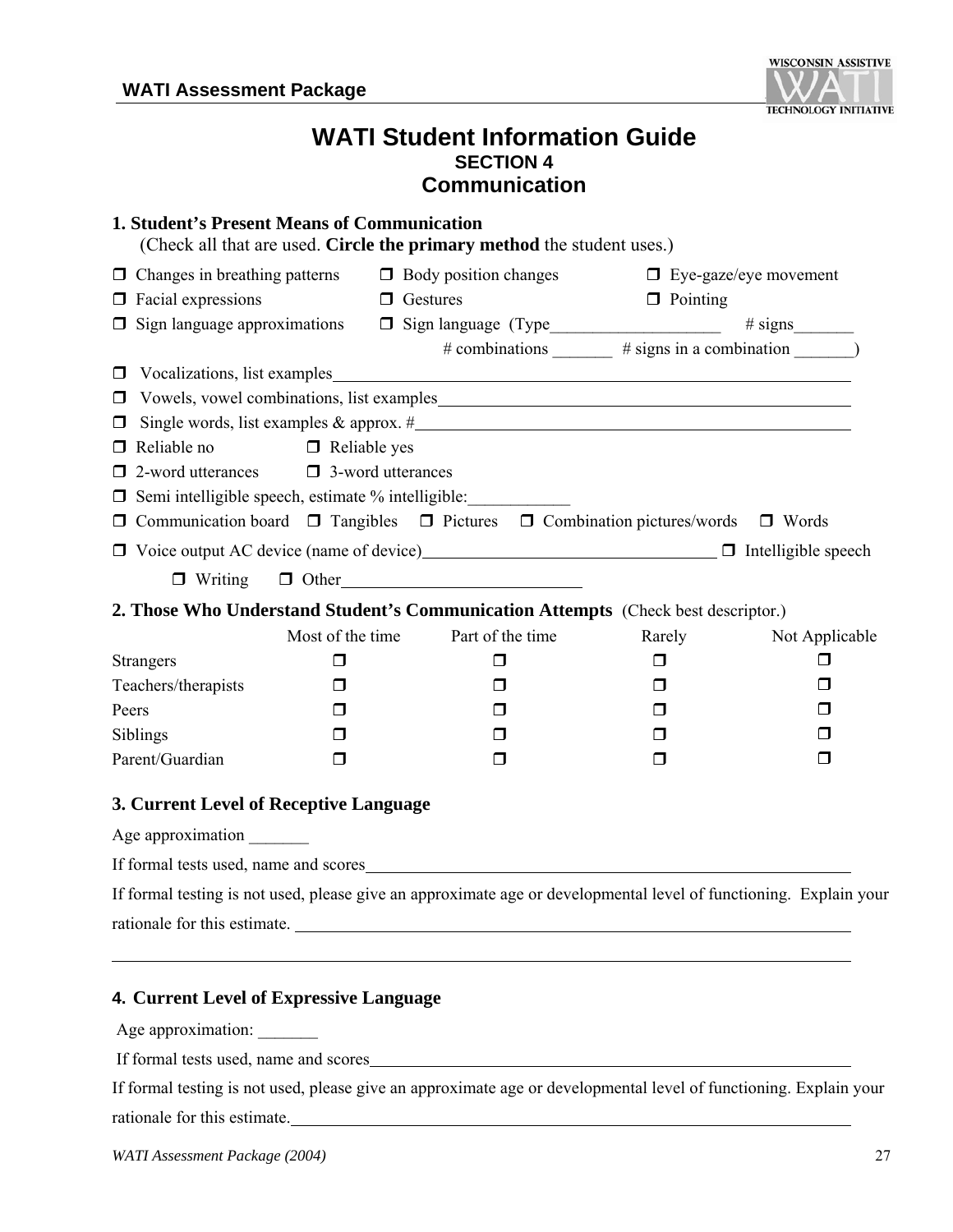# WATI Student Information Guide

## SECTION 4

## Communication

### 1. Student's Present Means of Communication

(Check all that are used. **Circle the primary method** the student uses.)

❒ Changes in breathing patterns ❒ Body position changes ❒ Eye-gaze/eye movement

❒ Facial expressions ❒ Gestures ❒ Pointing

❒ Sign language approximations ❒ Sign language (Type____________________ # signs_______ # combinations _______ # signs in a combination _______)

❒ Vocalizations, list examples_______________________________________________

❒ Vowels, vowel combinations, list examples_________________________________

❒ Single words, list examples & approx. #_____________________________________

❒ Reliable no ❒ Reliable yes

❒ 2-word utterances ❒ 3-word utterances

❒ Semi intelligible speech, estimate % intelligible:____________

❒ Communication board ❒ Tangibles ❒ Pictures ❒ Combination pictures/words ❒ Words

❒ Voice output AC device (name of device)_________________________ ❒ Intelligible speech

❒ Writing ❒ Other____________________________

### 2. Those Who Understand Student's Communication Attempts (Check best descriptor.)

| | Most of the time | Part of the time | Rarely | Not Applicable |
|---|---|---|---|---|
| Strangers | ❒ | ❒ | ❒ | ❒ |
| Teachers/therapists | ❒ | ❒ | ❒ | ❒ |
| Peers | ❒ | ❒ | ❒ | ❒ |
| Siblings | ❒ | ❒ | ❒ | ❒ |
| Parent/Guardian | ❒ | ❒ | ❒ | ❒ |

### 3. Current Level of Receptive Language

Age approximation _______

If formal tests used, name and scores_______________________________________________

If formal testing is not used, please give an approximate age or developmental level of functioning. Explain your rationale for this estimate. _______________________________________________

_______________________________________________________________________________

### 4. Current Level of Expressive Language

Age approximation: _______

If formal tests used, name and scores_______________________________________________

If formal testing is not used, please give an approximate age or developmental level of functioning. Explain your rationale for this estimate._______________________________________________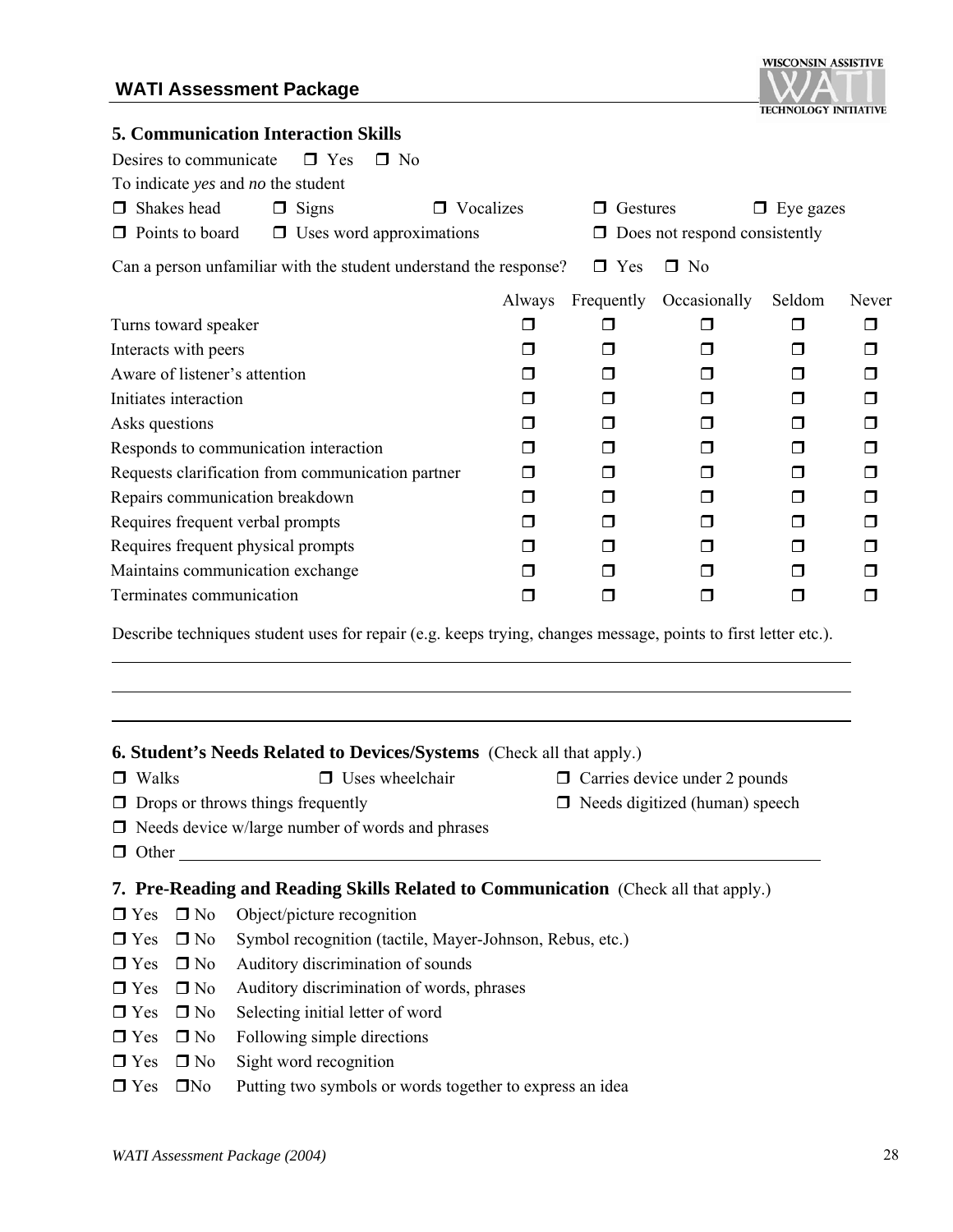## 5. Communication Interaction Skills

Desires to communicate ☐ Yes ☐ No

To indicate *yes* and *no* the student

☐ Shakes head ☐ Signs ☐ Vocalizes ☐ Gestures ☐ Eye gazes

☐ Points to board ☐ Uses word approximations ☐ Does not respond consistently

Can a person unfamiliar with the student understand the response? ☐ Yes ☐ No

| | Always | Frequently | Occasionally | Seldom | Never |
|---|---|---|---|---|---|
| Turns toward speaker | ☐ | ☐ | ☐ | ☐ | ☐ |
| Interacts with peers | ☐ | ☐ | ☐ | ☐ | ☐ |
| Aware of listener's attention | ☐ | ☐ | ☐ | ☐ | ☐ |
| Initiates interaction | ☐ | ☐ | ☐ | ☐ | ☐ |
| Asks questions | ☐ | ☐ | ☐ | ☐ | ☐ |
| Responds to communication interaction | ☐ | ☐ | ☐ | ☐ | ☐ |
| Requests clarification from communication partner | ☐ | ☐ | ☐ | ☐ | ☐ |
| Repairs communication breakdown | ☐ | ☐ | ☐ | ☐ | ☐ |
| Requires frequent verbal prompts | ☐ | ☐ | ☐ | ☐ | ☐ |
| Requires frequent physical prompts | ☐ | ☐ | ☐ | ☐ | ☐ |
| Maintains communication exchange | ☐ | ☐ | ☐ | ☐ | ☐ |
| Terminates communication | ☐ | ☐ | ☐ | ☐ | ☐ |

Describe techniques student uses for repair (e.g. keeps trying, changes message, points to first letter etc.).

______________________________________________________________________________

______________________________________________________________________________

______________________________________________________________________________

## 6. Student's Needs Related to Devices/Systems (Check all that apply.)

☐ Walks ☐ Uses wheelchair ☐ Carries device under 2 pounds

☐ Drops or throws things frequently ☐ Needs digitized (human) speech

☐ Needs device w/large number of words and phrases

☐ Other ______________________________________________________________

## 7. Pre-Reading and Reading Skills Related to Communication (Check all that apply.)

☐ Yes ☐ No Object/picture recognition

☐ Yes ☐ No Symbol recognition (tactile, Mayer-Johnson, Rebus, etc.)

☐ Yes ☐ No Auditory discrimination of sounds

☐ Yes ☐ No Auditory discrimination of words, phrases

☐ Yes ☐ No Selecting initial letter of word

☐ Yes ☐ No Following simple directions

☐ Yes ☐ No Sight word recognition

☐ Yes ☐No Putting two symbols or words together to express an idea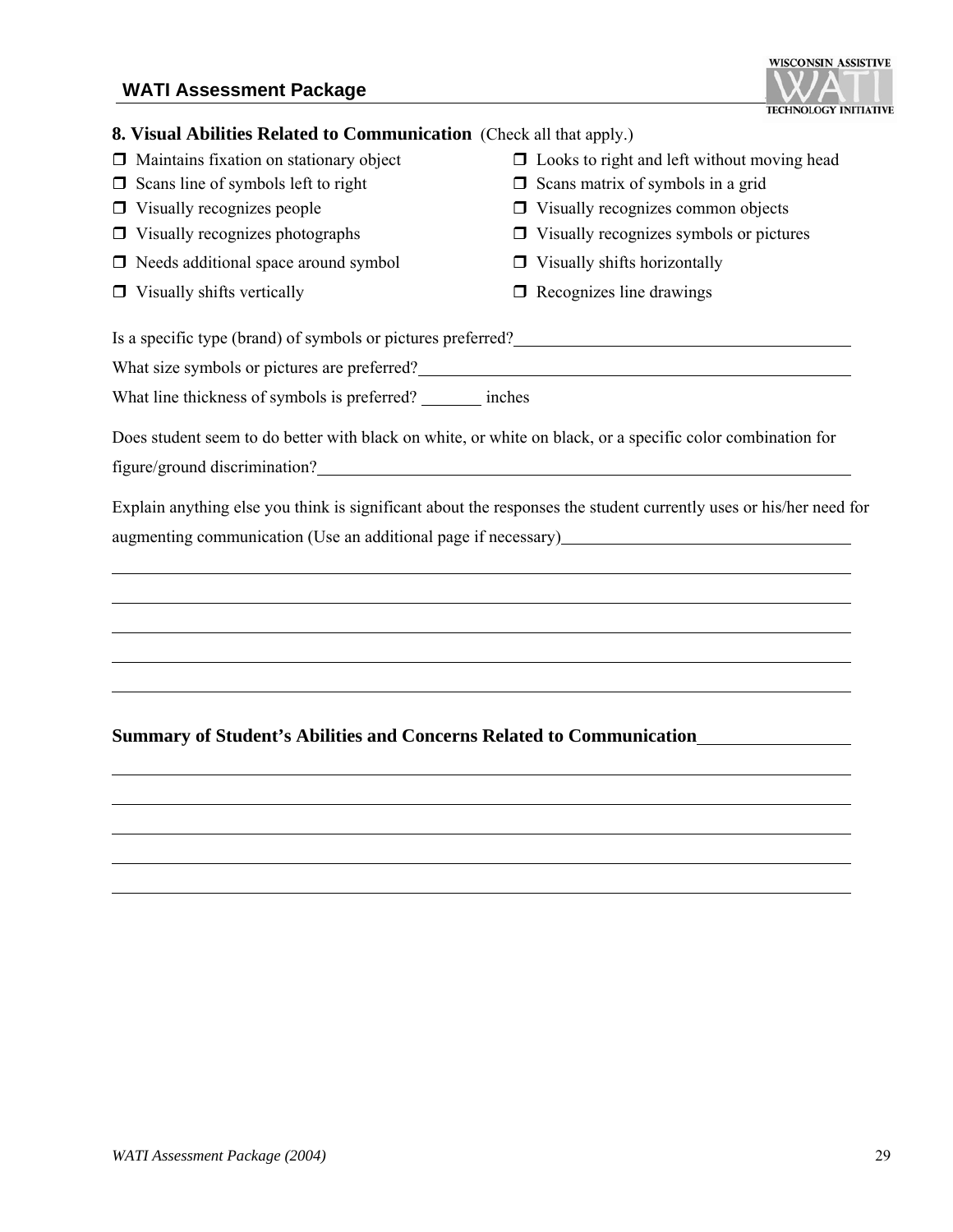## 8. Visual Abilities Related to Communication (Check all that apply.)

- ❒ Maintains fixation on stationary object
- ❒ Looks to right and left without moving head
- ❒ Scans line of symbols left to right
- ❒ Scans matrix of symbols in a grid
- ❒ Visually recognizes people
- ❒ Visually recognizes common objects
- ❒ Visually recognizes photographs
- ❒ Visually recognizes symbols or pictures
- ❒ Needs additional space around symbol
- ❒ Visually shifts horizontally
- ❒ Visually shifts vertically
- ❒ Recognizes line drawings

Is a specific type (brand) of symbols or pictures preferred?\_\_\_\_\_\_\_\_\_\_\_\_\_\_\_\_\_\_\_\_\_\_\_\_\_\_\_\_\_\_\_\_\_\_\_\_\_\_\_\_

What size symbols or pictures are preferred?\_\_\_\_\_\_\_\_\_\_\_\_\_\_\_\_\_\_\_\_\_\_\_\_\_\_\_\_\_\_\_\_\_\_\_\_\_\_\_\_\_\_\_\_\_\_\_\_\_\_

What line thickness of symbols is preferred? \_\_\_\_\_\_\_ inches

Does student seem to do better with black on white, or white on black, or a specific color combination for figure/ground discrimination?\_\_\_\_\_\_\_\_\_\_\_\_\_\_\_\_\_\_\_\_\_\_\_\_\_\_\_\_\_\_\_\_\_\_\_\_\_\_\_\_\_\_\_\_\_\_\_\_\_\_\_\_\_\_\_\_\_\_\_\_\_\_

Explain anything else you think is significant about the responses the student currently uses or his/her need for augmenting communication (Use an additional page if necessary)\_\_\_\_\_\_\_\_\_\_\_\_\_\_\_\_\_\_\_\_\_\_\_\_\_\_\_\_\_\_\_\_\_\_\_\_

\_\_\_\_\_\_\_\_\_\_\_\_\_\_\_\_\_\_\_\_\_\_\_\_\_\_\_\_\_\_\_\_\_\_\_\_\_\_\_\_\_\_\_\_\_\_\_\_\_\_\_\_\_\_\_\_\_\_\_\_\_\_\_\_\_\_\_\_\_\_\_\_\_\_\_\_\_\_\_\_\_\_\_\_\_\_\_\_\_\_

\_\_\_\_\_\_\_\_\_\_\_\_\_\_\_\_\_\_\_\_\_\_\_\_\_\_\_\_\_\_\_\_\_\_\_\_\_\_\_\_\_\_\_\_\_\_\_\_\_\_\_\_\_\_\_\_\_\_\_\_\_\_\_\_\_\_\_\_\_\_\_\_\_\_\_\_\_\_\_\_\_\_\_\_\_\_\_\_\_\_

\_\_\_\_\_\_\_\_\_\_\_\_\_\_\_\_\_\_\_\_\_\_\_\_\_\_\_\_\_\_\_\_\_\_\_\_\_\_\_\_\_\_\_\_\_\_\_\_\_\_\_\_\_\_\_\_\_\_\_\_\_\_\_\_\_\_\_\_\_\_\_\_\_\_\_\_\_\_\_\_\_\_\_\_\_\_\_\_\_\_

\_\_\_\_\_\_\_\_\_\_\_\_\_\_\_\_\_\_\_\_\_\_\_\_\_\_\_\_\_\_\_\_\_\_\_\_\_\_\_\_\_\_\_\_\_\_\_\_\_\_\_\_\_\_\_\_\_\_\_\_\_\_\_\_\_\_\_\_\_\_\_\_\_\_\_\_\_\_\_\_\_\_\_\_\_\_\_\_\_\_

\_\_\_\_\_\_\_\_\_\_\_\_\_\_\_\_\_\_\_\_\_\_\_\_\_\_\_\_\_\_\_\_\_\_\_\_\_\_\_\_\_\_\_\_\_\_\_\_\_\_\_\_\_\_\_\_\_\_\_\_\_\_\_\_\_\_\_\_\_\_\_\_\_\_\_\_\_\_\_\_\_\_\_\_\_\_\_\_\_\_

**Summary of Student's Abilities and Concerns Related to Communication**\_\_\_\_\_\_\_\_\_\_\_\_\_\_\_\_\_\_

\_\_\_\_\_\_\_\_\_\_\_\_\_\_\_\_\_\_\_\_\_\_\_\_\_\_\_\_\_\_\_\_\_\_\_\_\_\_\_\_\_\_\_\_\_\_\_\_\_\_\_\_\_\_\_\_\_\_\_\_\_\_\_\_\_\_\_\_\_\_\_\_\_\_\_\_\_\_\_\_\_\_\_\_\_\_\_\_\_\_

\_\_\_\_\_\_\_\_\_\_\_\_\_\_\_\_\_\_\_\_\_\_\_\_\_\_\_\_\_\_\_\_\_\_\_\_\_\_\_\_\_\_\_\_\_\_\_\_\_\_\_\_\_\_\_\_\_\_\_\_\_\_\_\_\_\_\_\_\_\_\_\_\_\_\_\_\_\_\_\_\_\_\_\_\_\_\_\_\_\_

\_\_\_\_\_\_\_\_\_\_\_\_\_\_\_\_\_\_\_\_\_\_\_\_\_\_\_\_\_\_\_\_\_\_\_\_\_\_\_\_\_\_\_\_\_\_\_\_\_\_\_\_\_\_\_\_\_\_\_\_\_\_\_\_\_\_\_\_\_\_\_\_\_\_\_\_\_\_\_\_\_\_\_\_\_\_\_\_\_\_

\_\_\_\_\_\_\_\_\_\_\_\_\_\_\_\_\_\_\_\_\_\_\_\_\_\_\_\_\_\_\_\_\_\_\_\_\_\_\_\_\_\_\_\_\_\_\_\_\_\_\_\_\_\_\_\_\_\_\_\_\_\_\_\_\_\_\_\_\_\_\_\_\_\_\_\_\_\_\_\_\_\_\_\_\_\_\_\_\_\_

\_\_\_\_\_\_\_\_\_\_\_\_\_\_\_\_\_\_\_\_\_\_\_\_\_\_\_\_\_\_\_\_\_\_\_\_\_\_\_\_\_\_\_\_\_\_\_\_\_\_\_\_\_\_\_\_\_\_\_\_\_\_\_\_\_\_\_\_\_\_\_\_\_\_\_\_\_\_\_\_\_\_\_\_\_\_\_\_\_\_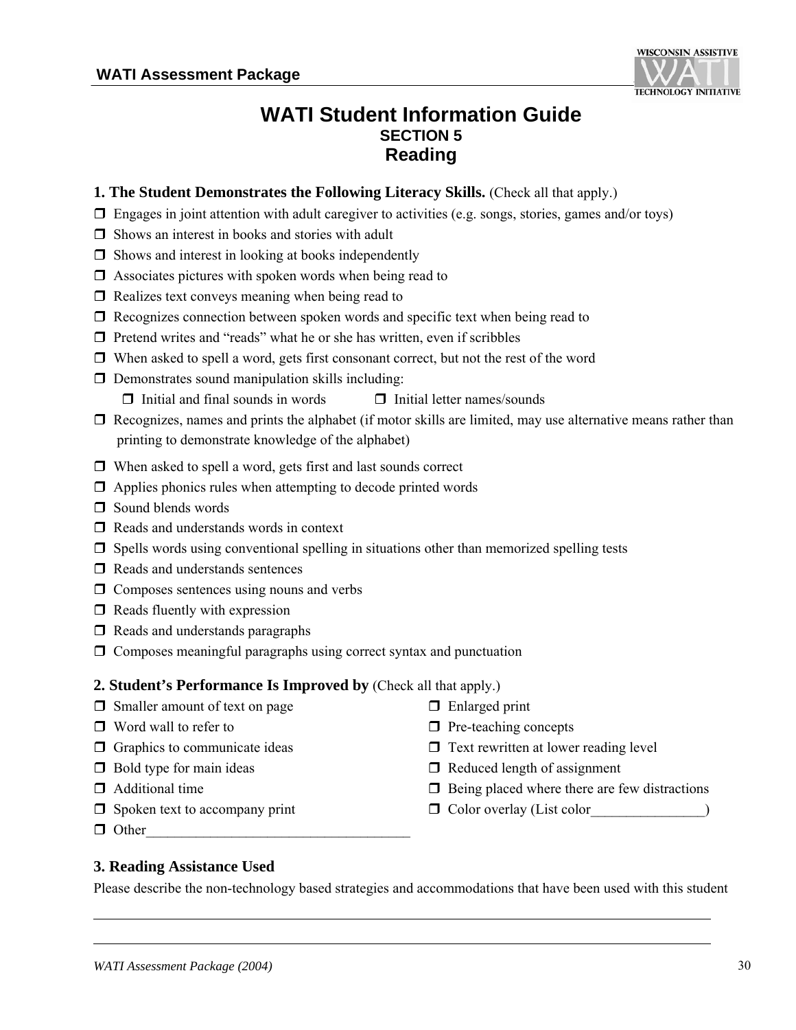# WATI Student Information Guide

## SECTION 5

## Reading

**1. The Student Demonstrates the Following Literacy Skills.** (Check all that apply.)

- ❒ Engages in joint attention with adult caregiver to activities (e.g. songs, stories, games and/or toys)
- ❒ Shows an interest in books and stories with adult
- ❒ Shows and interest in looking at books independently
- ❒ Associates pictures with spoken words when being read to
- ❒ Realizes text conveys meaning when being read to
- ❒ Recognizes connection between spoken words and specific text when being read to
- ❒ Pretend writes and "reads" what he or she has written, even if scribbles
- ❒ When asked to spell a word, gets first consonant correct, but not the rest of the word
- ❒ Demonstrates sound manipulation skills including:
  - ❒ Initial and final sounds in words
  - ❒ Initial letter names/sounds
- ❒ Recognizes, names and prints the alphabet (if motor skills are limited, may use alternative means rather than printing to demonstrate knowledge of the alphabet)
- ❒ When asked to spell a word, gets first and last sounds correct
- ❒ Applies phonics rules when attempting to decode printed words
- ❒ Sound blends words
- ❒ Reads and understands words in context
- ❒ Spells words using conventional spelling in situations other than memorized spelling tests
- ❒ Reads and understands sentences
- ❒ Composes sentences using nouns and verbs
- ❒ Reads fluently with expression
- ❒ Reads and understands paragraphs
- ❒ Composes meaningful paragraphs using correct syntax and punctuation

**2. Student's Performance Is Improved by** (Check all that apply.)

- ❒ Smaller amount of text on page
- ❒ Word wall to refer to
- ❒ Graphics to communicate ideas
- ❒ Bold type for main ideas
- ❒ Additional time
- ❒ Spoken text to accompany print
- ❒ Other_____________________________________
- ❒ Enlarged print
- ❒ Pre-teaching concepts
- ❒ Text rewritten at lower reading level
- ❒ Reduced length of assignment
- ❒ Being placed where there are few distractions
- ❒ Color overlay (List color________________)

**3. Reading Assistance Used**

Please describe the non-technology based strategies and accommodations that have been used with this student

_______________________________________________________________________________

_______________________________________________________________________________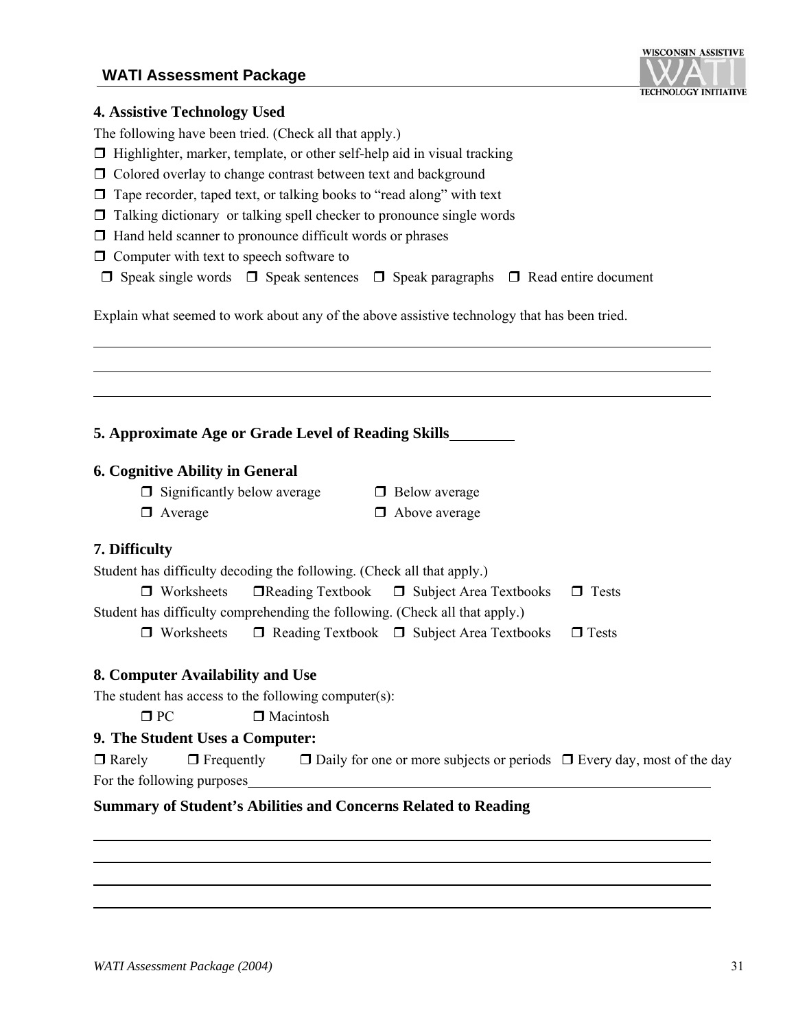### 4. Assistive Technology Used

The following have been tried. (Check all that apply.)

- ❒ Highlighter, marker, template, or other self-help aid in visual tracking
- ❒ Colored overlay to change contrast between text and background
- ❒ Tape recorder, taped text, or talking books to "read along" with text
- ❒ Talking dictionary or talking spell checker to pronounce single words
- ❒ Hand held scanner to pronounce difficult words or phrases
- ❒ Computer with text to speech software to

❒ Speak single words ❒ Speak sentences ❒ Speak paragraphs ❒ Read entire document

Explain what seemed to work about any of the above assistive technology that has been tried.

______________________________________________________________________

______________________________________________________________________

______________________________________________________________________

### 5. Approximate Age or Grade Level of Reading Skills________

### 6. Cognitive Ability in General

❒ Significantly below average ❒ Below average

❒ Average ❒ Above average

### 7. Difficulty

Student has difficulty decoding the following. (Check all that apply.)

❒ Worksheets ❒Reading Textbook ❒ Subject Area Textbooks ❒ Tests

Student has difficulty comprehending the following. (Check all that apply.)

❒ Worksheets ❒ Reading Textbook ❒ Subject Area Textbooks ❒ Tests

### 8. Computer Availability and Use

The student has access to the following computer(s):

❒ PC ❒ Macintosh

### 9. The Student Uses a Computer:

❒ Rarely ❒ Frequently ❒ Daily for one or more subjects or periods ❒ Every day, most of the day

For the following purposes______________________________________________

### Summary of Student's Abilities and Concerns Related to Reading

______________________________________________________________________

______________________________________________________________________

______________________________________________________________________

______________________________________________________________________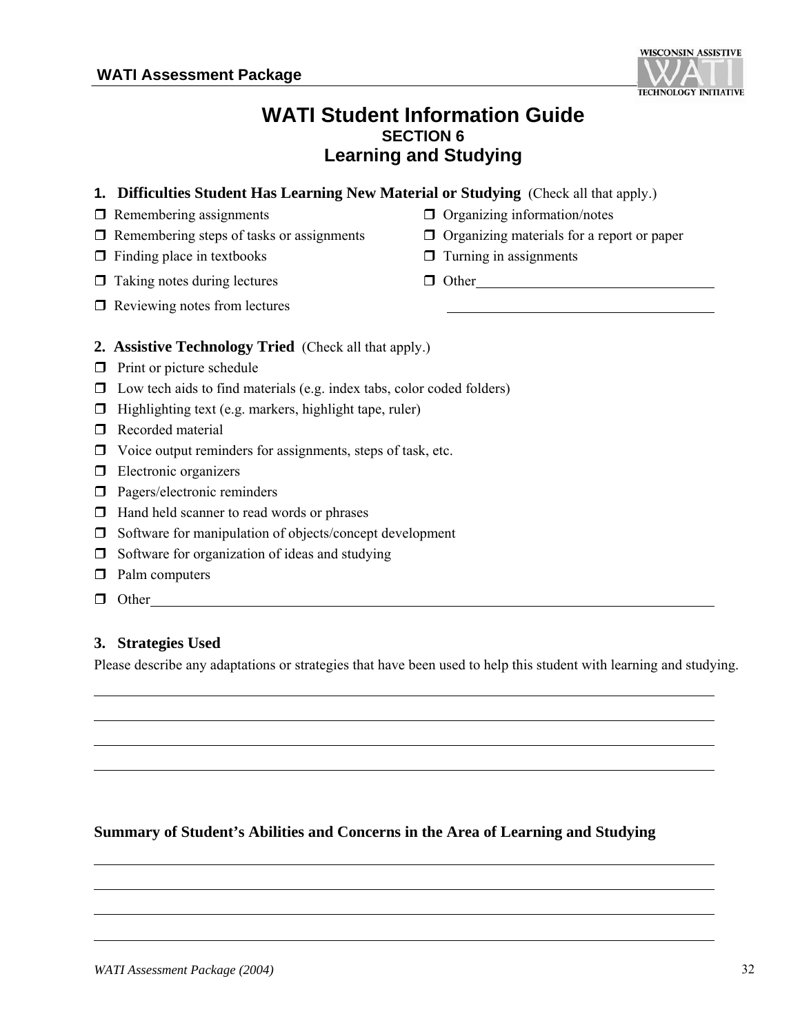# WATI Student Information Guide
## SECTION 6
## Learning and Studying

### 1. Difficulties Student Has Learning New Material or Studying (Check all that apply.)

- ❒ Remembering assignments
- ❒ Remembering steps of tasks or assignments
- ❒ Finding place in textbooks
- ❒ Taking notes during lectures
- ❒ Reviewing notes from lectures
- ❒ Organizing information/notes
- ❒ Organizing materials for a report or paper
- ❒ Turning in assignments
- ❒ Other\_\_\_\_\_\_\_\_\_\_\_\_\_\_\_\_\_\_\_\_\_\_\_\_\_\_\_\_\_\_\_\_\_\_\_\_

\_\_\_\_\_\_\_\_\_\_\_\_\_\_\_\_\_\_\_\_\_\_\_\_\_\_\_\_\_\_\_\_\_\_\_\_\_\_\_\_

### 2. Assistive Technology Tried (Check all that apply.)

- ❒ Print or picture schedule
- ❒ Low tech aids to find materials (e.g. index tabs, color coded folders)
- ❒ Highlighting text (e.g. markers, highlight tape, ruler)
- ❒ Recorded material
- ❒ Voice output reminders for assignments, steps of task, etc.
- ❒ Electronic organizers
- ❒ Pagers/electronic reminders
- ❒ Hand held scanner to read words or phrases
- ❒ Software for manipulation of objects/concept development
- ❒ Software for organization of ideas and studying
- ❒ Palm computers
- ❒ Other\_\_\_\_\_\_\_\_\_\_\_\_\_\_\_\_\_\_\_\_\_\_\_\_\_\_\_\_\_\_\_\_\_\_\_\_\_\_\_\_\_\_\_\_\_\_\_\_\_\_\_\_\_\_\_\_\_\_\_\_\_\_\_\_\_\_\_\_\_\_\_\_

### 3. Strategies Used

Please describe any adaptations or strategies that have been used to help this student with learning and studying.

\_\_\_\_\_\_\_\_\_\_\_\_\_\_\_\_\_\_\_\_\_\_\_\_\_\_\_\_\_\_\_\_\_\_\_\_\_\_\_\_\_\_\_\_\_\_\_\_\_\_\_\_\_\_\_\_\_\_\_\_\_\_\_\_\_\_\_\_\_\_\_\_\_\_\_\_\_\_\_\_\_\_\_\_

\_\_\_\_\_\_\_\_\_\_\_\_\_\_\_\_\_\_\_\_\_\_\_\_\_\_\_\_\_\_\_\_\_\_\_\_\_\_\_\_\_\_\_\_\_\_\_\_\_\_\_\_\_\_\_\_\_\_\_\_\_\_\_\_\_\_\_\_\_\_\_\_\_\_\_\_\_\_\_\_\_\_\_\_

\_\_\_\_\_\_\_\_\_\_\_\_\_\_\_\_\_\_\_\_\_\_\_\_\_\_\_\_\_\_\_\_\_\_\_\_\_\_\_\_\_\_\_\_\_\_\_\_\_\_\_\_\_\_\_\_\_\_\_\_\_\_\_\_\_\_\_\_\_\_\_\_\_\_\_\_\_\_\_\_\_\_\_\_

\_\_\_\_\_\_\_\_\_\_\_\_\_\_\_\_\_\_\_\_\_\_\_\_\_\_\_\_\_\_\_\_\_\_\_\_\_\_\_\_\_\_\_\_\_\_\_\_\_\_\_\_\_\_\_\_\_\_\_\_\_\_\_\_\_\_\_\_\_\_\_\_\_\_\_\_\_\_\_\_\_\_\_\_

### Summary of Student's Abilities and Concerns in the Area of Learning and Studying

\_\_\_\_\_\_\_\_\_\_\_\_\_\_\_\_\_\_\_\_\_\_\_\_\_\_\_\_\_\_\_\_\_\_\_\_\_\_\_\_\_\_\_\_\_\_\_\_\_\_\_\_\_\_\_\_\_\_\_\_\_\_\_\_\_\_\_\_\_\_\_\_\_\_\_\_\_\_\_\_\_\_\_\_

\_\_\_\_\_\_\_\_\_\_\_\_\_\_\_\_\_\_\_\_\_\_\_\_\_\_\_\_\_\_\_\_\_\_\_\_\_\_\_\_\_\_\_\_\_\_\_\_\_\_\_\_\_\_\_\_\_\_\_\_\_\_\_\_\_\_\_\_\_\_\_\_\_\_\_\_\_\_\_\_\_\_\_\_

\_\_\_\_\_\_\_\_\_\_\_\_\_\_\_\_\_\_\_\_\_\_\_\_\_\_\_\_\_\_\_\_\_\_\_\_\_\_\_\_\_\_\_\_\_\_\_\_\_\_\_\_\_\_\_\_\_\_\_\_\_\_\_\_\_\_\_\_\_\_\_\_\_\_\_\_\_\_\_\_\_\_\_\_

\_\_\_\_\_\_\_\_\_\_\_\_\_\_\_\_\_\_\_\_\_\_\_\_\_\_\_\_\_\_\_\_\_\_\_\_\_\_\_\_\_\_\_\_\_\_\_\_\_\_\_\_\_\_\_\_\_\_\_\_\_\_\_\_\_\_\_\_\_\_\_\_\_\_\_\_\_\_\_\_\_\_\_\_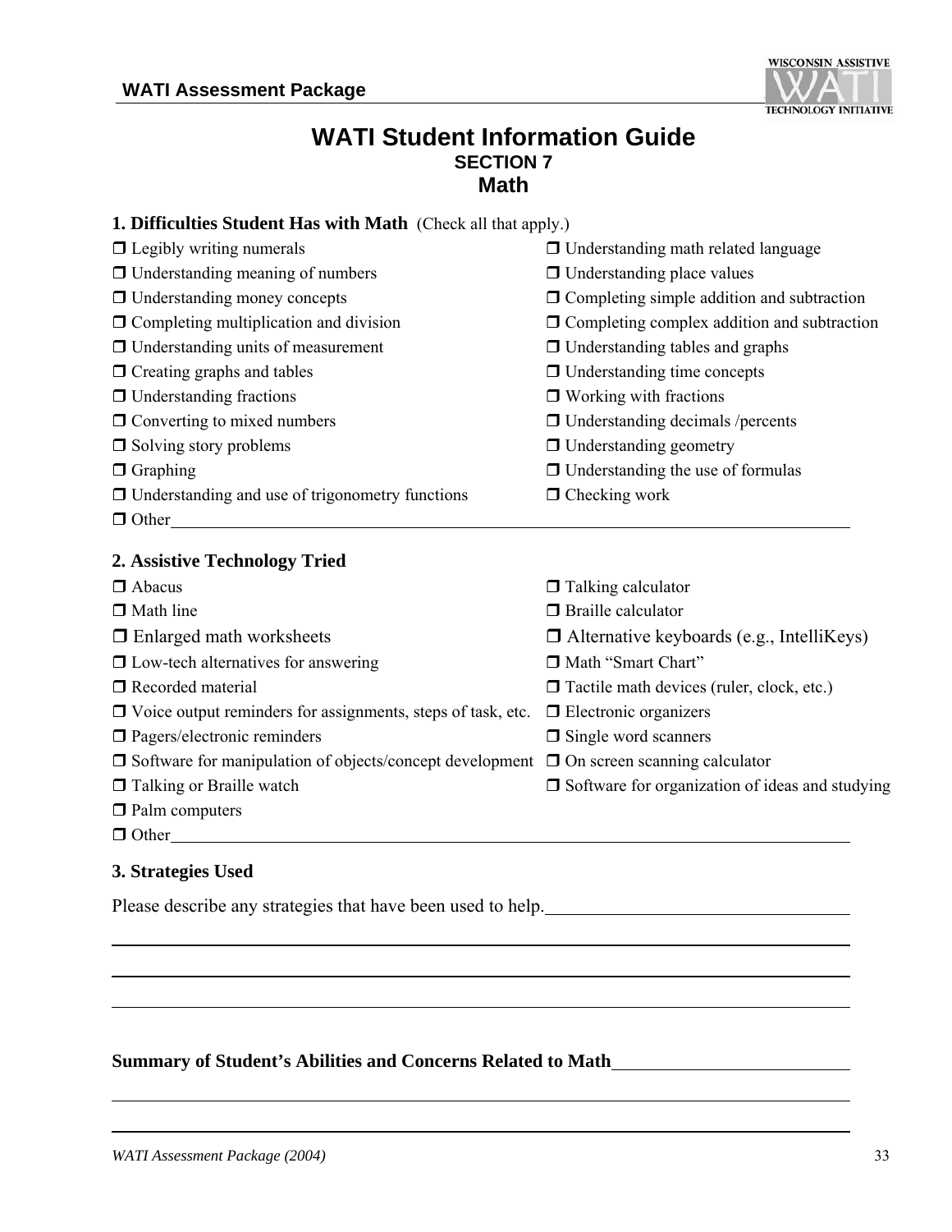# WATI Student Information Guide

## SECTION 7

## Math

**1. Difficulties Student Has with Math** (Check all that apply.)

- ❒ Legibly writing numerals
- ❒ Understanding math related language
- ❒ Understanding meaning of numbers
- ❒ Understanding place values
- ❒ Understanding money concepts
- ❒ Completing simple addition and subtraction
- ❒ Completing multiplication and division
- ❒ Completing complex addition and subtraction
- ❒ Understanding units of measurement
- ❒ Understanding tables and graphs
- ❒ Creating graphs and tables
- ❒ Understanding time concepts
- ❒ Understanding fractions
- ❒ Working with fractions
- ❒ Converting to mixed numbers
- ❒ Understanding decimals /percents
- ❒ Solving story problems
- ❒ Understanding geometry
- ❒ Graphing
- ❒ Understanding the use of formulas
- ❒ Understanding and use of trigonometry functions
- ❒ Checking work
- ❒ Other________________________________________________

**2. Assistive Technology Tried**

- ❒ Abacus
- ❒ Talking calculator
- ❒ Math line
- ❒ Braille calculator
- ❒ Enlarged math worksheets
- ❒ Alternative keyboards (e.g., IntelliKeys)
- ❒ Low-tech alternatives for answering
- ❒ Math "Smart Chart"
- ❒ Recorded material
- ❒ Tactile math devices (ruler, clock, etc.)
- ❒ Voice output reminders for assignments, steps of task, etc.
- ❒ Electronic organizers
- ❒ Pagers/electronic reminders
- ❒ Single word scanners
- ❒ Software for manipulation of objects/concept development
- ❒ On screen scanning calculator
- ❒ Talking or Braille watch
- ❒ Software for organization of ideas and studying
- ❒ Palm computers
- ❒ Other________________________________________________

**3. Strategies Used**

Please describe any strategies that have been used to help.________________________________________________

________________________________________________

________________________________________________

________________________________________________

**Summary of Student's Abilities and Concerns Related to Math**________________________________________________

________________________________________________

________________________________________________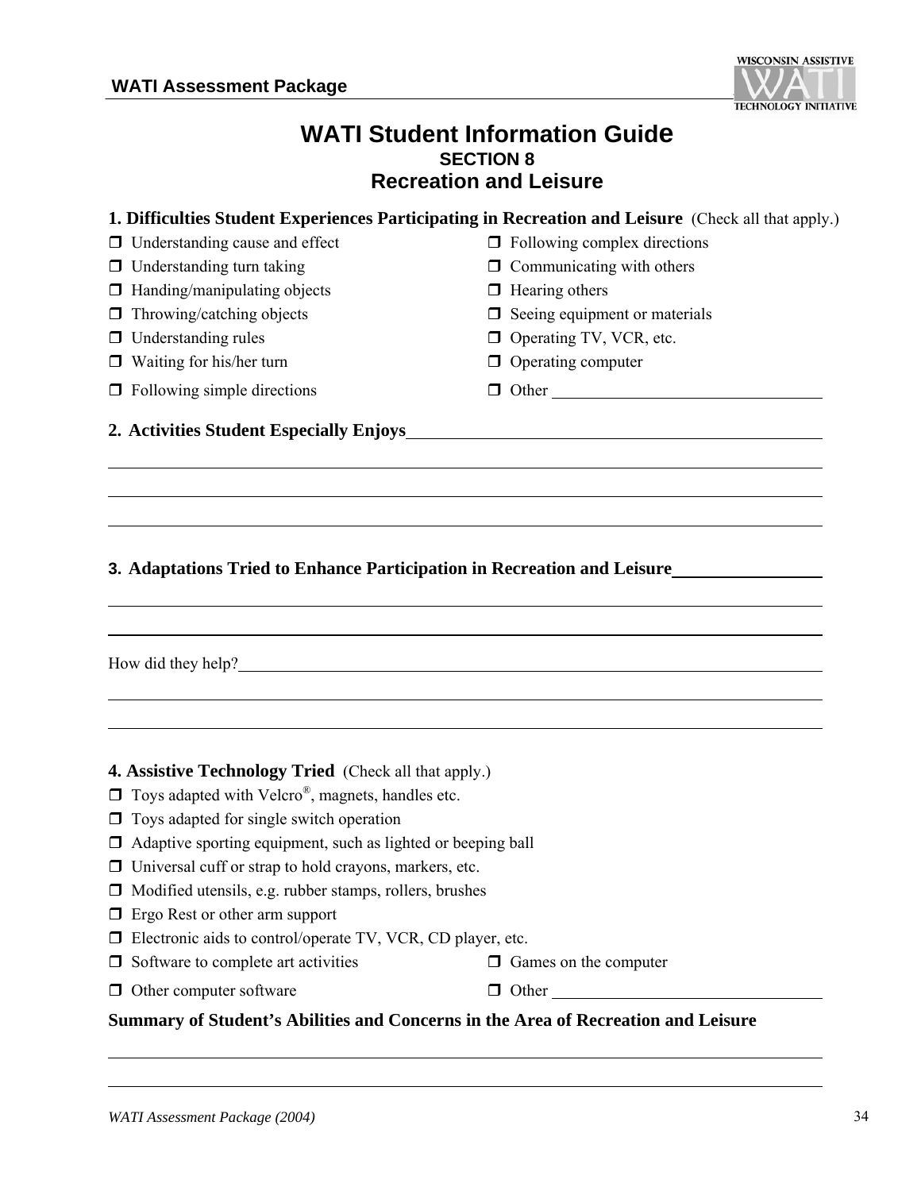# WATI Student Information Guide

## SECTION 8

## Recreation and Leisure

**1. Difficulties Student Experiences Participating in Recreation and Leisure** (Check all that apply.)

- ❐ Understanding cause and effect
- ❐ Understanding turn taking
- ❐ Handing/manipulating objects
- ❐ Throwing/catching objects
- ❐ Understanding rules
- ❐ Waiting for his/her turn
- ❐ Following simple directions
- ❐ Following complex directions
- ❐ Communicating with others
- ❐ Hearing others
- ❐ Seeing equipment or materials
- ❐ Operating TV, VCR, etc.
- ❐ Operating computer
- ❐ Other ________________________________

**2. Activities Student Especially Enjoys**________________________________________________

____________________________________________________________________________

____________________________________________________________________________

____________________________________________________________________________

**3. Adaptations Tried to Enhance Participation in Recreation and Leisure**________________

____________________________________________________________________________

____________________________________________________________________________

How did they help?____________________________________________________________

____________________________________________________________________________

____________________________________________________________________________

**4. Assistive Technology Tried** (Check all that apply.)

- ❐ Toys adapted with Velcro®, magnets, handles etc.
- ❐ Toys adapted for single switch operation
- ❐ Adaptive sporting equipment, such as lighted or beeping ball
- ❐ Universal cuff or strap to hold crayons, markers, etc.
- ❐ Modified utensils, e.g. rubber stamps, rollers, brushes
- ❐ Ergo Rest or other arm support
- ❐ Electronic aids to control/operate TV, VCR, CD player, etc.
- ❐ Software to complete art activities
- ❐ Games on the computer
- ❐ Other computer software
- ❐ Other ________________________________

**Summary of Student's Abilities and Concerns in the Area of Recreation and Leisure**

____________________________________________________________________________

____________________________________________________________________________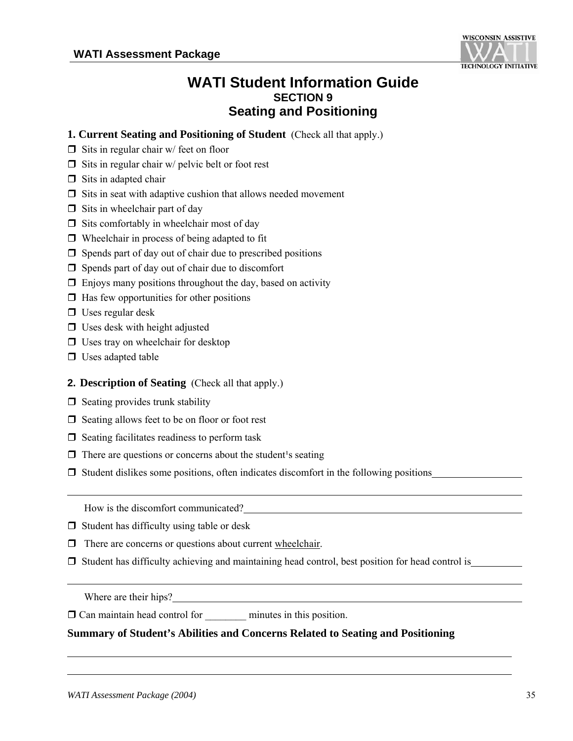# WATI Student Information Guide

## SECTION 9

## Seating and Positioning

**1. Current Seating and Positioning of Student** (Check all that apply.)

- ☐ Sits in regular chair w/ feet on floor
- ☐ Sits in regular chair w/ pelvic belt or foot rest
- ☐ Sits in adapted chair
- ☐ Sits in seat with adaptive cushion that allows needed movement
- ☐ Sits in wheelchair part of day
- ☐ Sits comfortably in wheelchair most of day
- ☐ Wheelchair in process of being adapted to fit
- ☐ Spends part of day out of chair due to prescribed positions
- ☐ Spends part of day out of chair due to discomfort
- ☐ Enjoys many positions throughout the day, based on activity
- ☐ Has few opportunities for other positions
- ☐ Uses regular desk
- ☐ Uses desk with height adjusted
- ☐ Uses tray on wheelchair for desktop
- ☐ Uses adapted table

**2. Description of Seating** (Check all that apply.)

- ☐ Seating provides trunk stability
- ☐ Seating allows feet to be on floor or foot rest
- ☐ Seating facilitates readiness to perform task
- ☐ There are questions or concerns about the student's seating
- ☐ Student dislikes some positions, often indicates discomfort in the following positions__________________

__________________________________________________________________________

  How is the discomfort communicated?__________________________________________

- ☐ Student has difficulty using table or desk
- ☐ There are concerns or questions about current wheelchair.
- ☐ Student has difficulty achieving and maintaining head control, best position for head control is__________

__________________________________________________________________________

  Where are their hips?__________________________________________________

- ☐ Can maintain head control for ________ minutes in this position.

**Summary of Student's Abilities and Concerns Related to Seating and Positioning**

__________________________________________________________________________

__________________________________________________________________________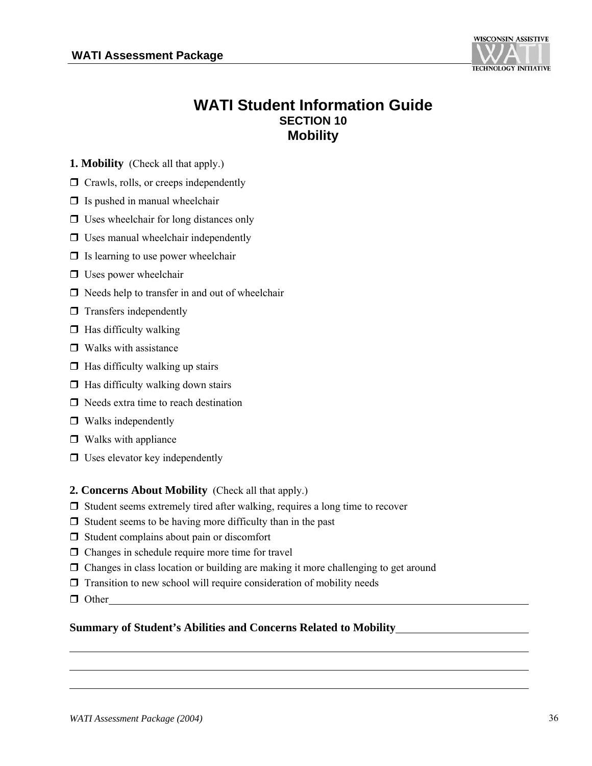# WATI Student Information Guide

## SECTION 10

## Mobility

**1. Mobility** (Check all that apply.)

- ❒ Crawls, rolls, or creeps independently
- ❒ Is pushed in manual wheelchair
- ❒ Uses wheelchair for long distances only
- ❒ Uses manual wheelchair independently
- ❒ Is learning to use power wheelchair
- ❒ Uses power wheelchair
- ❒ Needs help to transfer in and out of wheelchair
- ❒ Transfers independently
- ❒ Has difficulty walking
- ❒ Walks with assistance
- ❒ Has difficulty walking up stairs
- ❒ Has difficulty walking down stairs
- ❒ Needs extra time to reach destination
- ❒ Walks independently
- ❒ Walks with appliance
- ❒ Uses elevator key independently

**2. Concerns About Mobility** (Check all that apply.)

- ❒ Student seems extremely tired after walking, requires a long time to recover
- ❒ Student seems to be having more difficulty than in the past
- ❒ Student complains about pain or discomfort
- ❒ Changes in schedule require more time for travel
- ❒ Changes in class location or building are making it more challenging to get around
- ❒ Transition to new school will require consideration of mobility needs
- ❒ Other_______________________________________________

**Summary of Student's Abilities and Concerns Related to Mobility**_______________

_______________________________________________

_______________________________________________

_______________________________________________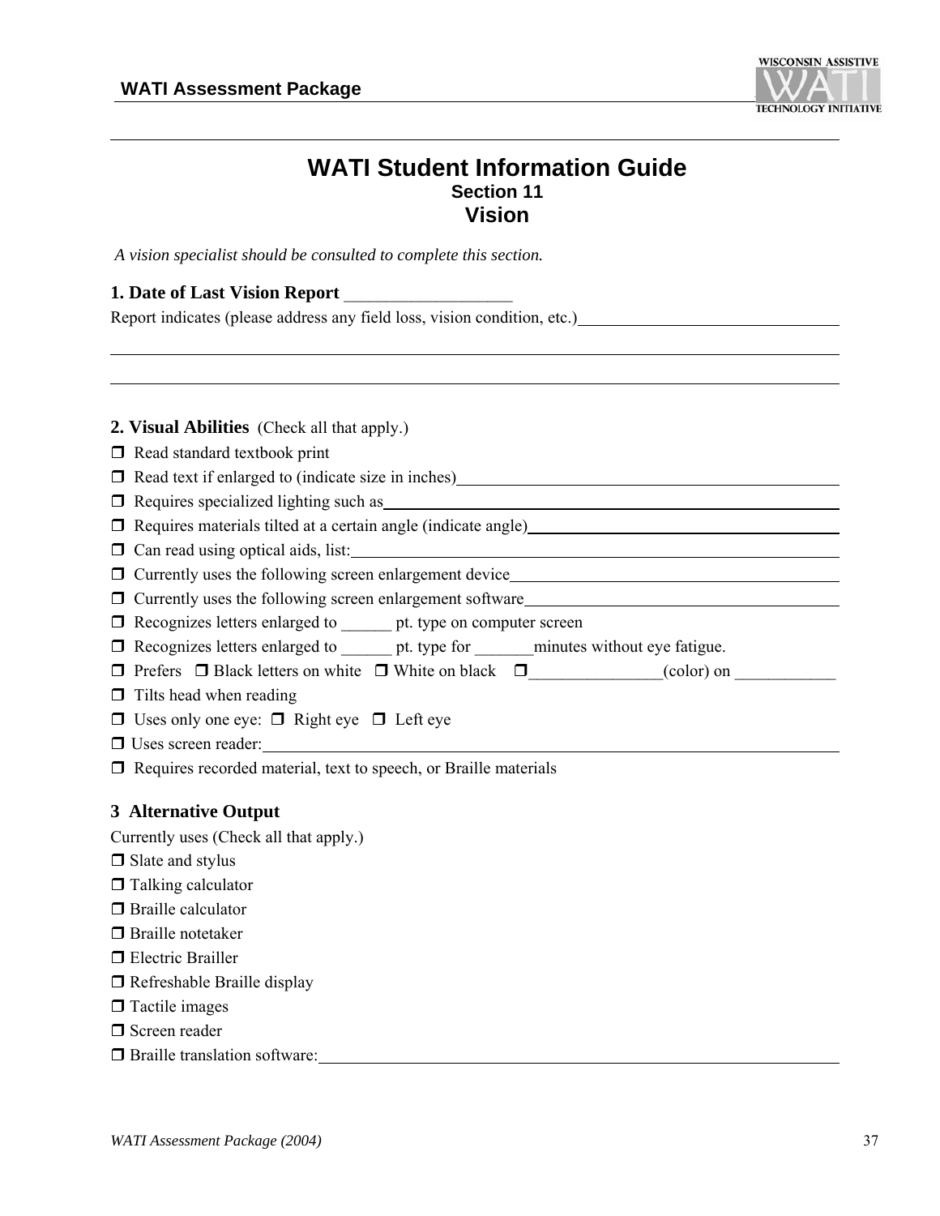# WATI Student Information Guide

## Section 11

## Vision

*A vision specialist should be consulted to complete this section.*

**1. Date of Last Vision Report** ___________________

Report indicates (please address any field loss, vision condition, etc.)______________________________

_______________________________________________________________________________

_______________________________________________________________________________

**2. Visual Abilities** (Check all that apply.)

- ❒ Read standard textbook print
- ❒ Read text if enlarged to (indicate size in inches)______________________________
- ❒ Requires specialized lighting such as______________________________
- ❒ Requires materials tilted at a certain angle (indicate angle)______________________________
- ❒ Can read using optical aids, list:______________________________
- ❒ Currently uses the following screen enlargement device______________________________
- ❒ Currently uses the following screen enlargement software______________________________
- ❒ Recognizes letters enlarged to ______ pt. type on computer screen
- ❒ Recognizes letters enlarged to ______ pt. type for _______minutes without eye fatigue.
- ❒ Prefers ❒ Black letters on white ❒ White on black ❒________________(color) on ____________
- ❒ Tilts head when reading
- ❒ Uses only one eye: ❒ Right eye ❒ Left eye
- ❒ Uses screen reader:______________________________
- ❒ Requires recorded material, text to speech, or Braille materials

**3 Alternative Output**

Currently uses (Check all that apply.)

- ❒ Slate and stylus
- ❒ Talking calculator
- ❒ Braille calculator
- ❒ Braille notetaker
- ❒ Electric Brailler
- ❒ Refreshable Braille display
- ❒ Tactile images
- ❒ Screen reader
- ❒ Braille translation software:______________________________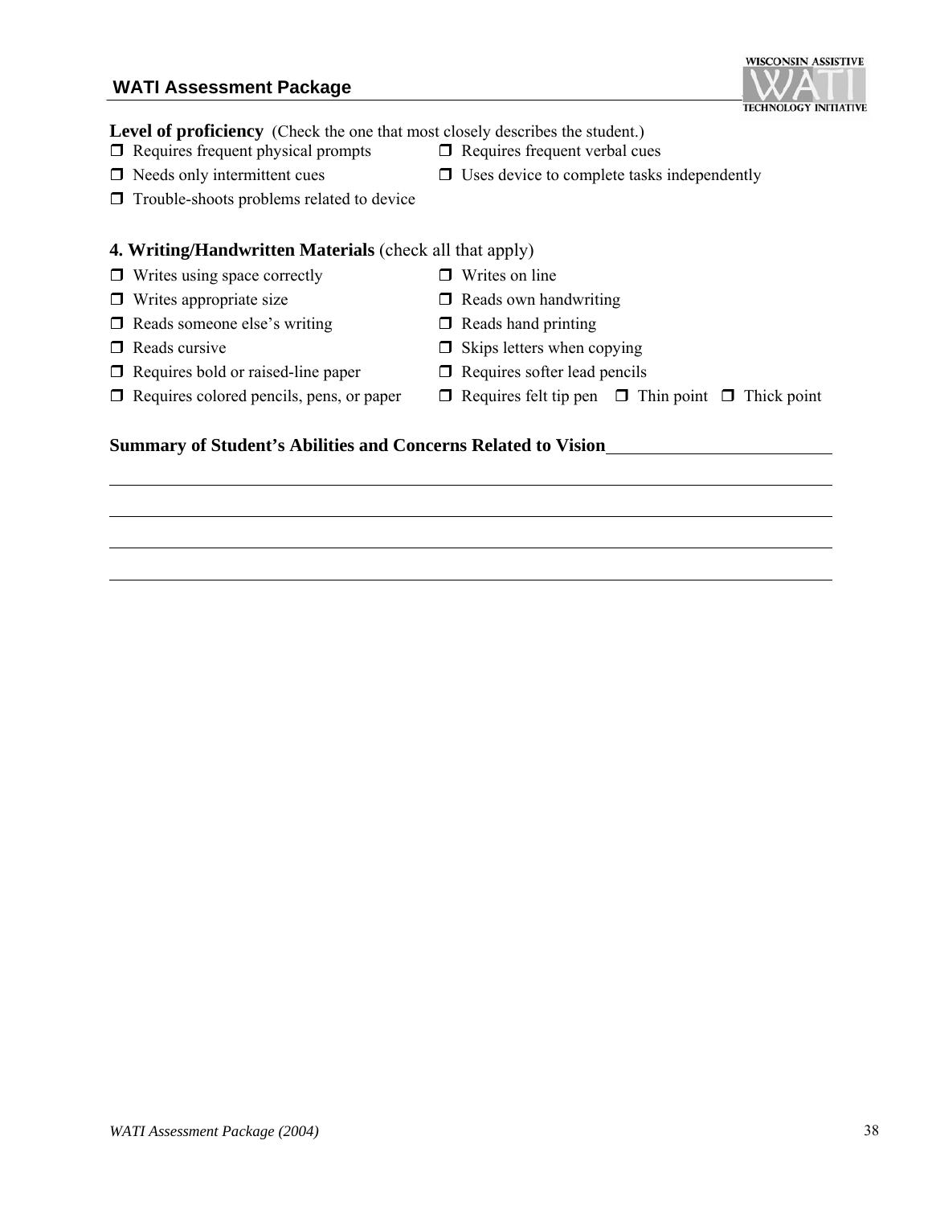**Level of proficiency** (Check the one that most closely describes the student.)

- ❐ Requires frequent physical prompts
- ❐ Requires frequent verbal cues
- ❐ Needs only intermittent cues
- ❐ Uses device to complete tasks independently
- ❐ Trouble-shoots problems related to device

**4. Writing/Handwritten Materials** (check all that apply)

- ❐ Writes using space correctly
- ❐ Writes on line
- ❐ Writes appropriate size
- ❐ Reads own handwriting
- ❐ Reads someone else's writing
- ❐ Reads hand printing
- ❐ Reads cursive
- ❐ Skips letters when copying
- ❐ Requires bold or raised-line paper
- ❐ Requires softer lead pencils
- ❐ Requires colored pencils, pens, or paper
- ❐ Requires felt tip pen ❐ Thin point ❐ Thick point

**Summary of Student's Abilities and Concerns Related to Vision**\_\_\_\_\_\_\_\_\_\_\_\_\_\_\_\_\_\_\_\_\_\_\_\_

\_\_\_\_\_\_\_\_\_\_\_\_\_\_\_\_\_\_\_\_\_\_\_\_\_\_\_\_\_\_\_\_\_\_\_\_\_\_\_\_\_\_\_\_\_\_\_\_\_\_\_\_\_\_\_\_\_\_\_\_\_\_\_\_\_\_\_\_\_\_

\_\_\_\_\_\_\_\_\_\_\_\_\_\_\_\_\_\_\_\_\_\_\_\_\_\_\_\_\_\_\_\_\_\_\_\_\_\_\_\_\_\_\_\_\_\_\_\_\_\_\_\_\_\_\_\_\_\_\_\_\_\_\_\_\_\_\_\_\_\_

\_\_\_\_\_\_\_\_\_\_\_\_\_\_\_\_\_\_\_\_\_\_\_\_\_\_\_\_\_\_\_\_\_\_\_\_\_\_\_\_\_\_\_\_\_\_\_\_\_\_\_\_\_\_\_\_\_\_\_\_\_\_\_\_\_\_\_\_\_\_

\_\_\_\_\_\_\_\_\_\_\_\_\_\_\_\_\_\_\_\_\_\_\_\_\_\_\_\_\_\_\_\_\_\_\_\_\_\_\_\_\_\_\_\_\_\_\_\_\_\_\_\_\_\_\_\_\_\_\_\_\_\_\_\_\_\_\_\_\_\_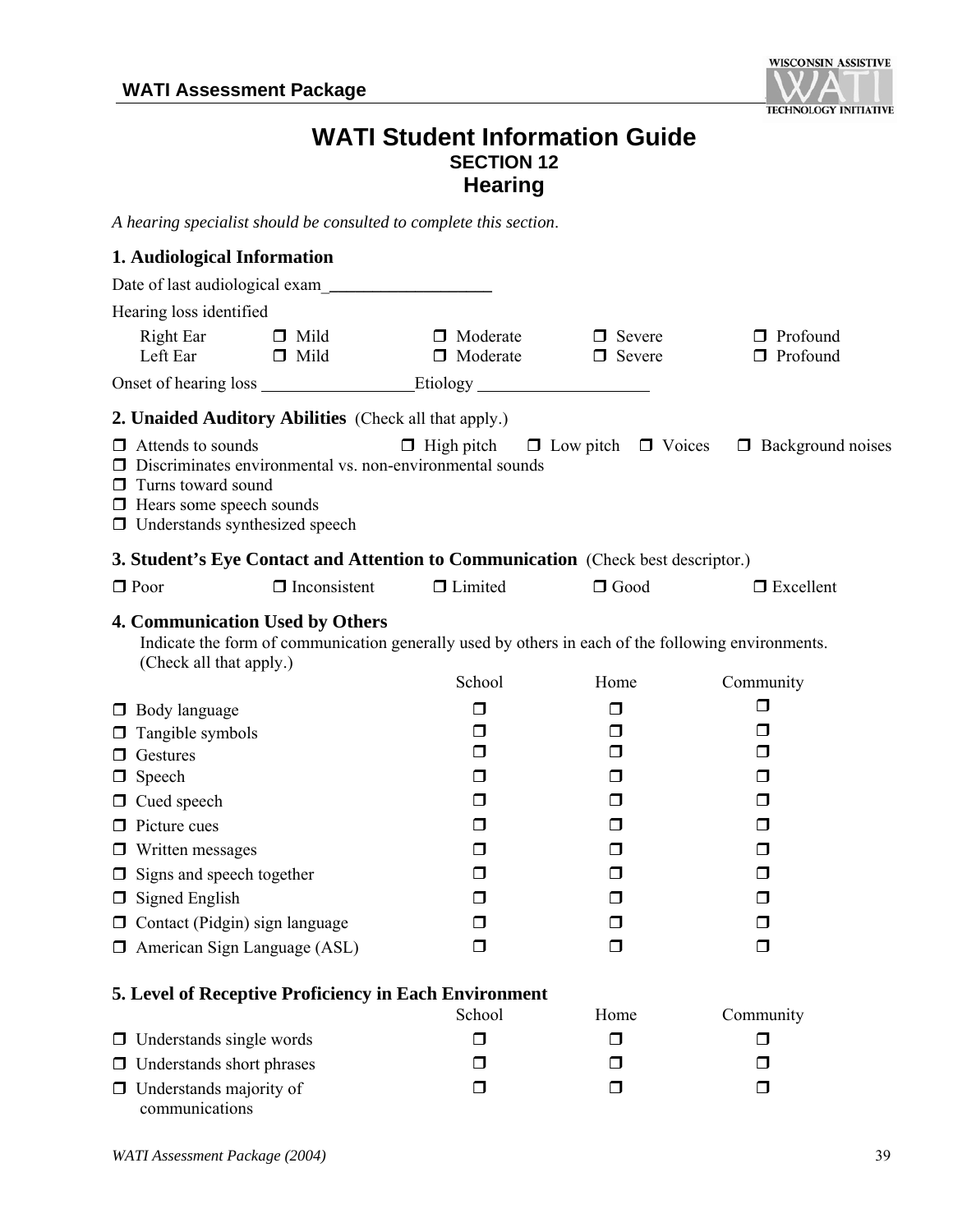# WATI Student Information Guide

## SECTION 12
## Hearing

*A hearing specialist should be consulted to complete this section*.

### 1. Audiological Information

Date of last audiological exam____________________

Hearing loss identified

| | | | | |
|---|---|---|---|---|
| Right Ear | ❒ Mild | ❒ Moderate | ❒ Severe | ❒ Profound |
| Left Ear | ❒ Mild | ❒ Moderate | ❒ Severe | ❒ Profound |

Onset of hearing loss ____________________ Etiology ____________________

### 2. Unaided Auditory Abilities (Check all that apply.)

- ❒ Attends to sounds ❒ High pitch ❒ Low pitch ❒ Voices ❒ Background noises
- ❒ Discriminates environmental vs. non-environmental sounds
- ❒ Turns toward sound
- ❒ Hears some speech sounds
- ❒ Understands synthesized speech

### 3. Student's Eye Contact and Attention to Communication (Check best descriptor.)

❒ Poor ❒ Inconsistent ❒ Limited ❒ Good ❒ Excellent

### 4. Communication Used by Others

Indicate the form of communication generally used by others in each of the following environments. (Check all that apply.)

| | School | Home | Community |
|---|---|---|---|
| ❒ Body language | ❒ | ❒ | ❒ |
| ❒ Tangible symbols | ❒ | ❒ | ❒ |
| ❒ Gestures | ❒ | ❒ | ❒ |
| ❒ Speech | ❒ | ❒ | ❒ |
| ❒ Cued speech | ❒ | ❒ | ❒ |
| ❒ Picture cues | ❒ | ❒ | ❒ |
| ❒ Written messages | ❒ | ❒ | ❒ |
| ❒ Signs and speech together | ❒ | ❒ | ❒ |
| ❒ Signed English | ❒ | ❒ | ❒ |
| ❒ Contact (Pidgin) sign language | ❒ | ❒ | ❒ |
| ❒ American Sign Language (ASL) | ❒ | ❒ | ❒ |

### 5. Level of Receptive Proficiency in Each Environment

| | School | Home | Community |
|---|---|---|---|
| ❒ Understands single words | ❒ | ❒ | ❒ |
| ❒ Understands short phrases | ❒ | ❒ | ❒ |
| ❒ Understands majority of communications | ❒ | ❒ | ❒ |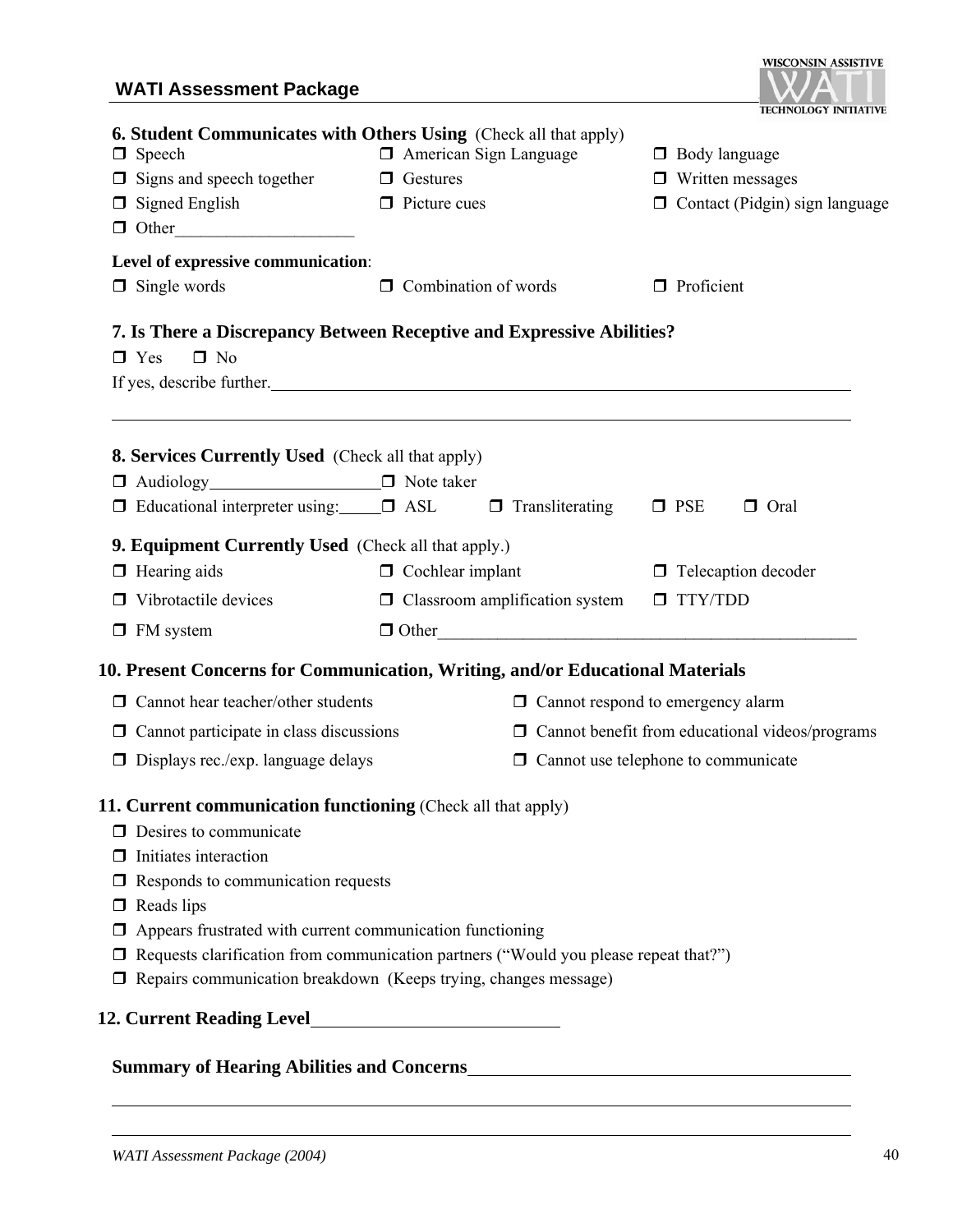**6. Student Communicates with Others Using** (Check all that apply)

- ☐ Speech
- ☐ American Sign Language
- ☐ Body language
- ☐ Signs and speech together
- ☐ Gestures
- ☐ Written messages
- ☐ Signed English
- ☐ Picture cues
- ☐ Contact (Pidgin) sign language
- ☐ Other____________________

**Level of expressive communication**:

- ☐ Single words
- ☐ Combination of words
- ☐ Proficient

**7. Is There a Discrepancy Between Receptive and Expressive Abilities?**

☐ Yes ☐ No

If yes, describe further.______________________________________________________________

______________________________________________________________________________

**8. Services Currently Used** (Check all that apply)

- ☐ Audiology____________________
- ☐ Note taker
- ☐ Educational interpreter using:_____ ☐ ASL ☐ Transliterating ☐ PSE ☐ Oral

**9. Equipment Currently Used** (Check all that apply.)

- ☐ Hearing aids
- ☐ Cochlear implant
- ☐ Telecaption decoder
- ☐ Vibrotactile devices
- ☐ Classroom amplification system
- ☐ TTY/TDD
- ☐ FM system
- ☐ Other__________________________________________________

**10. Present Concerns for Communication, Writing, and/or Educational Materials**

- ☐ Cannot hear teacher/other students
- ☐ Cannot respond to emergency alarm
- ☐ Cannot participate in class discussions
- ☐ Cannot benefit from educational videos/programs
- ☐ Displays rec./exp. language delays
- ☐ Cannot use telephone to communicate

**11. Current communication functioning** (Check all that apply)

- ☐ Desires to communicate
- ☐ Initiates interaction
- ☐ Responds to communication requests
- ☐ Reads lips
- ☐ Appears frustrated with current communication functioning
- ☐ Requests clarification from communication partners ("Would you please repeat that?")
- ☐ Repairs communication breakdown (Keeps trying, changes message)

**12. Current Reading Level**____________________________

**Summary of Hearing Abilities and Concerns**__________________________________________

______________________________________________________________________________

______________________________________________________________________________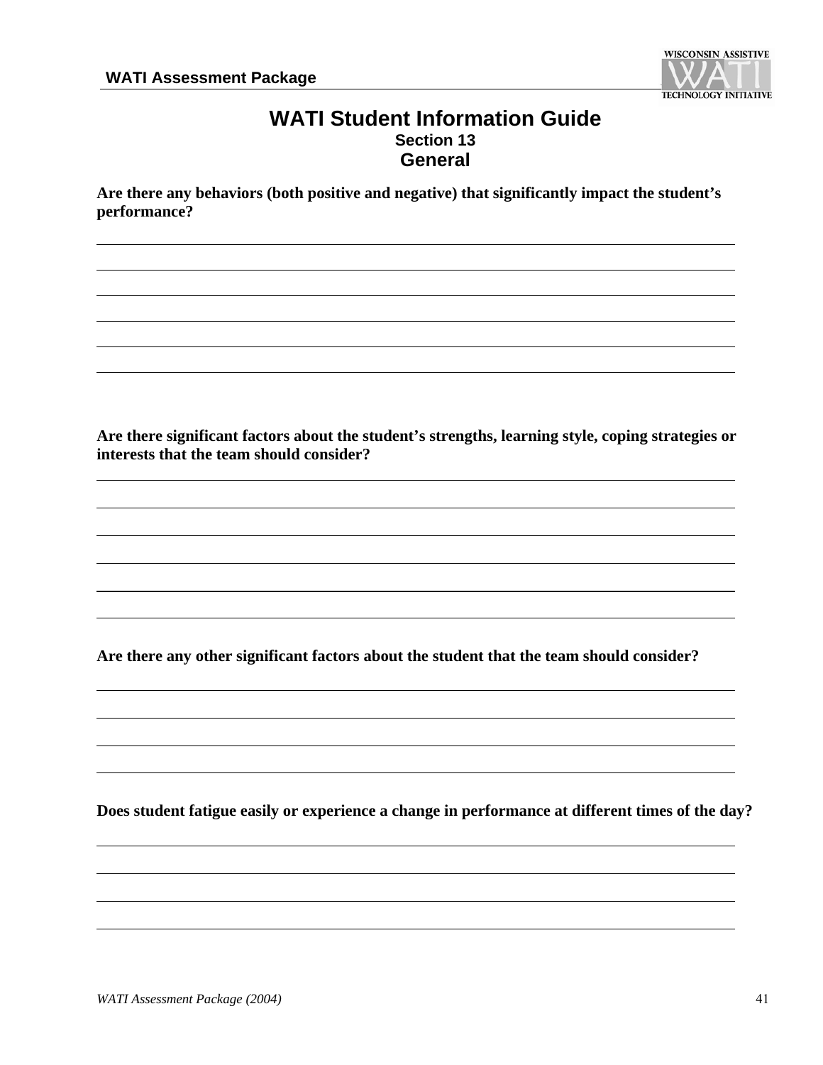# WATI Student Information Guide

### Section 13

## General

**Are there any behaviors (both positive and negative) that significantly impact the student's performance?**

______________________________________________________________________________

______________________________________________________________________________

______________________________________________________________________________

______________________________________________________________________________

______________________________________________________________________________

______________________________________________________________________________

**Are there significant factors about the student's strengths, learning style, coping strategies or interests that the team should consider?**

______________________________________________________________________________

______________________________________________________________________________

______________________________________________________________________________

______________________________________________________________________________

______________________________________________________________________________

______________________________________________________________________________

**Are there any other significant factors about the student that the team should consider?**

______________________________________________________________________________

______________________________________________________________________________

______________________________________________________________________________

______________________________________________________________________________

**Does student fatigue easily or experience a change in performance at different times of the day?**

______________________________________________________________________________

______________________________________________________________________________

______________________________________________________________________________

______________________________________________________________________________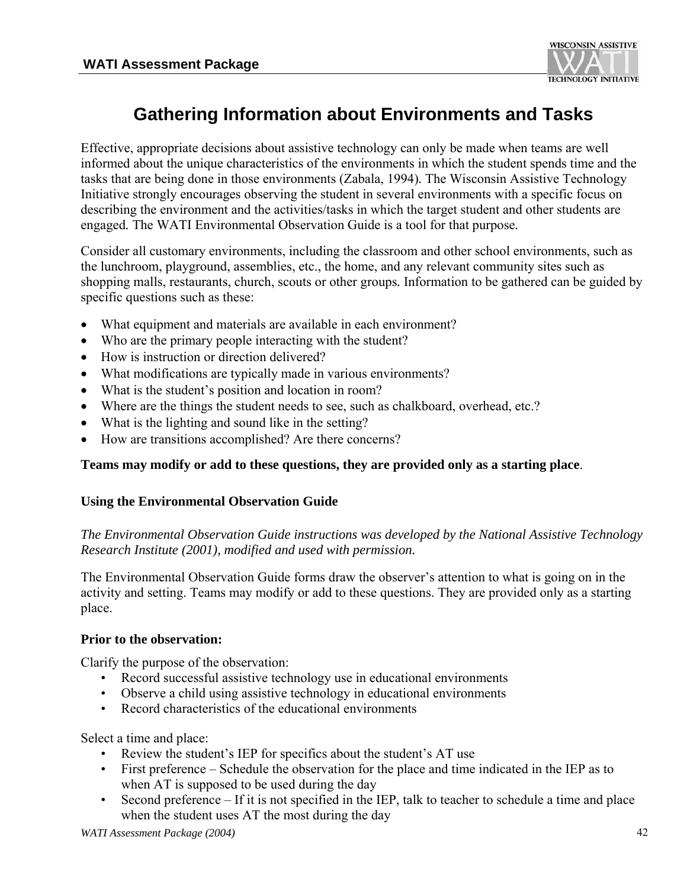# Gathering Information about Environments and Tasks

Effective, appropriate decisions about assistive technology can only be made when teams are well informed about the unique characteristics of the environments in which the student spends time and the tasks that are being done in those environments (Zabala, 1994). The Wisconsin Assistive Technology Initiative strongly encourages observing the student in several environments with a specific focus on describing the environment and the activities/tasks in which the target student and other students are engaged*.* The WATI Environmental Observation Guide is a tool for that purpose.

Consider all customary environments, including the classroom and other school environments, such as the lunchroom, playground, assemblies, etc., the home, and any relevant community sites such as shopping malls, restaurants, church, scouts or other groups*.* Information to be gathered can be guided by specific questions such as these:

- What equipment and materials are available in each environment?
- Who are the primary people interacting with the student?
- How is instruction or direction delivered?
- What modifications are typically made in various environments?
- What is the student's position and location in room?
- Where are the things the student needs to see, such as chalkboard, overhead, etc.?
- What is the lighting and sound like in the setting?
- How are transitions accomplished? Are there concerns?

**Teams may modify or add to these questions, they are provided only as a starting place**.

### Using the Environmental Observation Guide

*The Environmental Observation Guide instructions was developed by the National Assistive Technology Research Institute (2001), modified and used with permission.*

The Environmental Observation Guide forms draw the observer's attention to what is going on in the activity and setting. Teams may modify or add to these questions. They are provided only as a starting place.

**Prior to the observation:**

Clarify the purpose of the observation:

- Record successful assistive technology use in educational environments
- Observe a child using assistive technology in educational environments
- Record characteristics of the educational environments

Select a time and place:

- Review the student's IEP for specifics about the student's AT use
- First preference – Schedule the observation for the place and time indicated in the IEP as to when AT is supposed to be used during the day
- Second preference – If it is not specified in the IEP, talk to teacher to schedule a time and place when the student uses AT the most during the day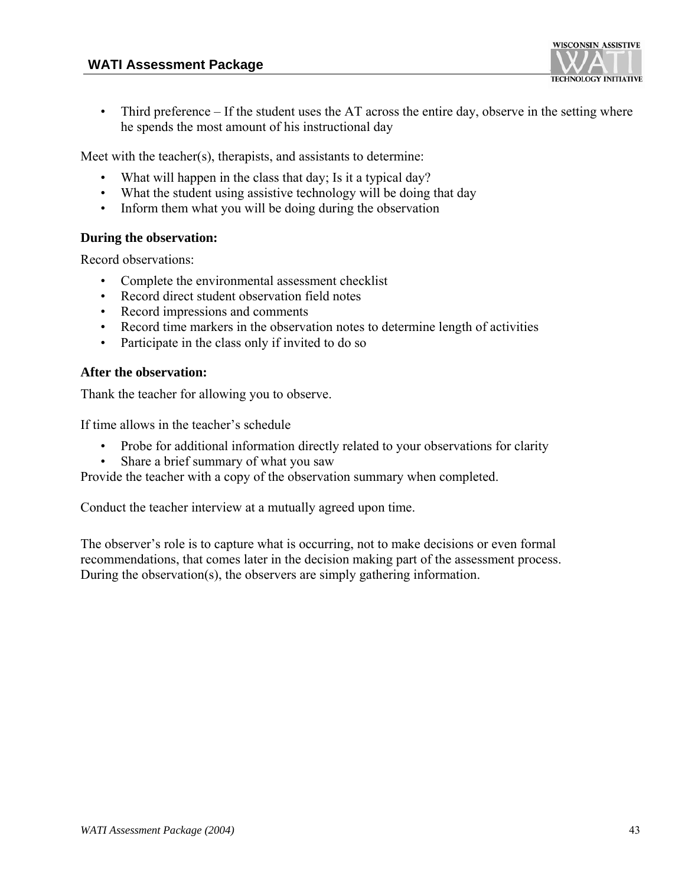- Third preference – If the student uses the AT across the entire day, observe in the setting where he spends the most amount of his instructional day

Meet with the teacher(s), therapists, and assistants to determine:

- What will happen in the class that day; Is it a typical day?
- What the student using assistive technology will be doing that day
- Inform them what you will be doing during the observation

**During the observation:**

Record observations:

- Complete the environmental assessment checklist
- Record direct student observation field notes
- Record impressions and comments
- Record time markers in the observation notes to determine length of activities
- Participate in the class only if invited to do so

**After the observation:**

Thank the teacher for allowing you to observe.

If time allows in the teacher's schedule

- Probe for additional information directly related to your observations for clarity
- Share a brief summary of what you saw

Provide the teacher with a copy of the observation summary when completed.

Conduct the teacher interview at a mutually agreed upon time.

The observer's role is to capture what is occurring, not to make decisions or even formal recommendations, that comes later in the decision making part of the assessment process. During the observation(s), the observers are simply gathering information.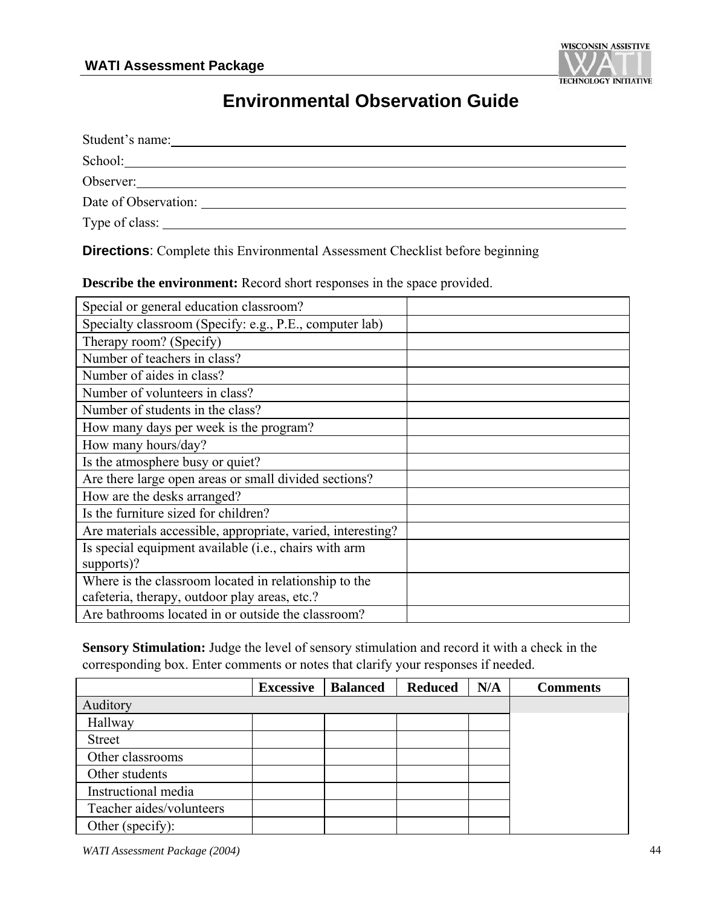# Environmental Observation Guide

Student's name:

School:

Observer:

Date of Observation:

Type of class:

**Directions**: Complete this Environmental Assessment Checklist before beginning

**Describe the environment:** Record short responses in the space provided.

| | |
|---|---|
| Special or general education classroom? | |
| Specialty classroom (Specify: e.g., P.E., computer lab) | |
| Therapy room? (Specify) | |
| Number of teachers in class? | |
| Number of aides in class? | |
| Number of volunteers in class? | |
| Number of students in the class? | |
| How many days per week is the program? | |
| How many hours/day? | |
| Is the atmosphere busy or quiet? | |
| Are there large open areas or small divided sections? | |
| How are the desks arranged? | |
| Is the furniture sized for children? | |
| Are materials accessible, appropriate, varied, interesting? | |
| Is special equipment available (i.e., chairs with arm supports)? | |
| Where is the classroom located in relationship to the cafeteria, therapy, outdoor play areas, etc.? | |
| Are bathrooms located in or outside the classroom? | |

**Sensory Stimulation:** Judge the level of sensory stimulation and record it with a check in the corresponding box. Enter comments or notes that clarify your responses if needed.

| | Excessive | Balanced | Reduced | N/A | Comments |
|---|---|---|---|---|---|
| Auditory | | | | | |
| Hallway | | | | | |
| Street | | | | | |
| Other classrooms | | | | | |
| Other students | | | | | |
| Instructional media | | | | | |
| Teacher aides/volunteers | | | | | |
| Other (specify): | | | | | |

*WATI Assessment Package (2004)*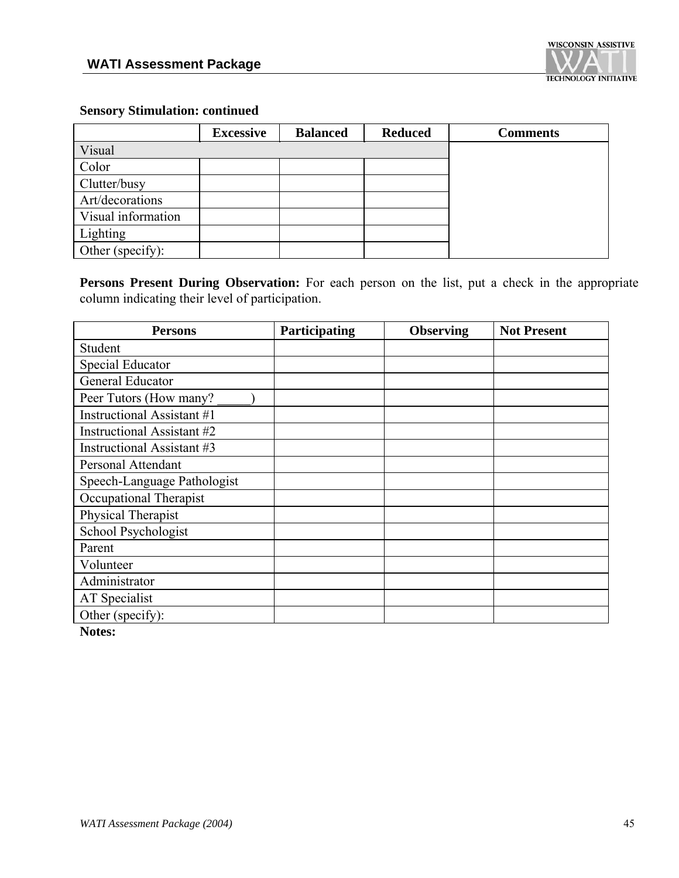**Sensory Stimulation: continued**

| | Excessive | Balanced | Reduced | Comments |
|---|---|---|---|---|
| Visual | | | | |
| Color | | | | |
| Clutter/busy | | | | |
| Art/decorations | | | | |
| Visual information | | | | |
| Lighting | | | | |
| Other (specify): | | | | |

**Persons Present During Observation:** For each person on the list, put a check in the appropriate column indicating their level of participation.

| Persons | Participating | Observing | Not Present |
|---|---|---|---|
| Student | | | |
| Special Educator | | | |
| General Educator | | | |
| Peer Tutors (How many? _____) | | | |
| Instructional Assistant #1 | | | |
| Instructional Assistant #2 | | | |
| Instructional Assistant #3 | | | |
| Personal Attendant | | | |
| Speech-Language Pathologist | | | |
| Occupational Therapist | | | |
| Physical Therapist | | | |
| School Psychologist | | | |
| Parent | | | |
| Volunteer | | | |
| Administrator | | | |
| AT Specialist | | | |
| Other (specify): | | | |

**Notes:**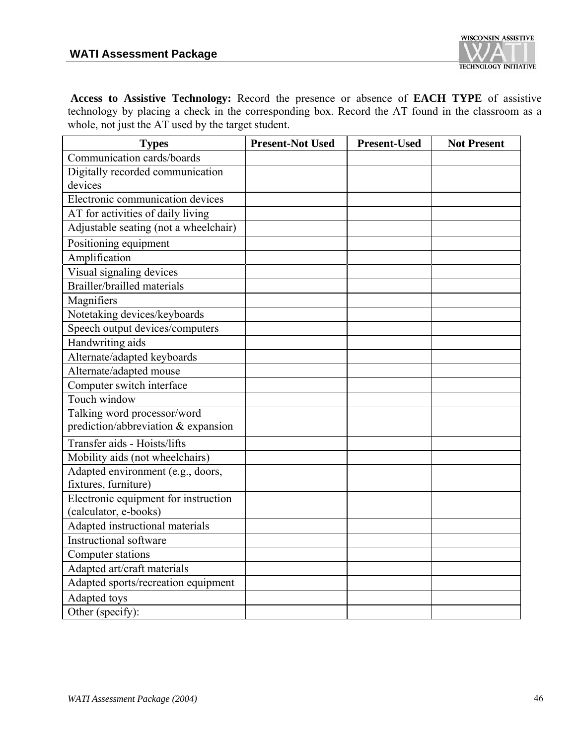**Access to Assistive Technology:** Record the presence or absence of **EACH TYPE** of assistive technology by placing a check in the corresponding box. Record the AT found in the classroom as a whole, not just the AT used by the target student.

| Types | Present-Not Used | Present-Used | Not Present |
|---|---|---|---|
| Communication cards/boards | | | |
| Digitally recorded communication devices | | | |
| Electronic communication devices | | | |
| AT for activities of daily living | | | |
| Adjustable seating (not a wheelchair) | | | |
| Positioning equipment | | | |
| Amplification | | | |
| Visual signaling devices | | | |
| Brailler/brailled materials | | | |
| Magnifiers | | | |
| Notetaking devices/keyboards | | | |
| Speech output devices/computers | | | |
| Handwriting aids | | | |
| Alternate/adapted keyboards | | | |
| Alternate/adapted mouse | | | |
| Computer switch interface | | | |
| Touch window | | | |
| Talking word processor/word prediction/abbreviation & expansion | | | |
| Transfer aids - Hoists/lifts | | | |
| Mobility aids (not wheelchairs) | | | |
| Adapted environment (e.g., doors, fixtures, furniture) | | | |
| Electronic equipment for instruction (calculator, e-books) | | | |
| Adapted instructional materials | | | |
| Instructional software | | | |
| Computer stations | | | |
| Adapted art/craft materials | | | |
| Adapted sports/recreation equipment | | | |
| Adapted toys | | | |
| Other (specify): | | | |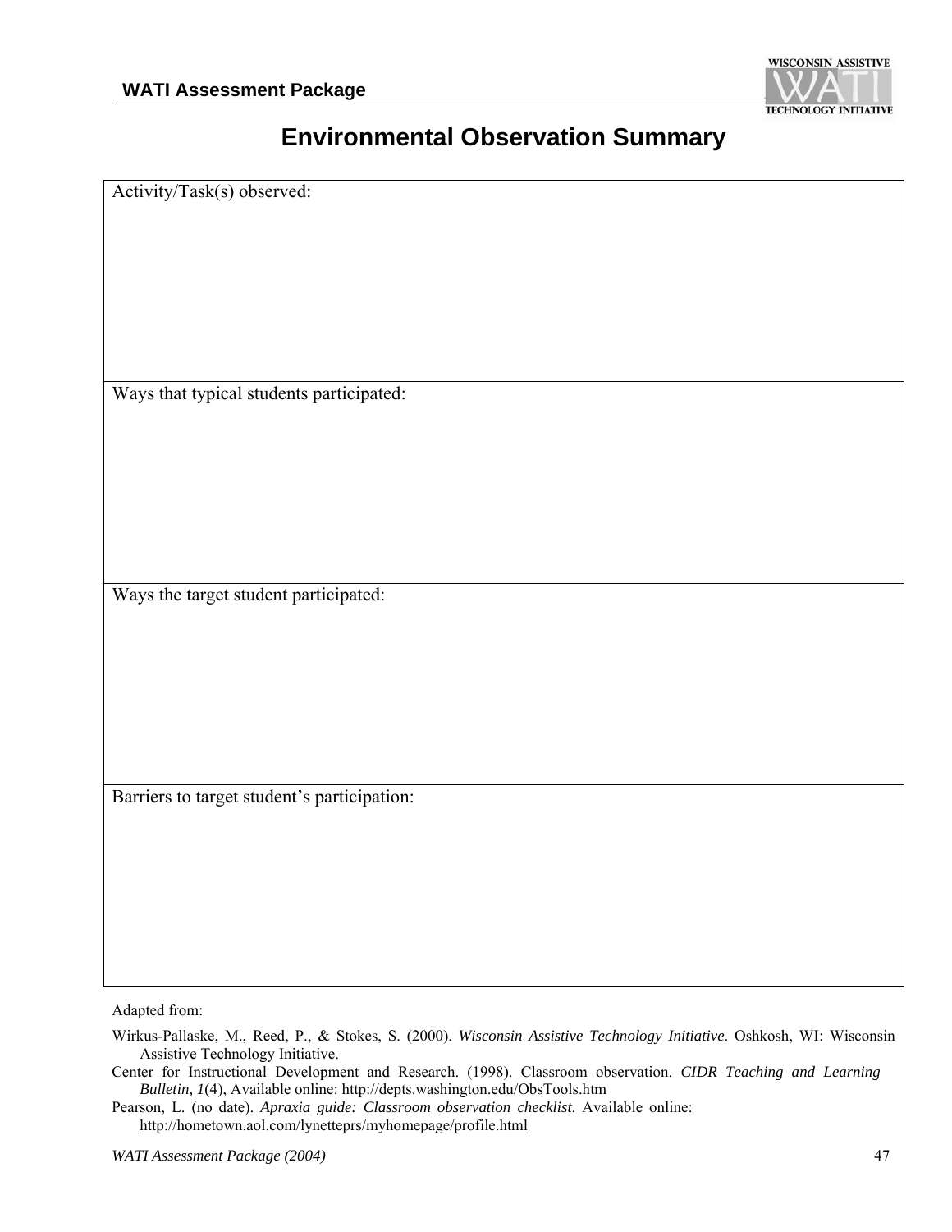# Environmental Observation Summary

| Activity/Task(s) observed: |
|---|
| Ways that typical students participated: |
| Ways the target student participated: |
| Barriers to target student's participation: |

Adapted from:

Wirkus-Pallaske, M., Reed, P., & Stokes, S. (2000). *Wisconsin Assistive Technology Initiative*. Oshkosh, WI: Wisconsin Assistive Technology Initiative.

Center for Instructional Development and Research. (1998). Classroom observation. *CIDR Teaching and Learning Bulletin, 1*(4), Available online: http://depts.washington.edu/ObsTools.htm

Pearson, L. (no date). *Apraxia guide: Classroom observation checklist*. Available online: http://hometown.aol.com/lynetteprs/myhomepage/profile.html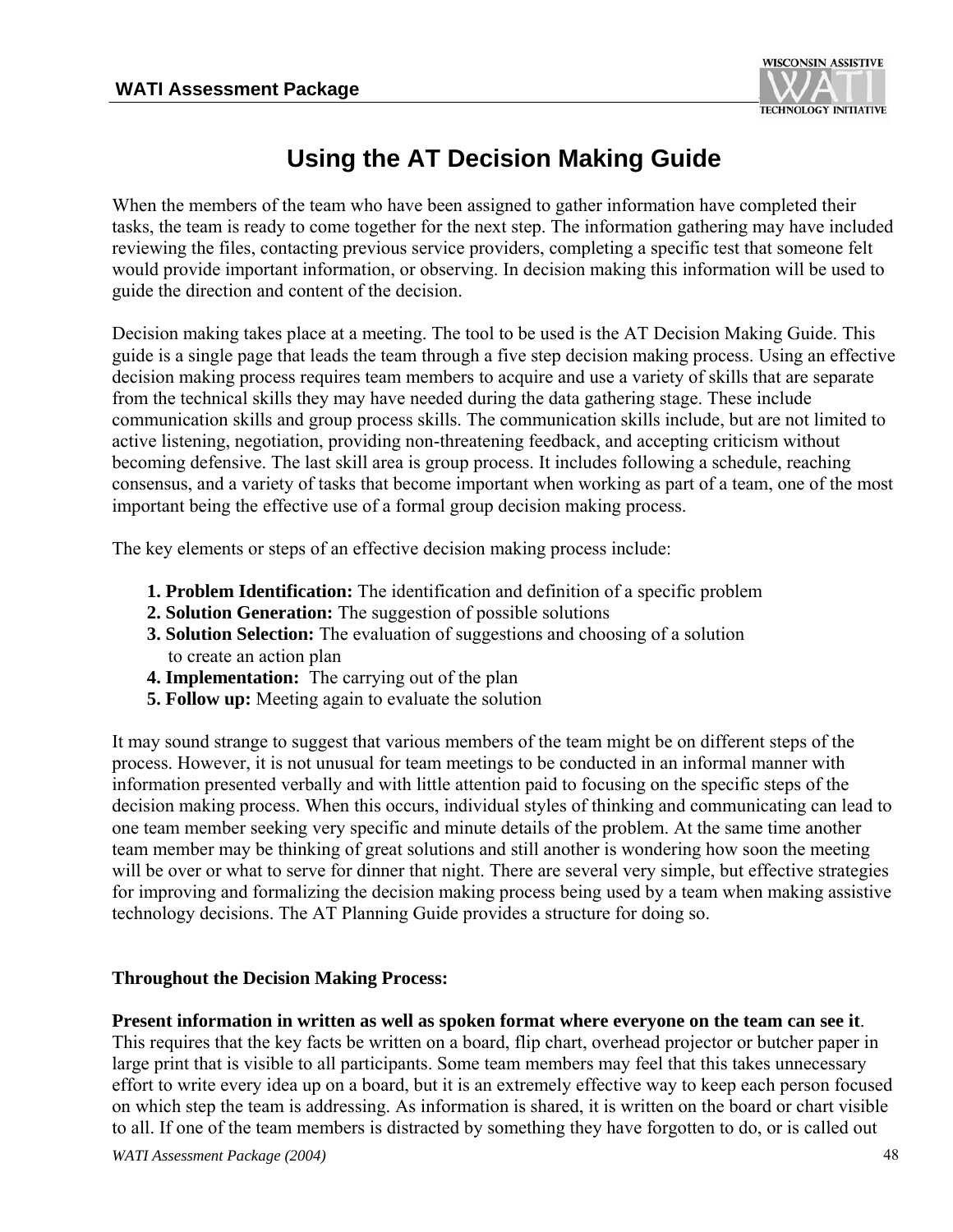# Using the AT Decision Making Guide

When the members of the team who have been assigned to gather information have completed their tasks, the team is ready to come together for the next step. The information gathering may have included reviewing the files, contacting previous service providers, completing a specific test that someone felt would provide important information, or observing. In decision making this information will be used to guide the direction and content of the decision.

Decision making takes place at a meeting. The tool to be used is the AT Decision Making Guide. This guide is a single page that leads the team through a five step decision making process. Using an effective decision making process requires team members to acquire and use a variety of skills that are separate from the technical skills they may have needed during the data gathering stage. These include communication skills and group process skills. The communication skills include, but are not limited to active listening, negotiation, providing non-threatening feedback, and accepting criticism without becoming defensive. The last skill area is group process. It includes following a schedule, reaching consensus, and a variety of tasks that become important when working as part of a team, one of the most important being the effective use of a formal group decision making process.

The key elements or steps of an effective decision making process include:

1. **Problem Identification:** The identification and definition of a specific problem
2. **Solution Generation:** The suggestion of possible solutions
3. **Solution Selection:** The evaluation of suggestions and choosing of a solution to create an action plan
4. **Implementation:** The carrying out of the plan
5. **Follow up:** Meeting again to evaluate the solution

It may sound strange to suggest that various members of the team might be on different steps of the process. However, it is not unusual for team meetings to be conducted in an informal manner with information presented verbally and with little attention paid to focusing on the specific steps of the decision making process. When this occurs, individual styles of thinking and communicating can lead to one team member seeking very specific and minute details of the problem. At the same time another team member may be thinking of great solutions and still another is wondering how soon the meeting will be over or what to serve for dinner that night. There are several very simple, but effective strategies for improving and formalizing the decision making process being used by a team when making assistive technology decisions. The AT Planning Guide provides a structure for doing so.

**Throughout the Decision Making Process:**

**Present information in written as well as spoken format where everyone on the team can see it**. This requires that the key facts be written on a board, flip chart, overhead projector or butcher paper in large print that is visible to all participants. Some team members may feel that this takes unnecessary effort to write every idea up on a board, but it is an extremely effective way to keep each person focused on which step the team is addressing. As information is shared, it is written on the board or chart visible to all. If one of the team members is distracted by something they have forgotten to do, or is called out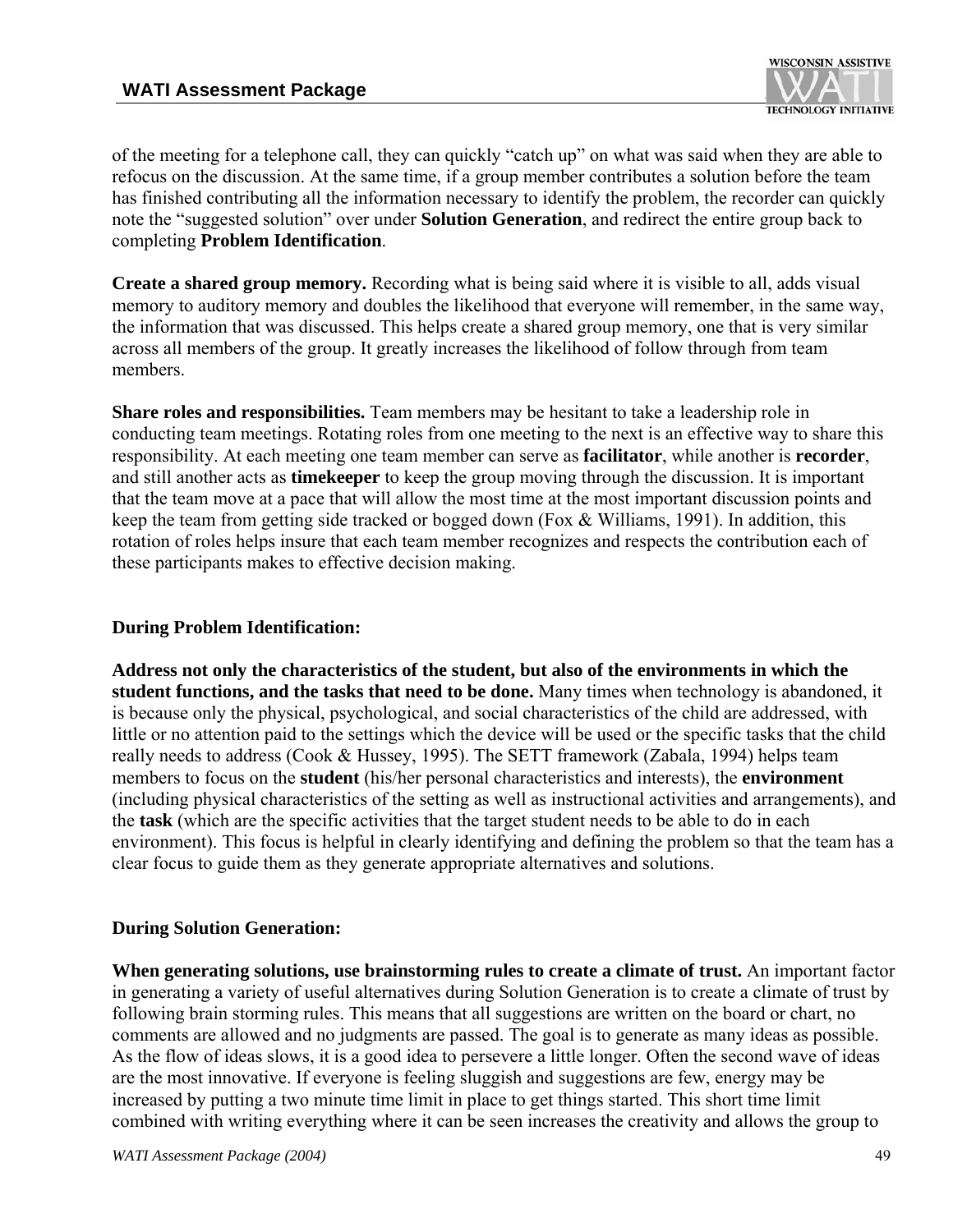of the meeting for a telephone call, they can quickly "catch up" on what was said when they are able to refocus on the discussion. At the same time, if a group member contributes a solution before the team has finished contributing all the information necessary to identify the problem, the recorder can quickly note the "suggested solution" over under **Solution Generation**, and redirect the entire group back to completing **Problem Identification**.

**Create a shared group memory.** Recording what is being said where it is visible to all, adds visual memory to auditory memory and doubles the likelihood that everyone will remember, in the same way, the information that was discussed. This helps create a shared group memory, one that is very similar across all members of the group. It greatly increases the likelihood of follow through from team members.

**Share roles and responsibilities.** Team members may be hesitant to take a leadership role in conducting team meetings. Rotating roles from one meeting to the next is an effective way to share this responsibility. At each meeting one team member can serve as **facilitator**, while another is **recorder**, and still another acts as **timekeeper** to keep the group moving through the discussion. It is important that the team move at a pace that will allow the most time at the most important discussion points and keep the team from getting side tracked or bogged down (Fox & Williams, 1991). In addition, this rotation of roles helps insure that each team member recognizes and respects the contribution each of these participants makes to effective decision making.

**During Problem Identification:**

**Address not only the characteristics of the student, but also of the environments in which the student functions, and the tasks that need to be done.** Many times when technology is abandoned, it is because only the physical, psychological, and social characteristics of the child are addressed, with little or no attention paid to the settings which the device will be used or the specific tasks that the child really needs to address (Cook & Hussey, 1995). The SETT framework (Zabala, 1994) helps team members to focus on the **student** (his/her personal characteristics and interests), the **environment** (including physical characteristics of the setting as well as instructional activities and arrangements), and the **task** (which are the specific activities that the target student needs to be able to do in each environment). This focus is helpful in clearly identifying and defining the problem so that the team has a clear focus to guide them as they generate appropriate alternatives and solutions.

**During Solution Generation:**

**When generating solutions, use brainstorming rules to create a climate of trust.** An important factor in generating a variety of useful alternatives during Solution Generation is to create a climate of trust by following brain storming rules. This means that all suggestions are written on the board or chart, no comments are allowed and no judgments are passed. The goal is to generate as many ideas as possible. As the flow of ideas slows, it is a good idea to persevere a little longer. Often the second wave of ideas are the most innovative. If everyone is feeling sluggish and suggestions are few, energy may be increased by putting a two minute time limit in place to get things started. This short time limit combined with writing everything where it can be seen increases the creativity and allows the group to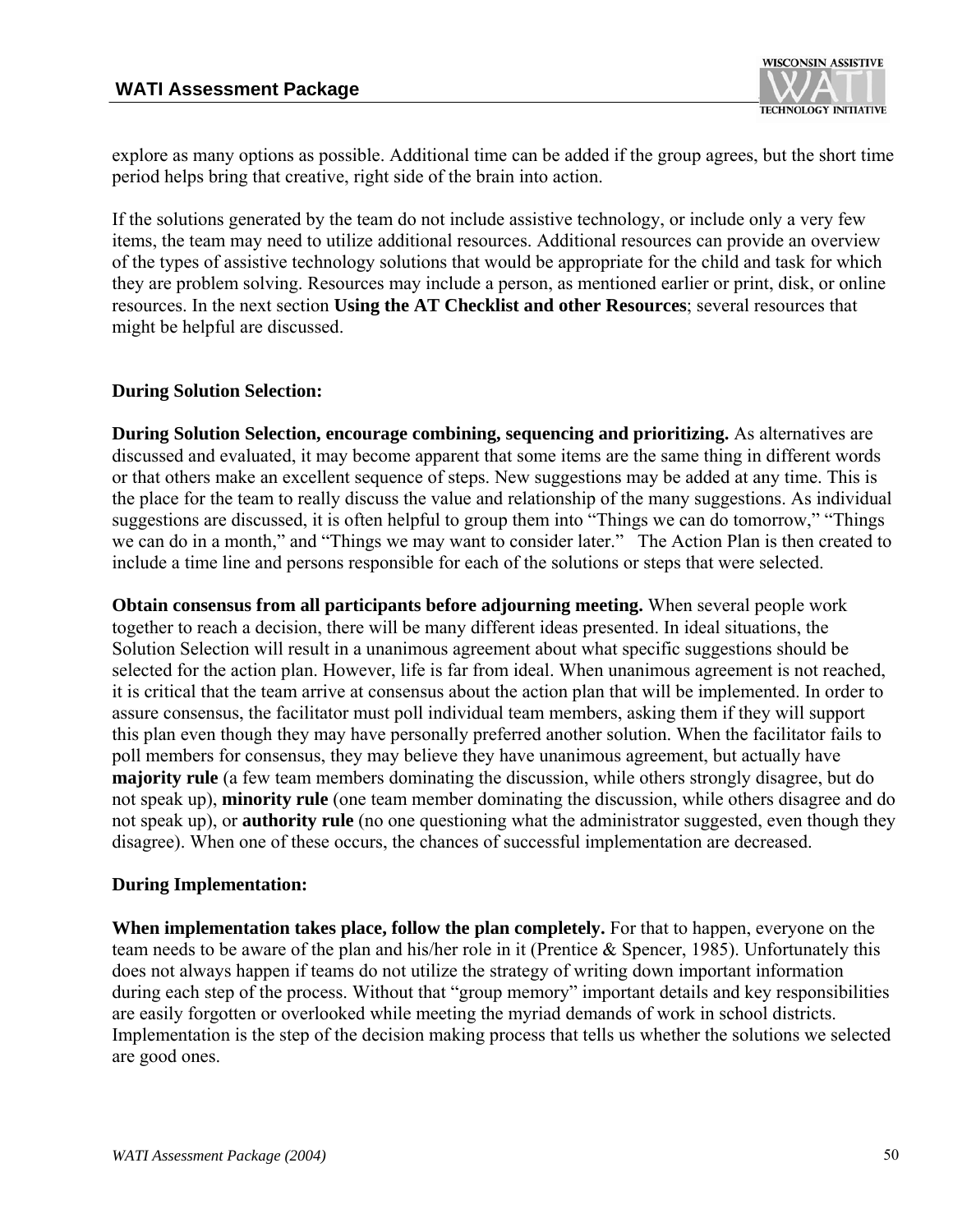explore as many options as possible. Additional time can be added if the group agrees, but the short time period helps bring that creative, right side of the brain into action.

If the solutions generated by the team do not include assistive technology, or include only a very few items, the team may need to utilize additional resources. Additional resources can provide an overview of the types of assistive technology solutions that would be appropriate for the child and task for which they are problem solving. Resources may include a person, as mentioned earlier or print, disk, or online resources. In the next section **Using the AT Checklist and other Resources**; several resources that might be helpful are discussed.

**During Solution Selection:**

**During Solution Selection, encourage combining, sequencing and prioritizing.** As alternatives are discussed and evaluated, it may become apparent that some items are the same thing in different words or that others make an excellent sequence of steps. New suggestions may be added at any time. This is the place for the team to really discuss the value and relationship of the many suggestions. As individual suggestions are discussed, it is often helpful to group them into "Things we can do tomorrow," "Things we can do in a month," and "Things we may want to consider later." The Action Plan is then created to include a time line and persons responsible for each of the solutions or steps that were selected.

**Obtain consensus from all participants before adjourning meeting.** When several people work together to reach a decision, there will be many different ideas presented. In ideal situations, the Solution Selection will result in a unanimous agreement about what specific suggestions should be selected for the action plan. However, life is far from ideal. When unanimous agreement is not reached, it is critical that the team arrive at consensus about the action plan that will be implemented. In order to assure consensus, the facilitator must poll individual team members, asking them if they will support this plan even though they may have personally preferred another solution. When the facilitator fails to poll members for consensus, they may believe they have unanimous agreement, but actually have **majority rule** (a few team members dominating the discussion, while others strongly disagree, but do not speak up), **minority rule** (one team member dominating the discussion, while others disagree and do not speak up), or **authority rule** (no one questioning what the administrator suggested, even though they disagree). When one of these occurs, the chances of successful implementation are decreased.

**During Implementation:**

**When implementation takes place, follow the plan completely.** For that to happen, everyone on the team needs to be aware of the plan and his/her role in it (Prentice & Spencer, 1985). Unfortunately this does not always happen if teams do not utilize the strategy of writing down important information during each step of the process. Without that "group memory" important details and key responsibilities are easily forgotten or overlooked while meeting the myriad demands of work in school districts. Implementation is the step of the decision making process that tells us whether the solutions we selected are good ones.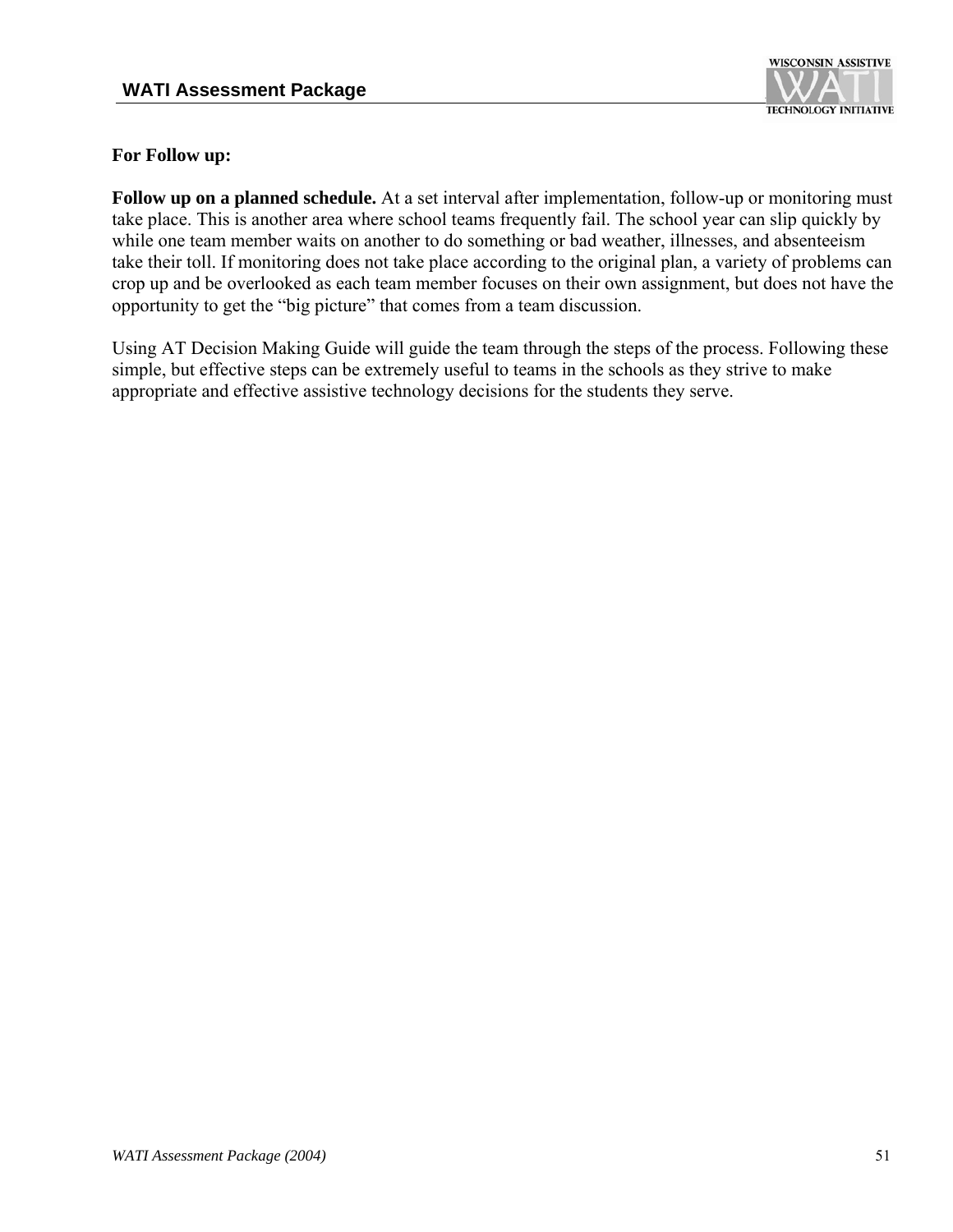**For Follow up:**

**Follow up on a planned schedule.** At a set interval after implementation, follow-up or monitoring must take place. This is another area where school teams frequently fail. The school year can slip quickly by while one team member waits on another to do something or bad weather, illnesses, and absenteeism take their toll. If monitoring does not take place according to the original plan, a variety of problems can crop up and be overlooked as each team member focuses on their own assignment, but does not have the opportunity to get the "big picture" that comes from a team discussion.

Using AT Decision Making Guide will guide the team through the steps of the process. Following these simple, but effective steps can be extremely useful to teams in the schools as they strive to make appropriate and effective assistive technology decisions for the students they serve.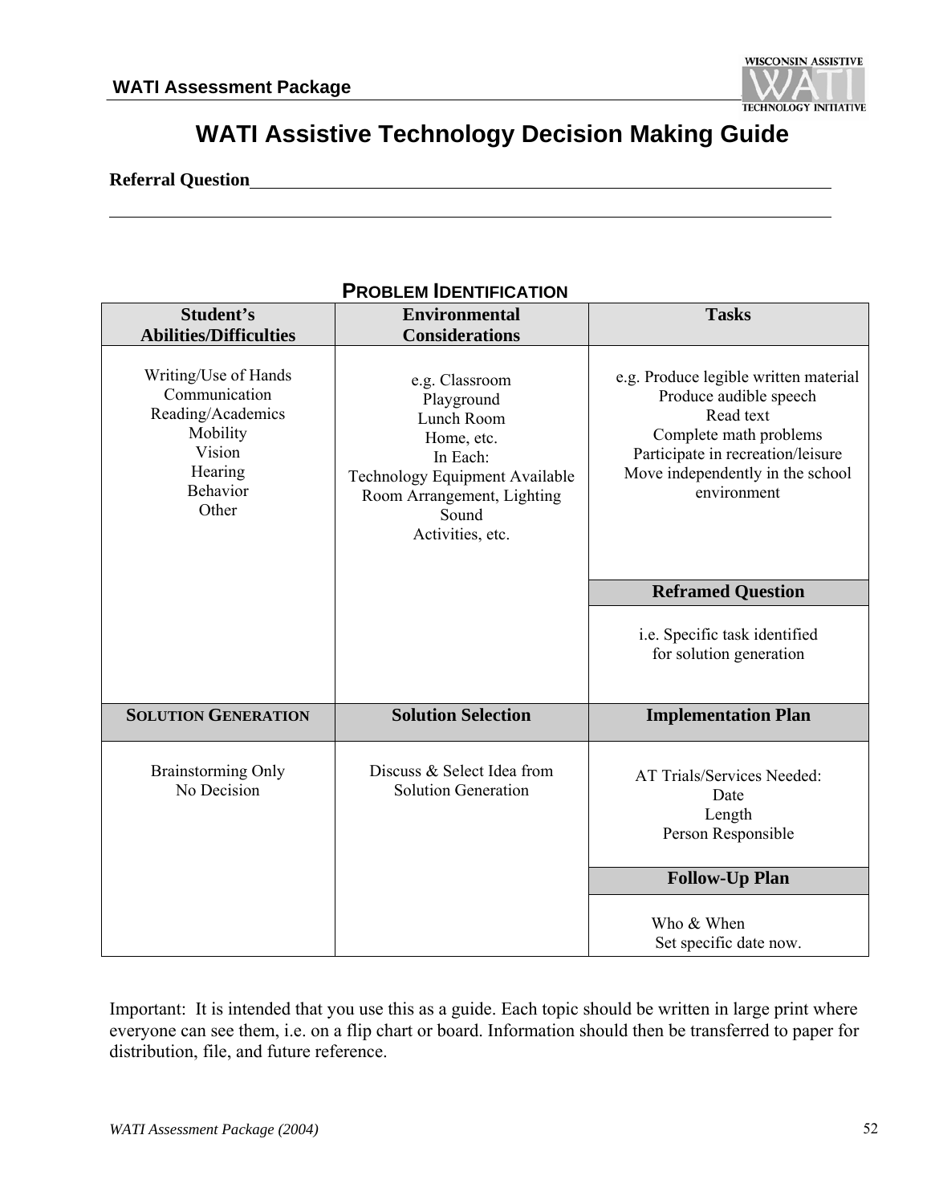# WATI Assistive Technology Decision Making Guide

**Referral Question**\_\_\_\_\_\_\_\_\_\_\_\_\_\_\_\_\_\_\_\_\_\_\_\_\_\_\_\_\_\_\_\_\_\_\_\_\_\_\_\_\_\_\_\_\_\_\_\_\_\_\_\_\_\_\_\_\_\_\_\_\_\_\_\_

\_\_\_\_\_\_\_\_\_\_\_\_\_\_\_\_\_\_\_\_\_\_\_\_\_\_\_\_\_\_\_\_\_\_\_\_\_\_\_\_\_\_\_\_\_\_\_\_\_\_\_\_\_\_\_\_\_\_\_\_\_\_\_\_\_\_\_\_\_\_\_\_\_\_\_\_\_\_\_\_

## PROBLEM IDENTIFICATION

| Student's Abilities/Difficulties | Environmental Considerations | Tasks |
|---|---|---|
| Writing/Use of Hands<br>Communication<br>Reading/Academics<br>Mobility<br>Vision<br>Hearing<br>Behavior<br>Other | e.g. Classroom<br>Playground<br>Lunch Room<br>Home, etc.<br>In Each:<br>Technology Equipment Available<br>Room Arrangement, Lighting<br>Sound<br>Activities, etc. | e.g. Produce legible written material<br>Produce audible speech<br>Read text<br>Complete math problems<br>Participate in recreation/leisure<br>Move independently in the school environment |
| | | **Reframed Question** |
| | | i.e. Specific task identified for solution generation |
| **SOLUTION GENERATION** | **Solution Selection** | **Implementation Plan** |
| Brainstorming Only<br>No Decision | Discuss & Select Idea from Solution Generation | AT Trials/Services Needed:<br>Date<br>Length<br>Person Responsible |
| | | **Follow-Up Plan** |
| | | Who & When<br>Set specific date now. |

Important: It is intended that you use this as a guide. Each topic should be written in large print where everyone can see them, i.e. on a flip chart or board. Information should then be transferred to paper for distribution, file, and future reference.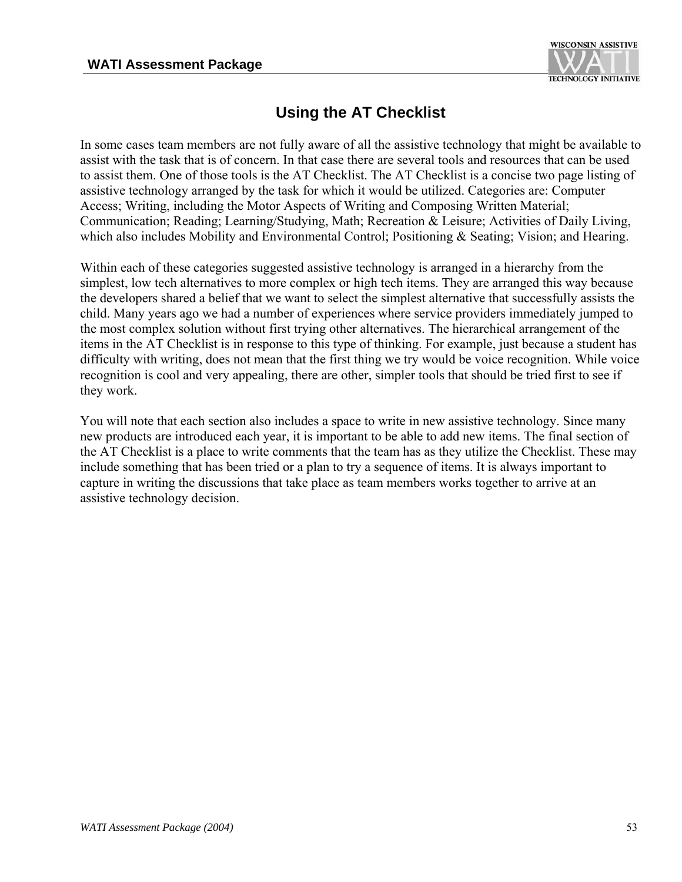# Using the AT Checklist

In some cases team members are not fully aware of all the assistive technology that might be available to assist with the task that is of concern. In that case there are several tools and resources that can be used to assist them. One of those tools is the AT Checklist. The AT Checklist is a concise two page listing of assistive technology arranged by the task for which it would be utilized. Categories are: Computer Access; Writing, including the Motor Aspects of Writing and Composing Written Material; Communication; Reading; Learning/Studying, Math; Recreation & Leisure; Activities of Daily Living, which also includes Mobility and Environmental Control; Positioning & Seating; Vision; and Hearing.

Within each of these categories suggested assistive technology is arranged in a hierarchy from the simplest, low tech alternatives to more complex or high tech items. They are arranged this way because the developers shared a belief that we want to select the simplest alternative that successfully assists the child. Many years ago we had a number of experiences where service providers immediately jumped to the most complex solution without first trying other alternatives. The hierarchical arrangement of the items in the AT Checklist is in response to this type of thinking. For example, just because a student has difficulty with writing, does not mean that the first thing we try would be voice recognition. While voice recognition is cool and very appealing, there are other, simpler tools that should be tried first to see if they work.

You will note that each section also includes a space to write in new assistive technology. Since many new products are introduced each year, it is important to be able to add new items. The final section of the AT Checklist is a place to write comments that the team has as they utilize the Checklist. These may include something that has been tried or a plan to try a sequence of items. It is always important to capture in writing the discussions that take place as team members works together to arrive at an assistive technology decision.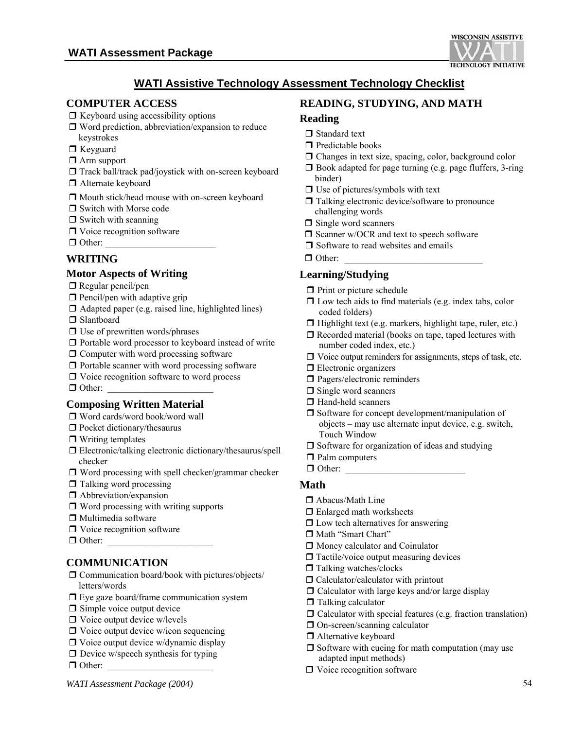## WATI Assistive Technology Assessment Technology Checklist

### COMPUTER ACCESS

- ❒ Keyboard using accessibility options
- ❒ Word prediction, abbreviation/expansion to reduce keystrokes
- ❒ Keyguard
- ❒ Arm support
- ❒ Track ball/track pad/joystick with on-screen keyboard
- ❒ Alternate keyboard
- ❒ Mouth stick/head mouse with on-screen keyboard
- ❒ Switch with Morse code
- ❒ Switch with scanning
- ❒ Voice recognition software
- ❒ Other: ________________________

### WRITING

#### Motor Aspects of Writing

- ❒ Regular pencil/pen
- ❒ Pencil/pen with adaptive grip
- ❒ Adapted paper (e.g. raised line, highlighted lines)
- ❒ Slantboard
- ❒ Use of prewritten words/phrases
- ❒ Portable word processor to keyboard instead of write
- ❒ Computer with word processing software
- ❒ Portable scanner with word processing software
- ❒ Voice recognition software to word process
- ❒ Other: ________________________

#### Composing Written Material

- ❒ Word cards/word book/word wall
- ❒ Pocket dictionary/thesaurus
- ❒ Writing templates
- ❒ Electronic/talking electronic dictionary/thesaurus/spell checker
- ❒ Word processing with spell checker/grammar checker
- ❒ Talking word processing
- ❒ Abbreviation/expansion
- ❒ Word processing with writing supports
- ❒ Multimedia software
- ❒ Voice recognition software
- ❒ Other: ________________________

### COMMUNICATION

- ❒ Communication board/book with pictures/objects/letters/words
- ❒ Eye gaze board/frame communication system
- ❒ Simple voice output device
- ❒ Voice output device w/levels
- ❒ Voice output device w/icon sequencing
- ❒ Voice output device w/dynamic display
- ❒ Device w/speech synthesis for typing
- ❒ Other: ________________________

### READING, STUDYING, AND MATH

#### Reading

- ❒ Standard text
- ❒ Predictable books
- ❒ Changes in text size, spacing, color, background color
- ❒ Book adapted for page turning (e.g. page fluffers, 3-ring binder)
- ❒ Use of pictures/symbols with text
- ❒ Talking electronic device/software to pronounce challenging words
- ❒ Single word scanners
- ❒ Scanner w/OCR and text to speech software
- ❒ Software to read websites and emails
- ❒ Other: ______________________________

#### Learning/Studying

- ❒ Print or picture schedule
- ❒ Low tech aids to find materials (e.g. index tabs, color coded folders)
- ❒ Highlight text (e.g. markers, highlight tape, ruler, etc.)
- ❒ Recorded material (books on tape, taped lectures with number coded index, etc.)
- ❒ Voice output reminders for assignments, steps of task, etc.
- ❒ Electronic organizers
- ❒ Pagers/electronic reminders
- ❒ Single word scanners
- ❒ Hand-held scanners
- ❒ Software for concept development/manipulation of objects – may use alternate input device, e.g. switch, Touch Window
- ❒ Software for organization of ideas and studying
- ❒ Palm computers
- ❒ Other: __________________________

#### Math

- ❒ Abacus/Math Line
- ❒ Enlarged math worksheets
- ❒ Low tech alternatives for answering
- ❒ Math "Smart Chart"
- ❒ Money calculator and Coinulator
- ❒ Tactile/voice output measuring devices
- ❒ Talking watches/clocks
- ❒ Calculator/calculator with printout
- ❒ Calculator with large keys and/or large display
- ❒ Talking calculator
- ❒ Calculator with special features (e.g. fraction translation)
- ❒ On-screen/scanning calculator
- ❒ Alternative keyboard
- ❒ Software with cueing for math computation (may use adapted input methods)
- ❒ Voice recognition software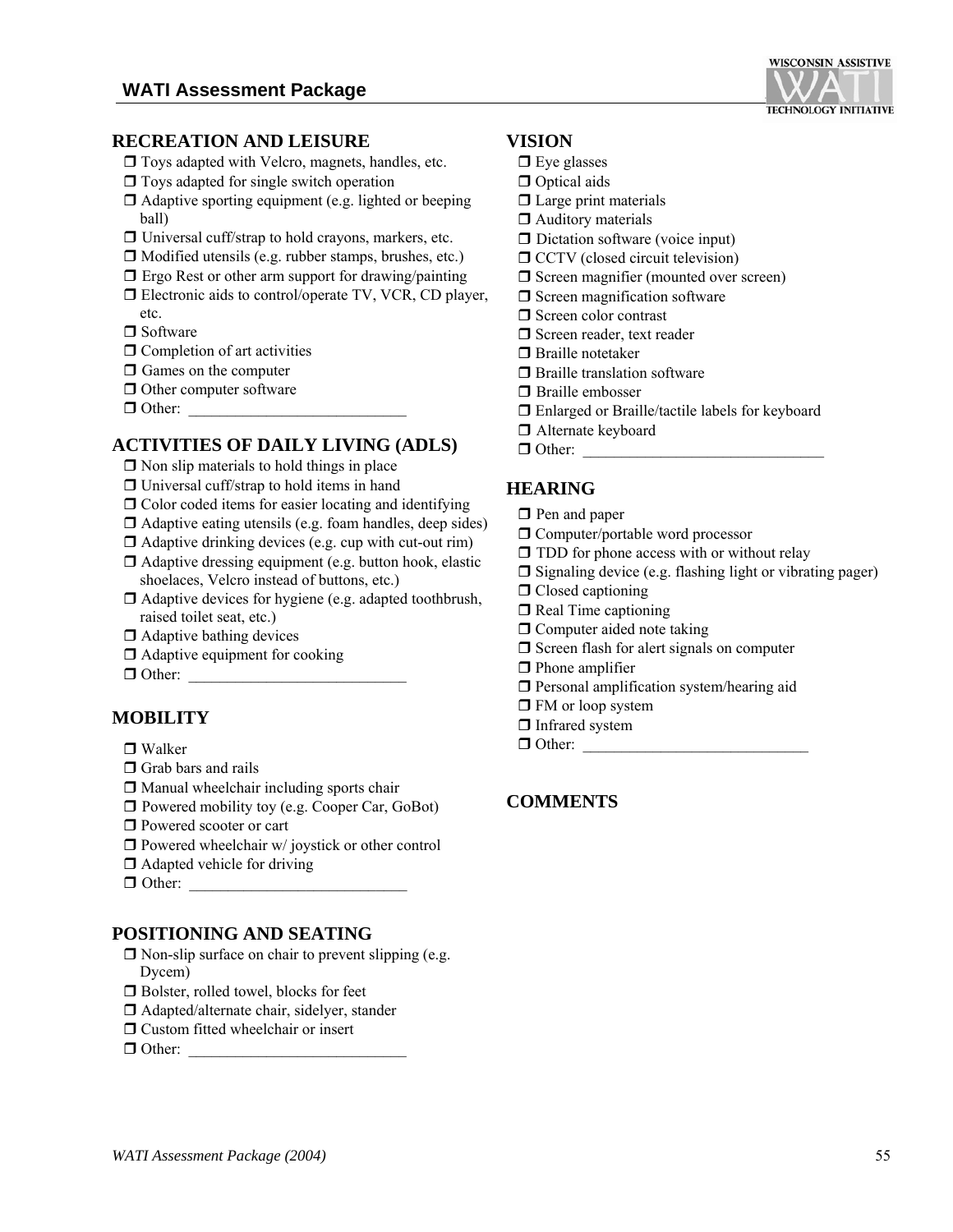## RECREATION AND LEISURE

- ❒ Toys adapted with Velcro, magnets, handles, etc.
- ❒ Toys adapted for single switch operation
- ❒ Adaptive sporting equipment (e.g. lighted or beeping ball)
- ❒ Universal cuff/strap to hold crayons, markers, etc.
- ❒ Modified utensils (e.g. rubber stamps, brushes, etc.)
- ❒ Ergo Rest or other arm support for drawing/painting
- ❒ Electronic aids to control/operate TV, VCR, CD player, etc.
- ❒ Software
- ❒ Completion of art activities
- ❒ Games on the computer
- ❒ Other computer software
- ❒ Other: ___________________________

## ACTIVITIES OF DAILY LIVING (ADLS)

- ❒ Non slip materials to hold things in place
- ❒ Universal cuff/strap to hold items in hand
- ❒ Color coded items for easier locating and identifying
- ❒ Adaptive eating utensils (e.g. foam handles, deep sides)
- ❒ Adaptive drinking devices (e.g. cup with cut-out rim)
- ❒ Adaptive dressing equipment (e.g. button hook, elastic shoelaces, Velcro instead of buttons, etc.)
- ❒ Adaptive devices for hygiene (e.g. adapted toothbrush, raised toilet seat, etc.)
- ❒ Adaptive bathing devices
- ❒ Adaptive equipment for cooking
- ❒ Other: ___________________________

## MOBILITY

- ❒ Walker
- ❒ Grab bars and rails
- ❒ Manual wheelchair including sports chair
- ❒ Powered mobility toy (e.g. Cooper Car, GoBot)
- ❒ Powered scooter or cart
- ❒ Powered wheelchair w/ joystick or other control
- ❒ Adapted vehicle for driving
- ❒ Other: ___________________________

## POSITIONING AND SEATING

- ❒ Non-slip surface on chair to prevent slipping (e.g. Dycem)
- ❒ Bolster, rolled towel, blocks for feet
- ❒ Adapted/alternate chair, sidelyer, stander
- ❒ Custom fitted wheelchair or insert
- ❒ Other: ___________________________

## VISION

- ❒ Eye glasses
- ❒ Optical aids
- ❒ Large print materials
- ❒ Auditory materials
- ❒ Dictation software (voice input)
- ❒ CCTV (closed circuit television)
- ❒ Screen magnifier (mounted over screen)
- ❒ Screen magnification software
- ❒ Screen color contrast
- ❒ Screen reader, text reader
- ❒ Braille notetaker
- ❒ Braille translation software
- ❒ Braille embosser
- ❒ Enlarged or Braille/tactile labels for keyboard
- ❒ Alternate keyboard
- ❒ Other: ______________________________

## HEARING

- ❒ Pen and paper
- ❒ Computer/portable word processor
- ❒ TDD for phone access with or without relay
- ❒ Signaling device (e.g. flashing light or vibrating pager)
- ❒ Closed captioning
- ❒ Real Time captioning
- ❒ Computer aided note taking
- ❒ Screen flash for alert signals on computer
- ❒ Phone amplifier
- ❒ Personal amplification system/hearing aid
- ❒ FM or loop system
- ❒ Infrared system
- ❒ Other: ____________________________

## COMMENTS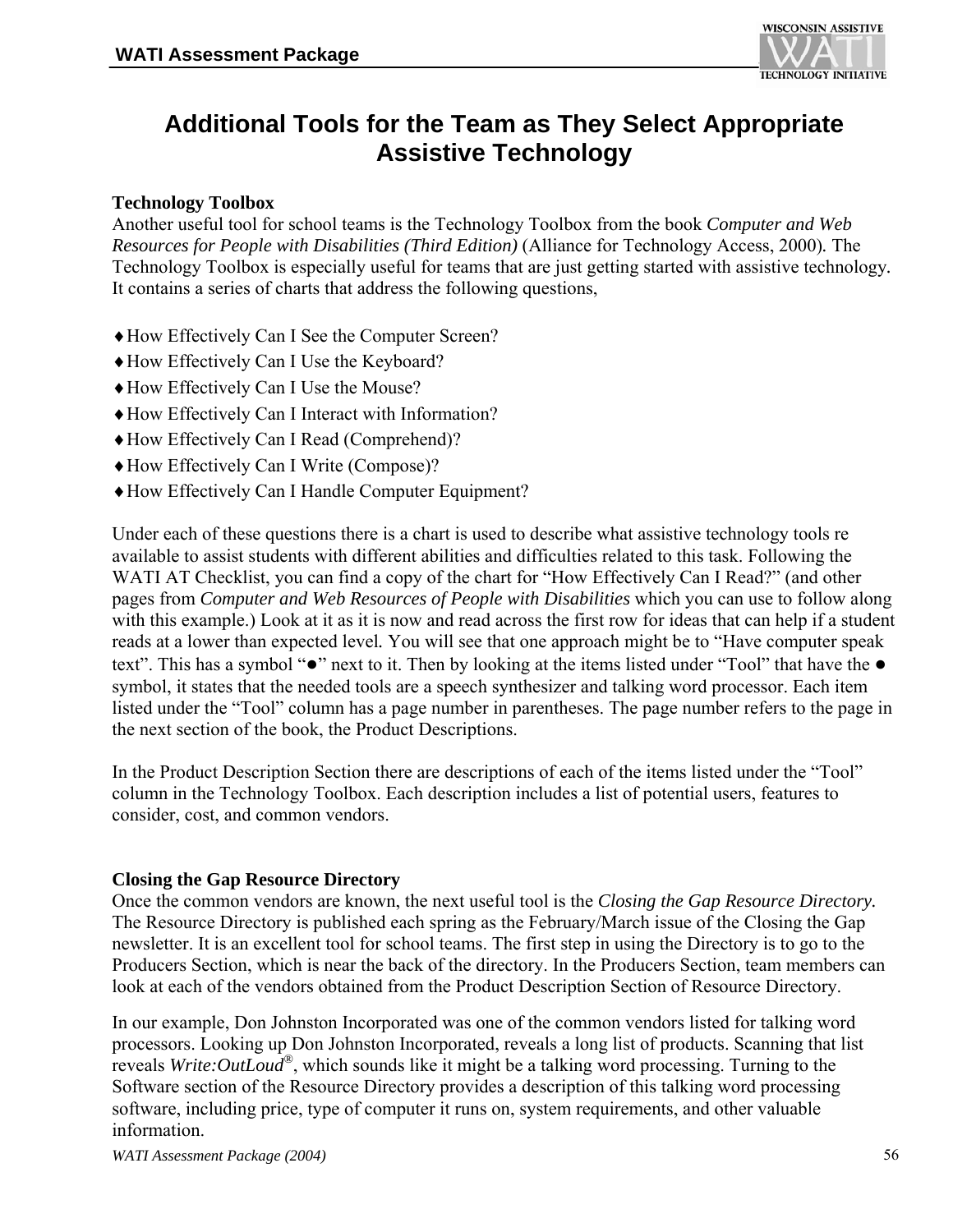# Additional Tools for the Team as They Select Appropriate Assistive Technology

**Technology Toolbox**
Another useful tool for school teams is the Technology Toolbox from the book *Computer and Web Resources for People with Disabilities (Third Edition)* (Alliance for Technology Access, 2000). The Technology Toolbox is especially useful for teams that are just getting started with assistive technology. It contains a series of charts that address the following questions,

- How Effectively Can I See the Computer Screen?
- How Effectively Can I Use the Keyboard?
- How Effectively Can I Use the Mouse?
- How Effectively Can I Interact with Information?
- How Effectively Can I Read (Comprehend)?
- How Effectively Can I Write (Compose)?
- How Effectively Can I Handle Computer Equipment?

Under each of these questions there is a chart is used to describe what assistive technology tools re available to assist students with different abilities and difficulties related to this task. Following the WATI AT Checklist, you can find a copy of the chart for "How Effectively Can I Read?" (and other pages from *Computer and Web Resources of People with Disabilities* which you can use to follow along with this example.) Look at it as it is now and read across the first row for ideas that can help if a student reads at a lower than expected level. You will see that one approach might be to "Have computer speak text". This has a symbol "●" next to it. Then by looking at the items listed under "Tool" that have the ● symbol, it states that the needed tools are a speech synthesizer and talking word processor. Each item listed under the "Tool" column has a page number in parentheses. The page number refers to the page in the next section of the book, the Product Descriptions.

In the Product Description Section there are descriptions of each of the items listed under the "Tool" column in the Technology Toolbox. Each description includes a list of potential users, features to consider, cost, and common vendors.

**Closing the Gap Resource Directory**
Once the common vendors are known, the next useful tool is the *Closing the Gap Resource Directory.* The Resource Directory is published each spring as the February/March issue of the Closing the Gap newsletter. It is an excellent tool for school teams. The first step in using the Directory is to go to the Producers Section, which is near the back of the directory. In the Producers Section, team members can look at each of the vendors obtained from the Product Description Section of Resource Directory.

In our example, Don Johnston Incorporated was one of the common vendors listed for talking word processors. Looking up Don Johnston Incorporated, reveals a long list of products. Scanning that list reveals *Write:OutLoud®*, which sounds like it might be a talking word processing. Turning to the Software section of the Resource Directory provides a description of this talking word processing software, including price, type of computer it runs on, system requirements, and other valuable information.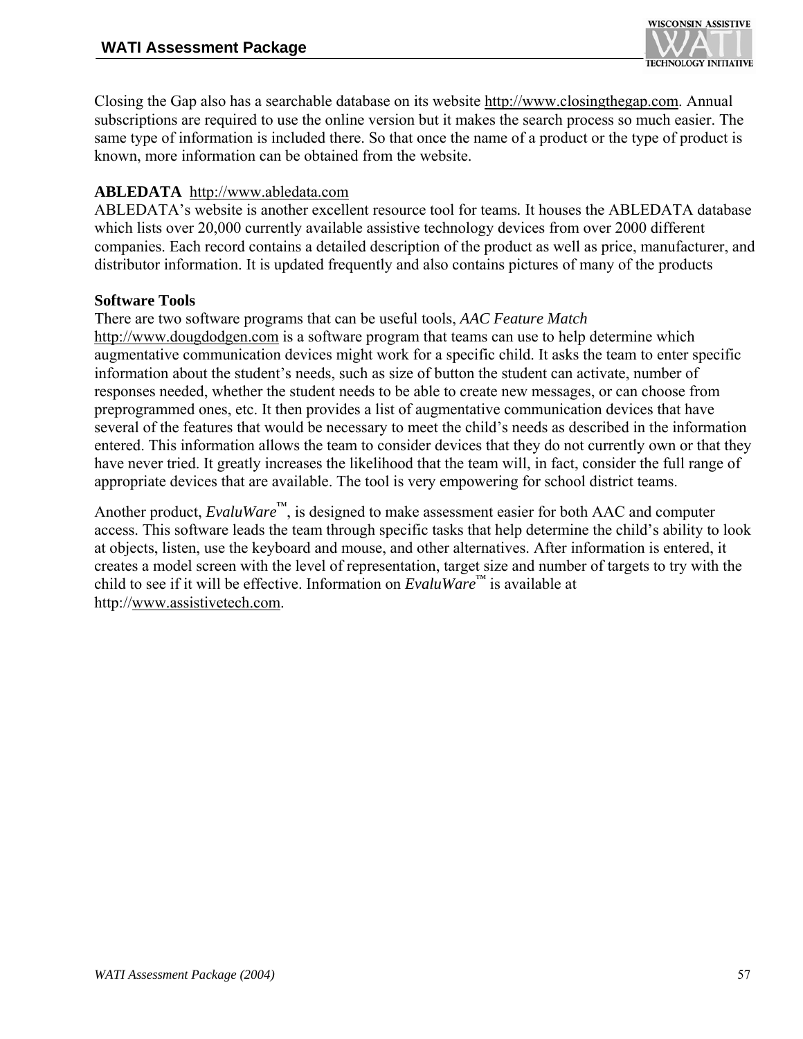Closing the Gap also has a searchable database on its website http://www.closingthegap.com. Annual subscriptions are required to use the online version but it makes the search process so much easier. The same type of information is included there. So that once the name of a product or the type of product is known, more information can be obtained from the website.

**ABLEDATA** http://www.abledata.com
ABLEDATA's website is another excellent resource tool for teams. It houses the ABLEDATA database which lists over 20,000 currently available assistive technology devices from over 2000 different companies. Each record contains a detailed description of the product as well as price, manufacturer, and distributor information. It is updated frequently and also contains pictures of many of the products

**Software Tools**
There are two software programs that can be useful tools, *AAC Feature Match* http://www.dougdodgen.com is a software program that teams can use to help determine which augmentative communication devices might work for a specific child. It asks the team to enter specific information about the student's needs, such as size of button the student can activate, number of responses needed, whether the student needs to be able to create new messages, or can choose from preprogrammed ones, etc. It then provides a list of augmentative communication devices that have several of the features that would be necessary to meet the child's needs as described in the information entered. This information allows the team to consider devices that they do not currently own or that they have never tried. It greatly increases the likelihood that the team will, in fact, consider the full range of appropriate devices that are available. The tool is very empowering for school district teams.

Another product, *EvaluWare*™, is designed to make assessment easier for both AAC and computer access. This software leads the team through specific tasks that help determine the child's ability to look at objects, listen, use the keyboard and mouse, and other alternatives. After information is entered, it creates a model screen with the level of representation, target size and number of targets to try with the child to see if it will be effective. Information on *EvaluWare*™ is available at http://www.assistivetech.com.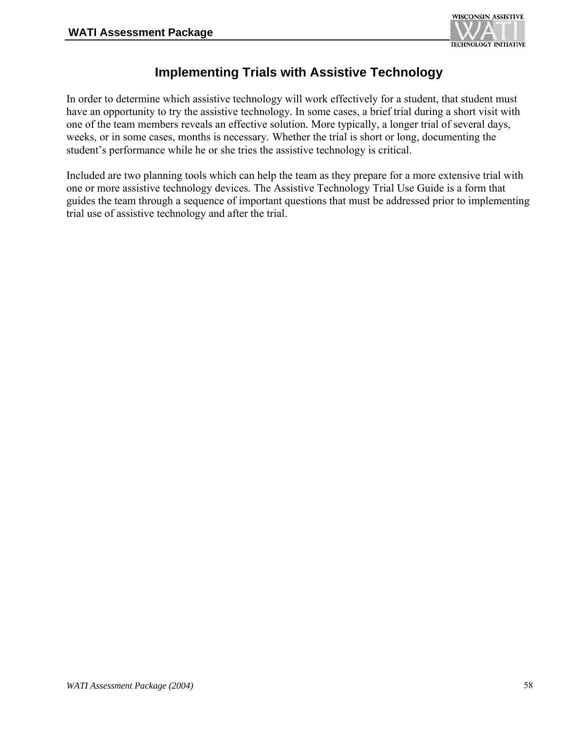# Implementing Trials with Assistive Technology

In order to determine which assistive technology will work effectively for a student, that student must have an opportunity to try the assistive technology. In some cases, a brief trial during a short visit with one of the team members reveals an effective solution. More typically, a longer trial of several days, weeks, or in some cases, months is necessary. Whether the trial is short or long, documenting the student's performance while he or she tries the assistive technology is critical.

Included are two planning tools which can help the team as they prepare for a more extensive trial with one or more assistive technology devices. The Assistive Technology Trial Use Guide is a form that guides the team through a sequence of important questions that must be addressed prior to implementing trial use of assistive technology and after the trial.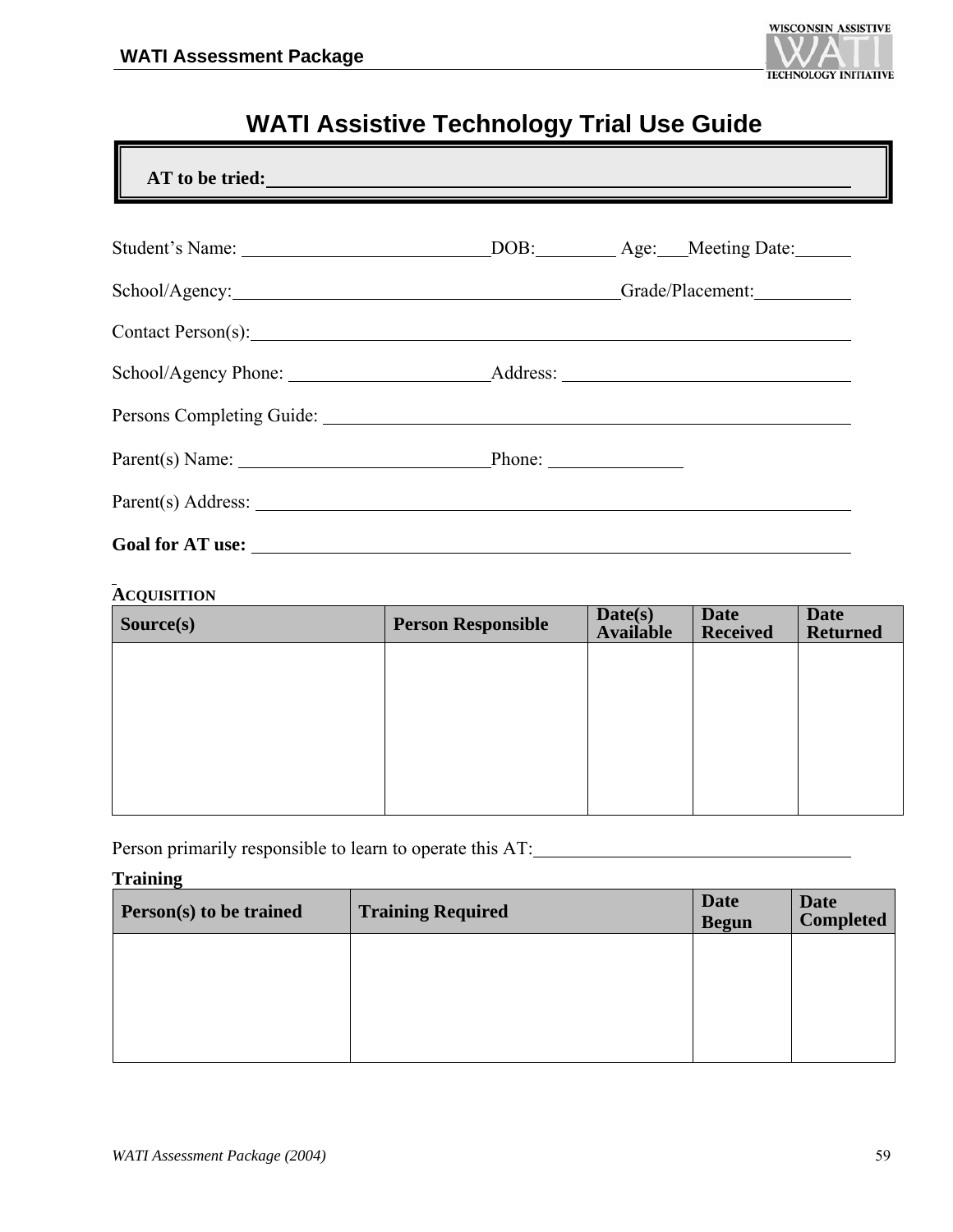# WATI Assistive Technology Trial Use Guide

**AT to be tried:** ____________________________________________

Student's Name: ____________________ DOB: ________ Age: ___ Meeting Date: ______

School/Agency: ______________________________ Grade/Placement: __________

Contact Person(s): ____________________________________________

School/Agency Phone: ____________________ Address: ____________________

Persons Completing Guide: ____________________________________________

Parent(s) Name: ____________________ Phone: ______________

Parent(s) Address: ____________________________________________

**Goal for AT use:** ____________________________________________

## ACQUISITION

| Source(s) | Person Responsible | Date(s) Available | Date Received | Date Returned |
|---|---|---|---|---|
| | | | | |

Person primarily responsible to learn to operate this AT: ______________________________

## Training

| Person(s) to be trained | Training Required | Date Begun | Date Completed |
|---|---|---|---|
| | | | |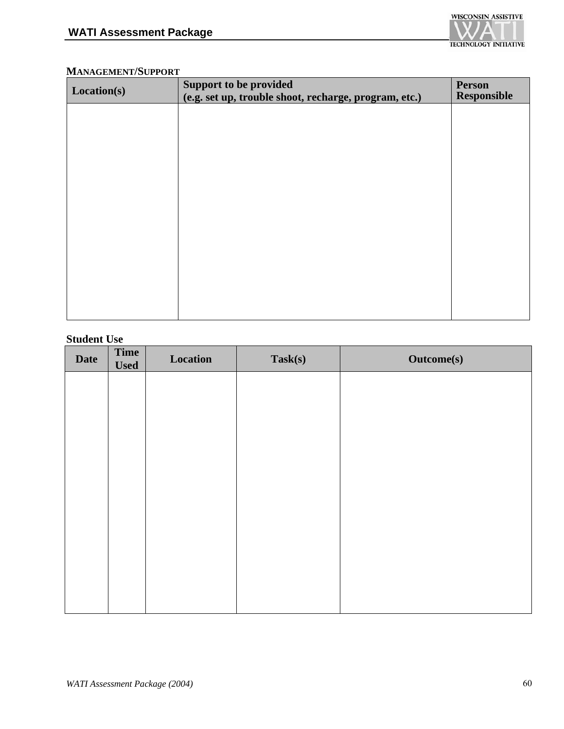### MANAGEMENT/SUPPORT

| Location(s) | Support to be provided (e.g. set up, trouble shoot, recharge, program, etc.) | Person Responsible |
|---|---|---|
| | | |

### Student Use

| Date | Time Used | Location | Task(s) | Outcome(s) |
|---|---|---|---|---|
| | | | | |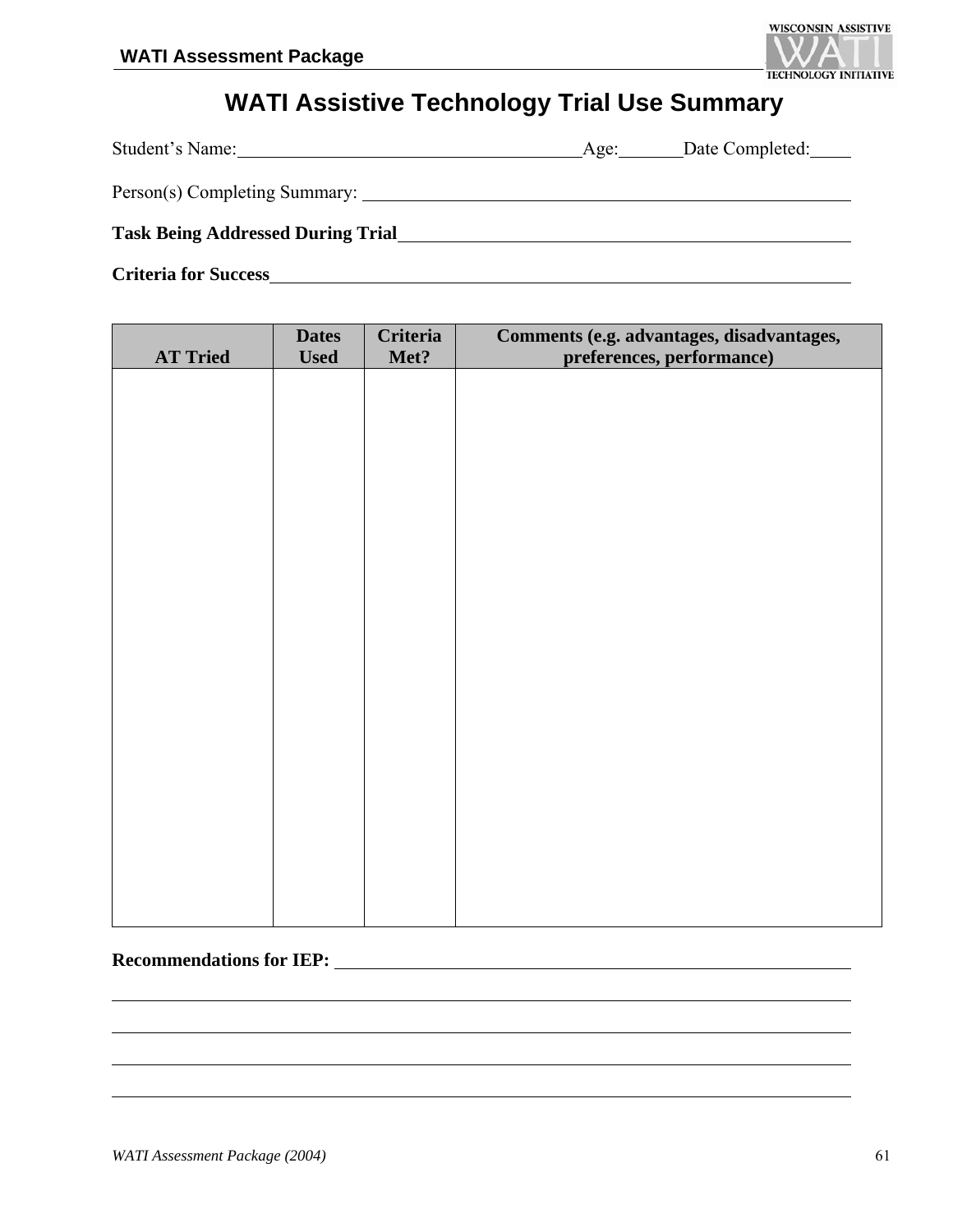# WATI Assistive Technology Trial Use Summary

Student's Name:\_\_\_\_\_\_\_\_\_\_\_\_\_\_\_\_\_\_\_\_\_\_\_\_\_\_\_\_\_\_\_\_\_\_\_\_\_\_\_\_Age:\_\_\_\_\_\_\_Date Completed:\_\_\_\_\_

Person(s) Completing Summary: \_\_\_\_\_\_\_\_\_\_\_\_\_\_\_\_\_\_\_\_\_\_\_\_\_\_\_\_\_\_\_\_\_\_\_\_\_\_\_\_\_\_\_\_\_\_\_\_\_\_\_\_\_\_\_

**Task Being Addressed During Trial**\_\_\_\_\_\_\_\_\_\_\_\_\_\_\_\_\_\_\_\_\_\_\_\_\_\_\_\_\_\_\_\_\_\_\_\_\_\_\_\_\_\_\_\_\_\_\_\_\_\_\_

**Criteria for Success**\_\_\_\_\_\_\_\_\_\_\_\_\_\_\_\_\_\_\_\_\_\_\_\_\_\_\_\_\_\_\_\_\_\_\_\_\_\_\_\_\_\_\_\_\_\_\_\_\_\_\_\_\_\_\_\_\_\_\_\_\_\_\_\_\_\_\_

| AT Tried | Dates Used | Criteria Met? | Comments (e.g. advantages, disadvantages, preferences, performance) |
| --- | --- | --- | --- |
| | | | |

**Recommendations for IEP:** \_\_\_\_\_\_\_\_\_\_\_\_\_\_\_\_\_\_\_\_\_\_\_\_\_\_\_\_\_\_\_\_\_\_\_\_\_\_\_\_\_\_\_\_\_\_\_\_\_\_\_\_\_\_\_\_\_\_\_\_\_

\_\_\_\_\_\_\_\_\_\_\_\_\_\_\_\_\_\_\_\_\_\_\_\_\_\_\_\_\_\_\_\_\_\_\_\_\_\_\_\_\_\_\_\_\_\_\_\_\_\_\_\_\_\_\_\_\_\_\_\_\_\_\_\_\_\_\_\_\_\_\_\_\_\_\_\_\_\_\_\_\_\_\_\_\_

\_\_\_\_\_\_\_\_\_\_\_\_\_\_\_\_\_\_\_\_\_\_\_\_\_\_\_\_\_\_\_\_\_\_\_\_\_\_\_\_\_\_\_\_\_\_\_\_\_\_\_\_\_\_\_\_\_\_\_\_\_\_\_\_\_\_\_\_\_\_\_\_\_\_\_\_\_\_\_\_\_\_\_\_\_

\_\_\_\_\_\_\_\_\_\_\_\_\_\_\_\_\_\_\_\_\_\_\_\_\_\_\_\_\_\_\_\_\_\_\_\_\_\_\_\_\_\_\_\_\_\_\_\_\_\_\_\_\_\_\_\_\_\_\_\_\_\_\_\_\_\_\_\_\_\_\_\_\_\_\_\_\_\_\_\_\_\_\_\_\_

\_\_\_\_\_\_\_\_\_\_\_\_\_\_\_\_\_\_\_\_\_\_\_\_\_\_\_\_\_\_\_\_\_\_\_\_\_\_\_\_\_\_\_\_\_\_\_\_\_\_\_\_\_\_\_\_\_\_\_\_\_\_\_\_\_\_\_\_\_\_\_\_\_\_\_\_\_\_\_\_\_\_\_\_\_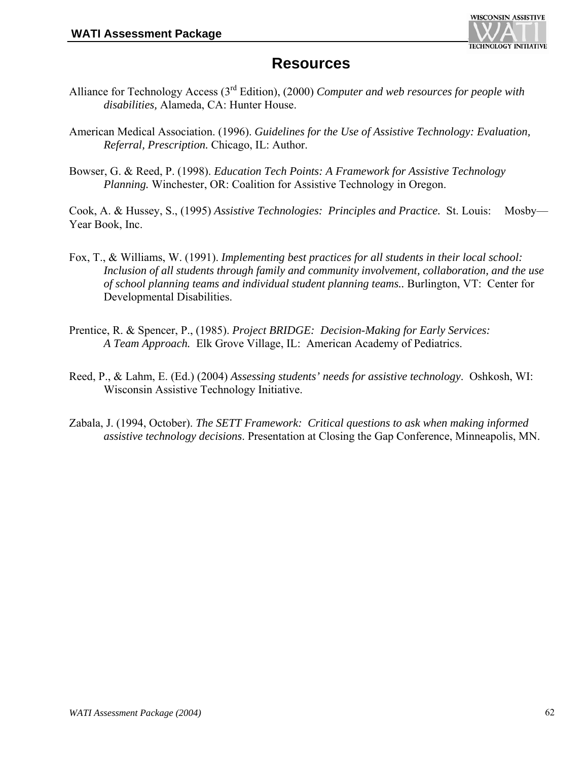# Resources

Alliance for Technology Access (3rd Edition), (2000) *Computer and web resources for people with disabilities,* Alameda, CA: Hunter House.

American Medical Association. (1996). *Guidelines for the Use of Assistive Technology: Evaluation, Referral, Prescription.* Chicago, IL: Author.

Bowser, G. & Reed, P. (1998). *Education Tech Points: A Framework for Assistive Technology Planning.* Winchester, OR: Coalition for Assistive Technology in Oregon.

Cook, A. & Hussey, S., (1995) *Assistive Technologies: Principles and Practice.* St. Louis: Mosby—Year Book, Inc.

Fox, T., & Williams, W. (1991). *Implementing best practices for all students in their local school: Inclusion of all students through family and community involvement, collaboration, and the use of school planning teams and individual student planning teams..* Burlington, VT: Center for Developmental Disabilities.

Prentice, R. & Spencer, P., (1985). *Project BRIDGE: Decision-Making for Early Services: A Team Approach.* Elk Grove Village, IL: American Academy of Pediatrics.

Reed, P., & Lahm, E. (Ed.) (2004) *Assessing students' needs for assistive technology*. Oshkosh, WI: Wisconsin Assistive Technology Initiative.

Zabala, J. (1994, October). *The SETT Framework: Critical questions to ask when making informed assistive technology decisions*. Presentation at Closing the Gap Conference, Minneapolis, MN.